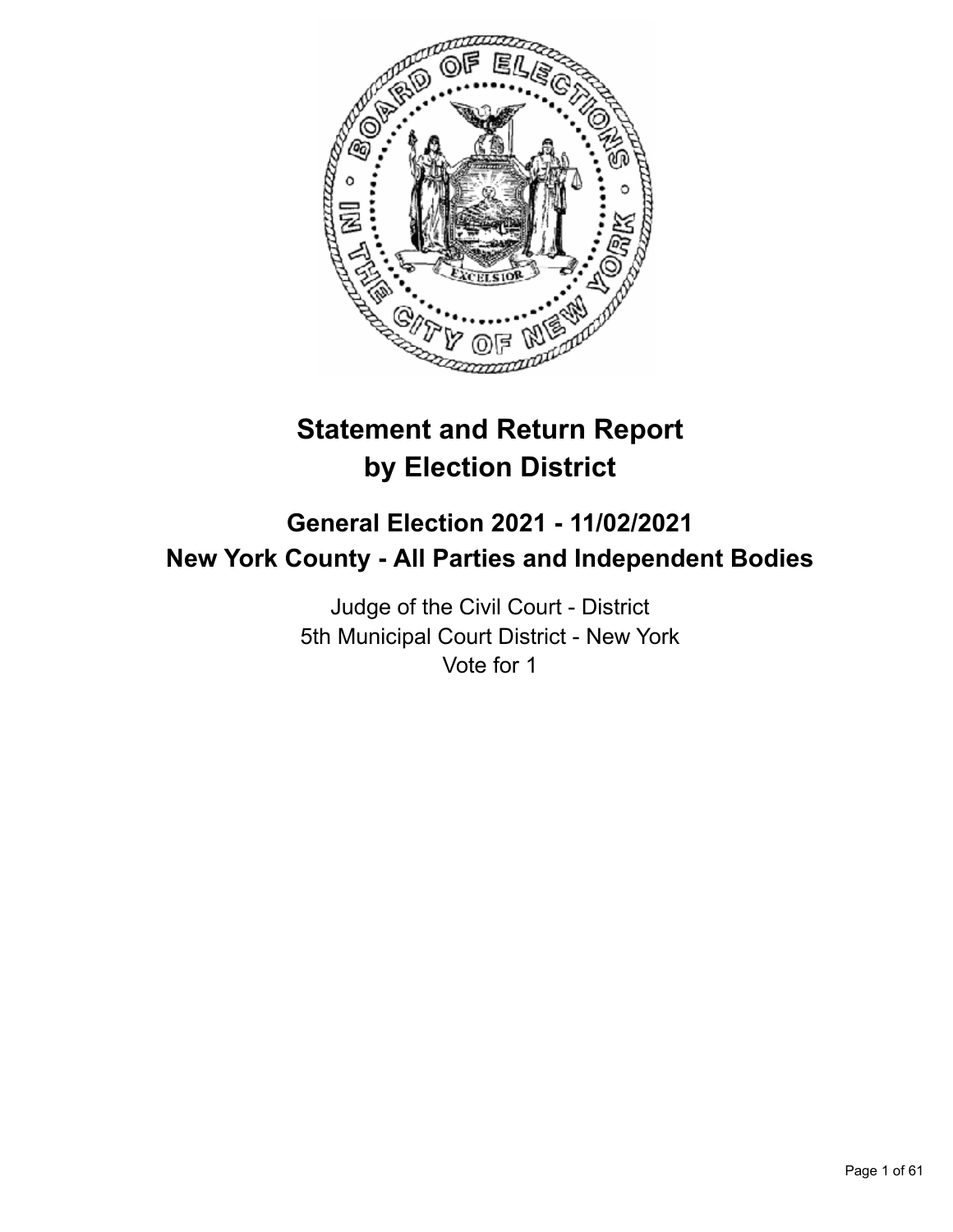# Statement and Return Report by Election District

## General Election 2021 - 11/02/2021
## New York County - All Parties and Independent Bodies

Judge of the Civil Court - District
5th Municipal Court District - New York
Vote for 1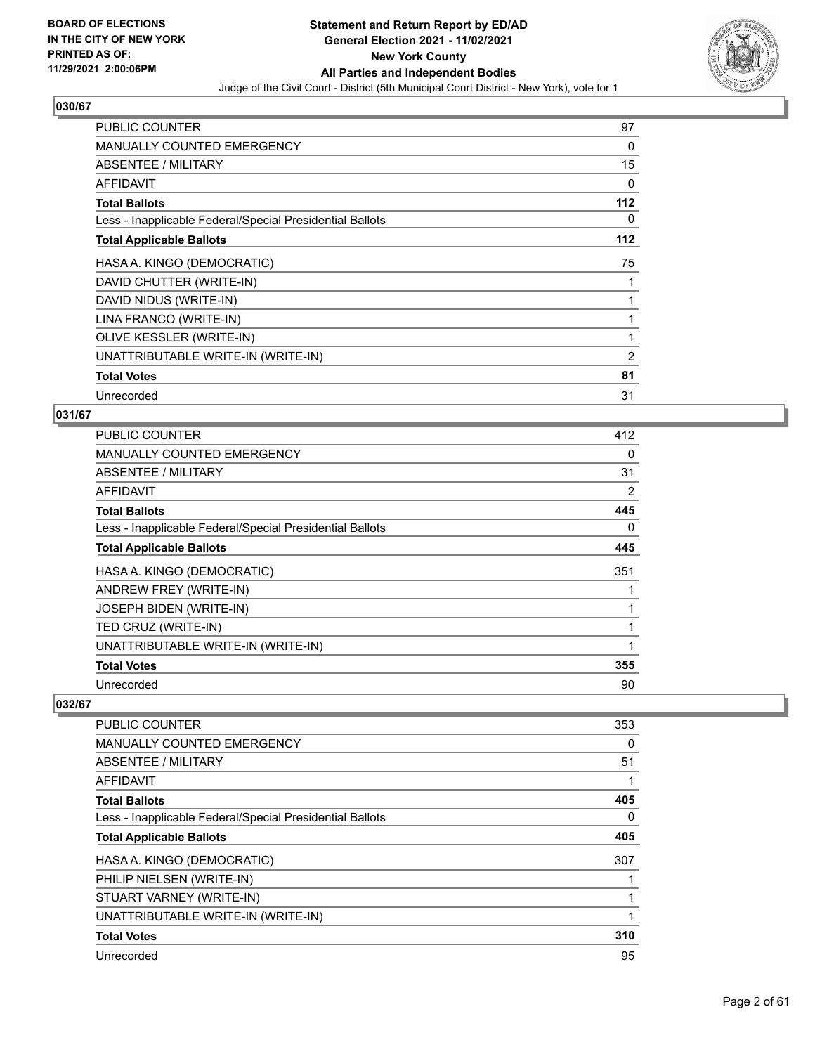## 030/67

| | |
|---|---|
| PUBLIC COUNTER | 97 |
| MANUALLY COUNTED EMERGENCY | 0 |
| ABSENTEE / MILITARY | 15 |
| AFFIDAVIT | 0 |
| **Total Ballots** | **112** |
| Less - Inapplicable Federal/Special Presidential Ballots | 0 |
| **Total Applicable Ballots** | **112** |
| HASA A. KINGO (DEMOCRATIC) | 75 |
| DAVID CHUTTER (WRITE-IN) | 1 |
| DAVID NIDUS (WRITE-IN) | 1 |
| LINA FRANCO (WRITE-IN) | 1 |
| OLIVE KESSLER (WRITE-IN) | 1 |
| UNATTRIBUTABLE WRITE-IN (WRITE-IN) | 2 |
| **Total Votes** | **81** |
| Unrecorded | 31 |

## 031/67

| | |
|---|---|
| PUBLIC COUNTER | 412 |
| MANUALLY COUNTED EMERGENCY | 0 |
| ABSENTEE / MILITARY | 31 |
| AFFIDAVIT | 2 |
| **Total Ballots** | **445** |
| Less - Inapplicable Federal/Special Presidential Ballots | 0 |
| **Total Applicable Ballots** | **445** |
| HASA A. KINGO (DEMOCRATIC) | 351 |
| ANDREW FREY (WRITE-IN) | 1 |
| JOSEPH BIDEN (WRITE-IN) | 1 |
| TED CRUZ (WRITE-IN) | 1 |
| UNATTRIBUTABLE WRITE-IN (WRITE-IN) | 1 |
| **Total Votes** | **355** |
| Unrecorded | 90 |

## 032/67

| | |
|---|---|
| PUBLIC COUNTER | 353 |
| MANUALLY COUNTED EMERGENCY | 0 |
| ABSENTEE / MILITARY | 51 |
| AFFIDAVIT | 1 |
| **Total Ballots** | **405** |
| Less - Inapplicable Federal/Special Presidential Ballots | 0 |
| **Total Applicable Ballots** | **405** |
| HASA A. KINGO (DEMOCRATIC) | 307 |
| PHILIP NIELSEN (WRITE-IN) | 1 |
| STUART VARNEY (WRITE-IN) | 1 |
| UNATTRIBUTABLE WRITE-IN (WRITE-IN) | 1 |
| **Total Votes** | **310** |
| Unrecorded | 95 |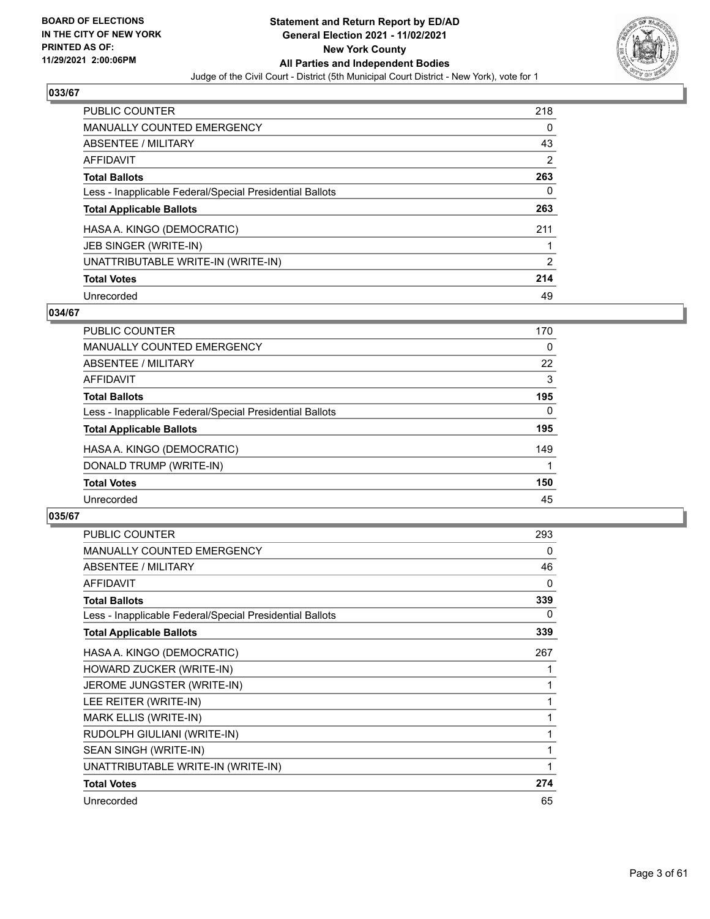## 033/67

| | |
|---|---|
| PUBLIC COUNTER | 218 |
| MANUALLY COUNTED EMERGENCY | 0 |
| ABSENTEE / MILITARY | 43 |
| AFFIDAVIT | 2 |
| **Total Ballots** | **263** |
| Less - Inapplicable Federal/Special Presidential Ballots | 0 |
| **Total Applicable Ballots** | **263** |
| HASA A. KINGO (DEMOCRATIC) | 211 |
| JEB SINGER (WRITE-IN) | 1 |
| UNATTRIBUTABLE WRITE-IN (WRITE-IN) | 2 |
| **Total Votes** | **214** |
| Unrecorded | 49 |

## 034/67

| | |
|---|---|
| PUBLIC COUNTER | 170 |
| MANUALLY COUNTED EMERGENCY | 0 |
| ABSENTEE / MILITARY | 22 |
| AFFIDAVIT | 3 |
| **Total Ballots** | **195** |
| Less - Inapplicable Federal/Special Presidential Ballots | 0 |
| **Total Applicable Ballots** | **195** |
| HASA A. KINGO (DEMOCRATIC) | 149 |
| DONALD TRUMP (WRITE-IN) | 1 |
| **Total Votes** | **150** |
| Unrecorded | 45 |

## 035/67

| | |
|---|---|
| PUBLIC COUNTER | 293 |
| MANUALLY COUNTED EMERGENCY | 0 |
| ABSENTEE / MILITARY | 46 |
| AFFIDAVIT | 0 |
| **Total Ballots** | **339** |
| Less - Inapplicable Federal/Special Presidential Ballots | 0 |
| **Total Applicable Ballots** | **339** |
| HASA A. KINGO (DEMOCRATIC) | 267 |
| HOWARD ZUCKER (WRITE-IN) | 1 |
| JEROME JUNGSTER (WRITE-IN) | 1 |
| LEE REITER (WRITE-IN) | 1 |
| MARK ELLIS (WRITE-IN) | 1 |
| RUDOLPH GIULIANI (WRITE-IN) | 1 |
| SEAN SINGH (WRITE-IN) | 1 |
| UNATTRIBUTABLE WRITE-IN (WRITE-IN) | 1 |
| **Total Votes** | **274** |
| Unrecorded | 65 |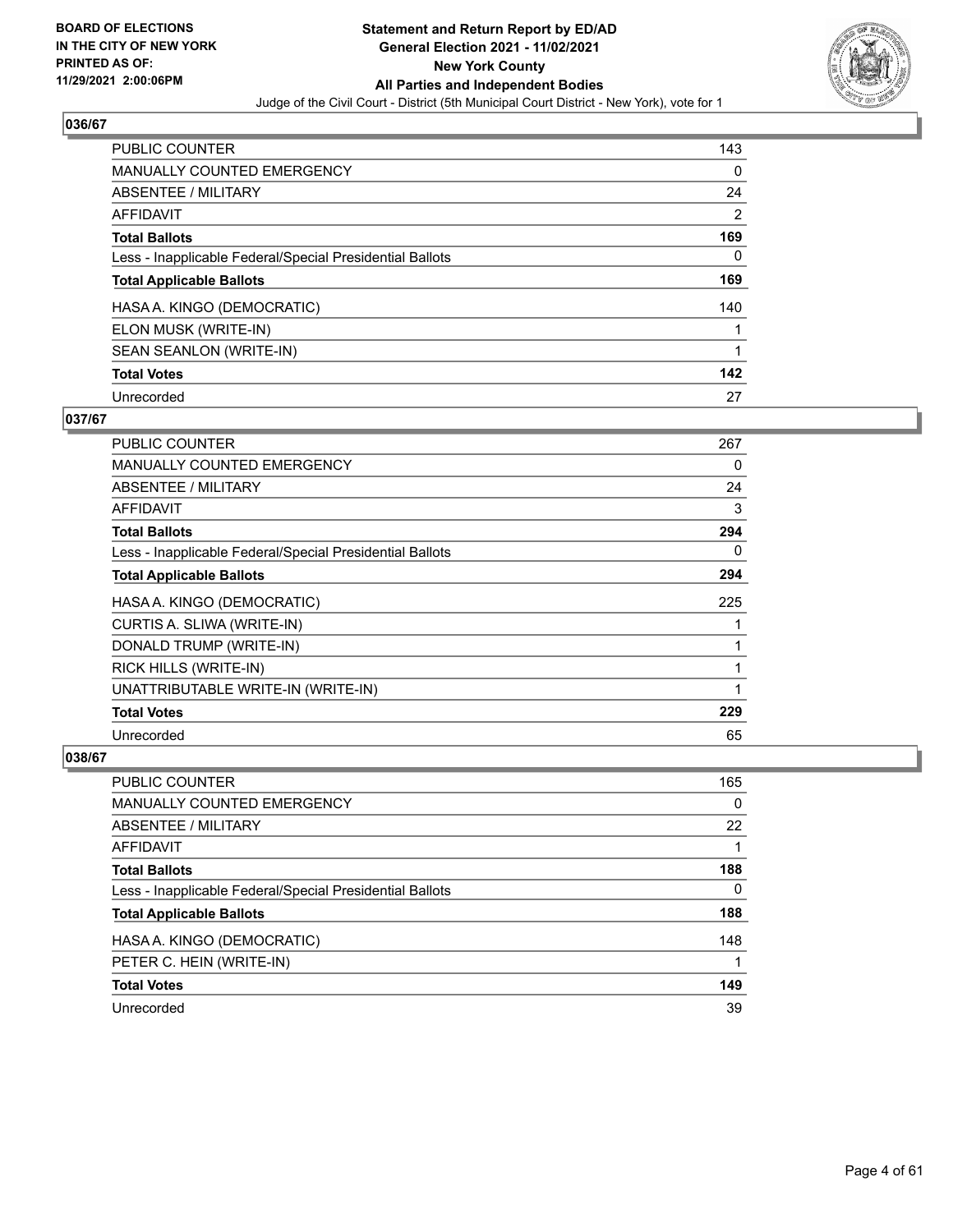## 036/67

| | |
|---|---|
| PUBLIC COUNTER | 143 |
| MANUALLY COUNTED EMERGENCY | 0 |
| ABSENTEE / MILITARY | 24 |
| AFFIDAVIT | 2 |
| **Total Ballots** | **169** |
| Less - Inapplicable Federal/Special Presidential Ballots | 0 |
| **Total Applicable Ballots** | **169** |
| HASA A. KINGO (DEMOCRATIC) | 140 |
| ELON MUSK (WRITE-IN) | 1 |
| SEAN SEANLON (WRITE-IN) | 1 |
| **Total Votes** | **142** |
| Unrecorded | 27 |

## 037/67

| | |
|---|---|
| PUBLIC COUNTER | 267 |
| MANUALLY COUNTED EMERGENCY | 0 |
| ABSENTEE / MILITARY | 24 |
| AFFIDAVIT | 3 |
| **Total Ballots** | **294** |
| Less - Inapplicable Federal/Special Presidential Ballots | 0 |
| **Total Applicable Ballots** | **294** |
| HASA A. KINGO (DEMOCRATIC) | 225 |
| CURTIS A. SLIWA (WRITE-IN) | 1 |
| DONALD TRUMP (WRITE-IN) | 1 |
| RICK HILLS (WRITE-IN) | 1 |
| UNATTRIBUTABLE WRITE-IN (WRITE-IN) | 1 |
| **Total Votes** | **229** |
| Unrecorded | 65 |

## 038/67

| | |
|---|---|
| PUBLIC COUNTER | 165 |
| MANUALLY COUNTED EMERGENCY | 0 |
| ABSENTEE / MILITARY | 22 |
| AFFIDAVIT | 1 |
| **Total Ballots** | **188** |
| Less - Inapplicable Federal/Special Presidential Ballots | 0 |
| **Total Applicable Ballots** | **188** |
| HASA A. KINGO (DEMOCRATIC) | 148 |
| PETER C. HEIN (WRITE-IN) | 1 |
| **Total Votes** | **149** |
| Unrecorded | 39 |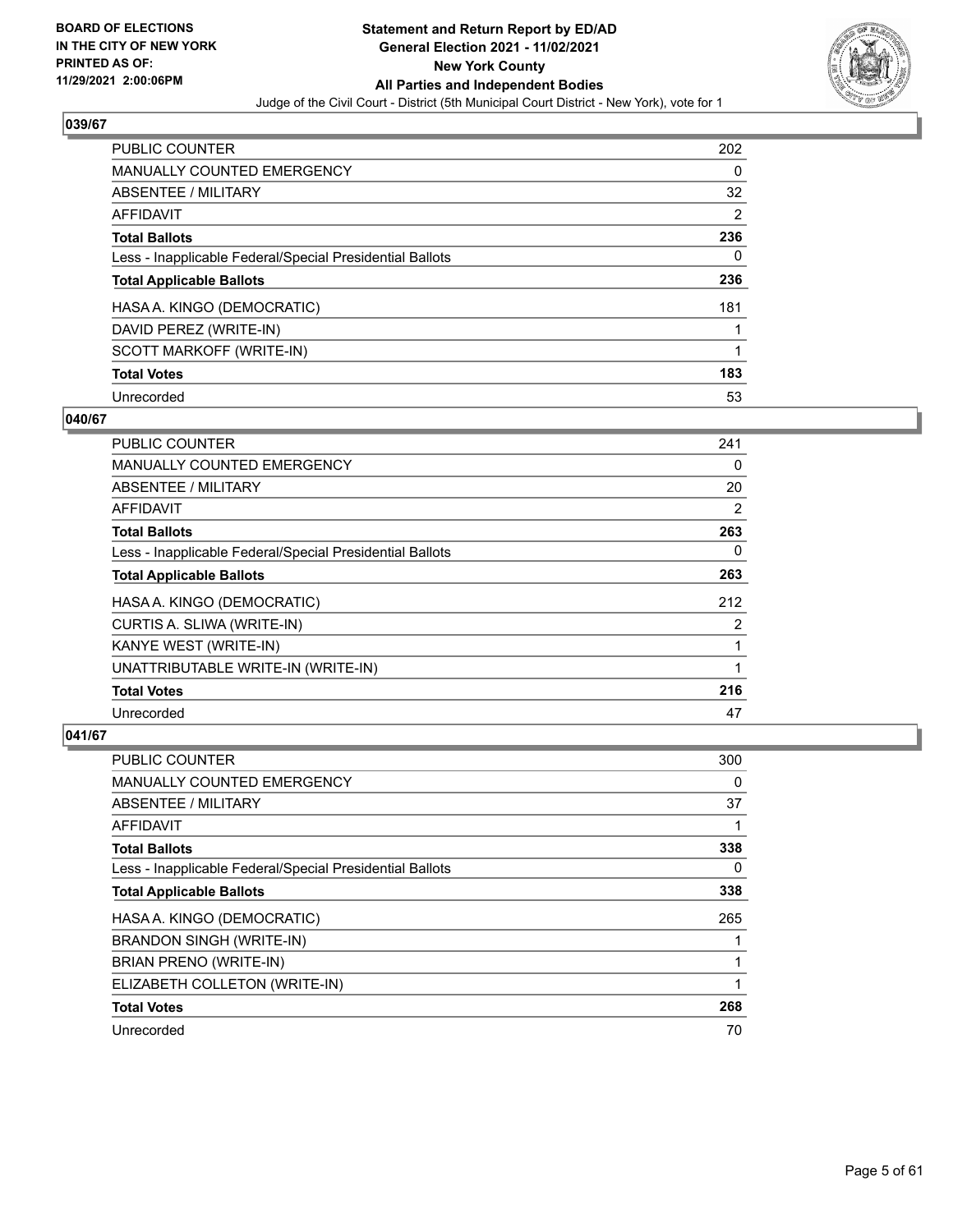## 039/67

| | |
|---|---|
| PUBLIC COUNTER | 202 |
| MANUALLY COUNTED EMERGENCY | 0 |
| ABSENTEE / MILITARY | 32 |
| AFFIDAVIT | 2 |
| **Total Ballots** | **236** |
| Less - Inapplicable Federal/Special Presidential Ballots | 0 |
| **Total Applicable Ballots** | **236** |
| HASA A. KINGO (DEMOCRATIC) | 181 |
| DAVID PEREZ (WRITE-IN) | 1 |
| SCOTT MARKOFF (WRITE-IN) | 1 |
| **Total Votes** | **183** |
| Unrecorded | 53 |

## 040/67

| | |
|---|---|
| PUBLIC COUNTER | 241 |
| MANUALLY COUNTED EMERGENCY | 0 |
| ABSENTEE / MILITARY | 20 |
| AFFIDAVIT | 2 |
| **Total Ballots** | **263** |
| Less - Inapplicable Federal/Special Presidential Ballots | 0 |
| **Total Applicable Ballots** | **263** |
| HASA A. KINGO (DEMOCRATIC) | 212 |
| CURTIS A. SLIWA (WRITE-IN) | 2 |
| KANYE WEST (WRITE-IN) | 1 |
| UNATTRIBUTABLE WRITE-IN (WRITE-IN) | 1 |
| **Total Votes** | **216** |
| Unrecorded | 47 |

## 041/67

| | |
|---|---|
| PUBLIC COUNTER | 300 |
| MANUALLY COUNTED EMERGENCY | 0 |
| ABSENTEE / MILITARY | 37 |
| AFFIDAVIT | 1 |
| **Total Ballots** | **338** |
| Less - Inapplicable Federal/Special Presidential Ballots | 0 |
| **Total Applicable Ballots** | **338** |
| HASA A. KINGO (DEMOCRATIC) | 265 |
| BRANDON SINGH (WRITE-IN) | 1 |
| BRIAN PRENO (WRITE-IN) | 1 |
| ELIZABETH COLLETON (WRITE-IN) | 1 |
| **Total Votes** | **268** |
| Unrecorded | 70 |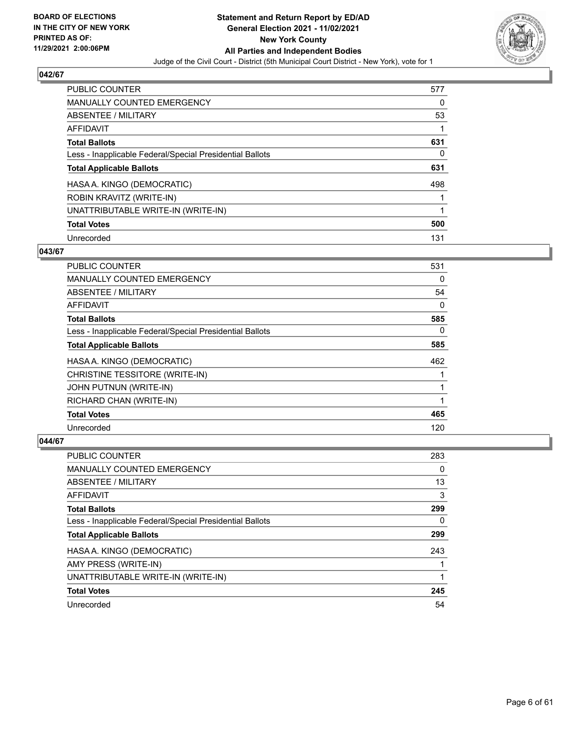## 042/67

| | |
|---|---|
| PUBLIC COUNTER | 577 |
| MANUALLY COUNTED EMERGENCY | 0 |
| ABSENTEE / MILITARY | 53 |
| AFFIDAVIT | 1 |
| **Total Ballots** | **631** |
| Less - Inapplicable Federal/Special Presidential Ballots | 0 |
| **Total Applicable Ballots** | **631** |
| HASA A. KINGO (DEMOCRATIC) | 498 |
| ROBIN KRAVITZ (WRITE-IN) | 1 |
| UNATTRIBUTABLE WRITE-IN (WRITE-IN) | 1 |
| **Total Votes** | **500** |
| Unrecorded | 131 |

## 043/67

| | |
|---|---|
| PUBLIC COUNTER | 531 |
| MANUALLY COUNTED EMERGENCY | 0 |
| ABSENTEE / MILITARY | 54 |
| AFFIDAVIT | 0 |
| **Total Ballots** | **585** |
| Less - Inapplicable Federal/Special Presidential Ballots | 0 |
| **Total Applicable Ballots** | **585** |
| HASA A. KINGO (DEMOCRATIC) | 462 |
| CHRISTINE TESSITORE (WRITE-IN) | 1 |
| JOHN PUTNUN (WRITE-IN) | 1 |
| RICHARD CHAN (WRITE-IN) | 1 |
| **Total Votes** | **465** |
| Unrecorded | 120 |

## 044/67

| | |
|---|---|
| PUBLIC COUNTER | 283 |
| MANUALLY COUNTED EMERGENCY | 0 |
| ABSENTEE / MILITARY | 13 |
| AFFIDAVIT | 3 |
| **Total Ballots** | **299** |
| Less - Inapplicable Federal/Special Presidential Ballots | 0 |
| **Total Applicable Ballots** | **299** |
| HASA A. KINGO (DEMOCRATIC) | 243 |
| AMY PRESS (WRITE-IN) | 1 |
| UNATTRIBUTABLE WRITE-IN (WRITE-IN) | 1 |
| **Total Votes** | **245** |
| Unrecorded | 54 |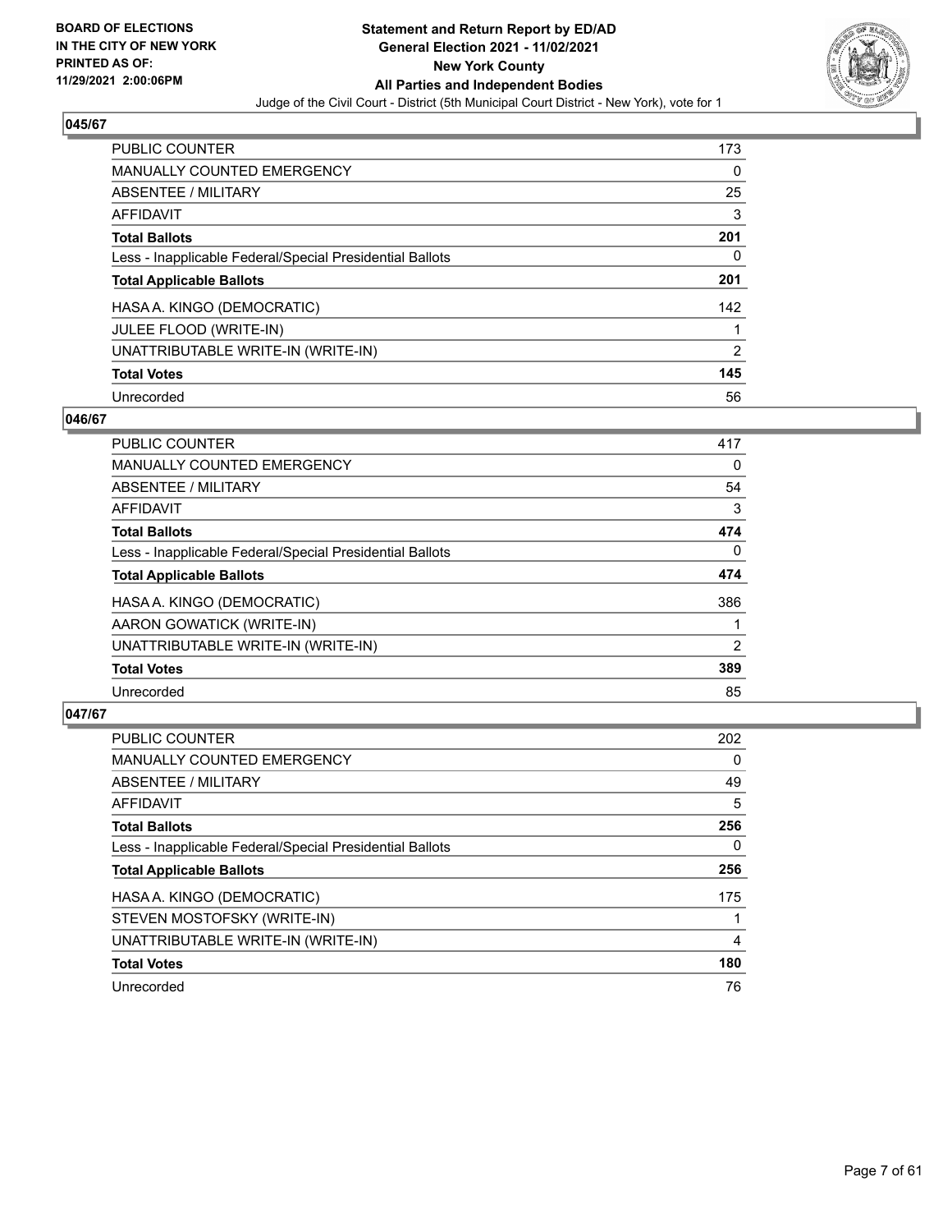**BOARD OF ELECTIONS IN THE CITY OF NEW YORK PRINTED AS OF: 11/29/2021 2:00:06PM**

**Statement and Return Report by ED/AD General Election 2021 - 11/02/2021 New York County All Parties and Independent Bodies**

Judge of the Civil Court - District (5th Municipal Court District - New York), vote for 1

### 045/67

| | |
|---|---|
| PUBLIC COUNTER | 173 |
| MANUALLY COUNTED EMERGENCY | 0 |
| ABSENTEE / MILITARY | 25 |
| AFFIDAVIT | 3 |
| **Total Ballots** | **201** |
| Less - Inapplicable Federal/Special Presidential Ballots | 0 |
| **Total Applicable Ballots** | **201** |
| HASA A. KINGO (DEMOCRATIC) | 142 |
| JULEE FLOOD (WRITE-IN) | 1 |
| UNATTRIBUTABLE WRITE-IN (WRITE-IN) | 2 |
| **Total Votes** | **145** |
| Unrecorded | 56 |

### 046/67

| | |
|---|---|
| PUBLIC COUNTER | 417 |
| MANUALLY COUNTED EMERGENCY | 0 |
| ABSENTEE / MILITARY | 54 |
| AFFIDAVIT | 3 |
| **Total Ballots** | **474** |
| Less - Inapplicable Federal/Special Presidential Ballots | 0 |
| **Total Applicable Ballots** | **474** |
| HASA A. KINGO (DEMOCRATIC) | 386 |
| AARON GOWATICK (WRITE-IN) | 1 |
| UNATTRIBUTABLE WRITE-IN (WRITE-IN) | 2 |
| **Total Votes** | **389** |
| Unrecorded | 85 |

### 047/67

| | |
|---|---|
| PUBLIC COUNTER | 202 |
| MANUALLY COUNTED EMERGENCY | 0 |
| ABSENTEE / MILITARY | 49 |
| AFFIDAVIT | 5 |
| **Total Ballots** | **256** |
| Less - Inapplicable Federal/Special Presidential Ballots | 0 |
| **Total Applicable Ballots** | **256** |
| HASA A. KINGO (DEMOCRATIC) | 175 |
| STEVEN MOSTOFSKY (WRITE-IN) | 1 |
| UNATTRIBUTABLE WRITE-IN (WRITE-IN) | 4 |
| **Total Votes** | **180** |
| Unrecorded | 76 |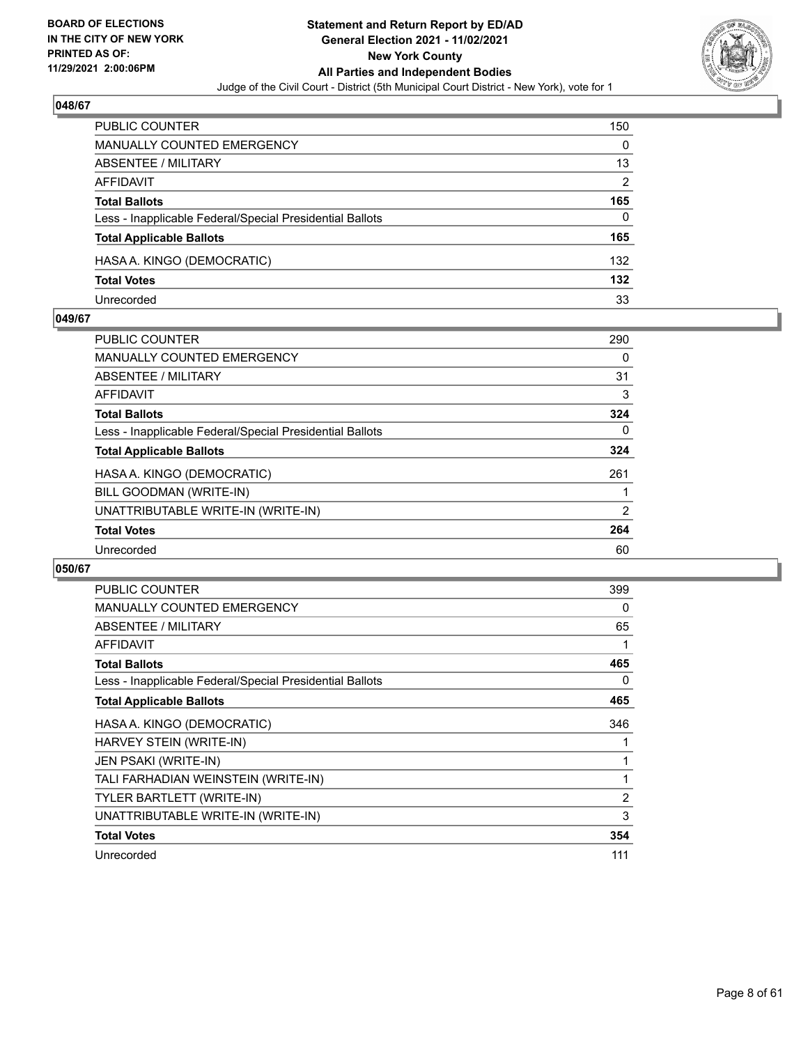## 048/67

| | |
|---|---|
| PUBLIC COUNTER | 150 |
| MANUALLY COUNTED EMERGENCY | 0 |
| ABSENTEE / MILITARY | 13 |
| AFFIDAVIT | 2 |
| **Total Ballots** | **165** |
| Less - Inapplicable Federal/Special Presidential Ballots | 0 |
| **Total Applicable Ballots** | **165** |
| HASA A. KINGO (DEMOCRATIC) | 132 |
| **Total Votes** | **132** |
| Unrecorded | 33 |

## 049/67

| | |
|---|---|
| PUBLIC COUNTER | 290 |
| MANUALLY COUNTED EMERGENCY | 0 |
| ABSENTEE / MILITARY | 31 |
| AFFIDAVIT | 3 |
| **Total Ballots** | **324** |
| Less - Inapplicable Federal/Special Presidential Ballots | 0 |
| **Total Applicable Ballots** | **324** |
| HASA A. KINGO (DEMOCRATIC) | 261 |
| BILL GOODMAN (WRITE-IN) | 1 |
| UNATTRIBUTABLE WRITE-IN (WRITE-IN) | 2 |
| **Total Votes** | **264** |
| Unrecorded | 60 |

## 050/67

| | |
|---|---|
| PUBLIC COUNTER | 399 |
| MANUALLY COUNTED EMERGENCY | 0 |
| ABSENTEE / MILITARY | 65 |
| AFFIDAVIT | 1 |
| **Total Ballots** | **465** |
| Less - Inapplicable Federal/Special Presidential Ballots | 0 |
| **Total Applicable Ballots** | **465** |
| HASA A. KINGO (DEMOCRATIC) | 346 |
| HARVEY STEIN (WRITE-IN) | 1 |
| JEN PSAKI (WRITE-IN) | 1 |
| TALI FARHADIAN WEINSTEIN (WRITE-IN) | 1 |
| TYLER BARTLETT (WRITE-IN) | 2 |
| UNATTRIBUTABLE WRITE-IN (WRITE-IN) | 3 |
| **Total Votes** | **354** |
| Unrecorded | 111 |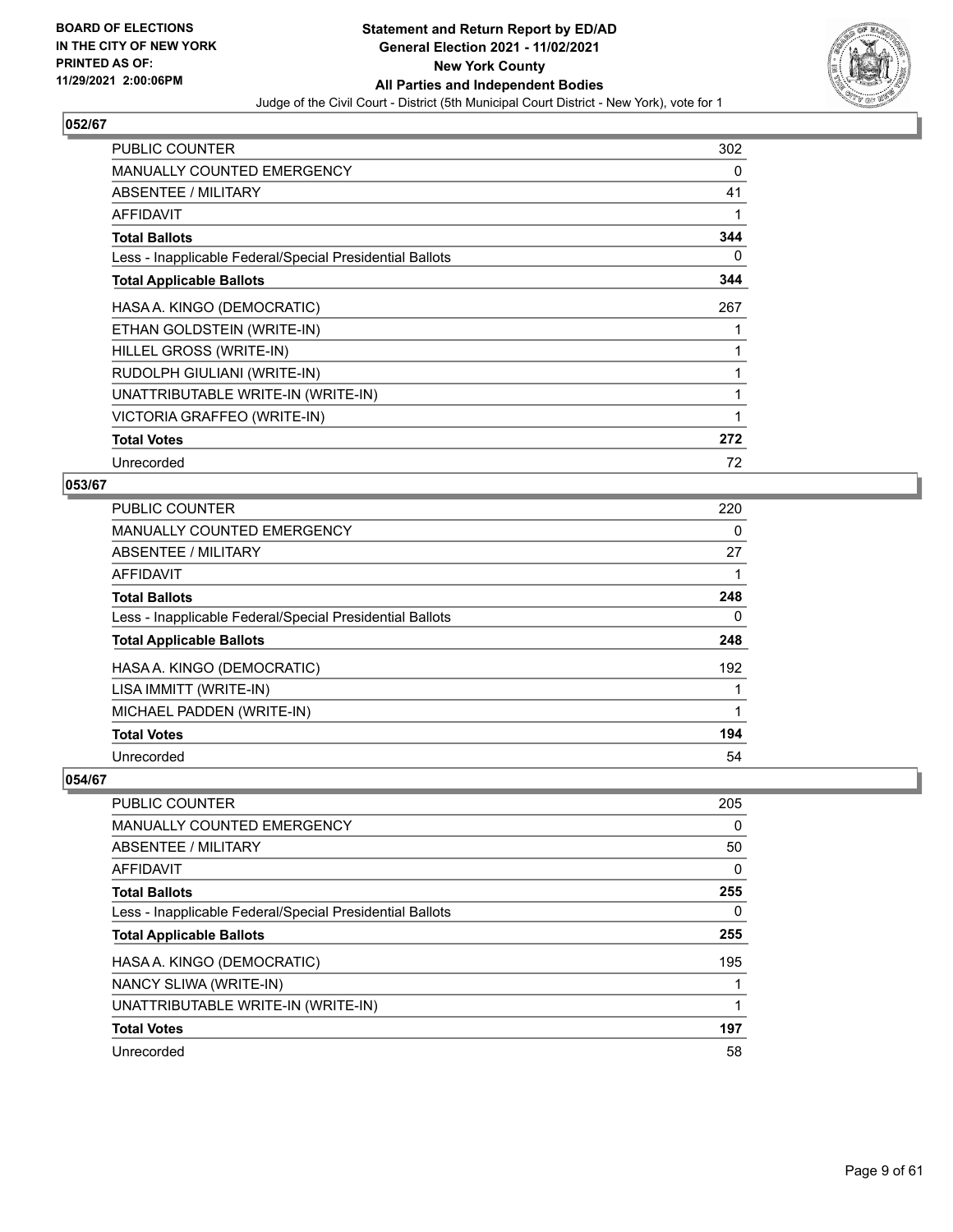## 052/67

| | |
|---|---|
| PUBLIC COUNTER | 302 |
| MANUALLY COUNTED EMERGENCY | 0 |
| ABSENTEE / MILITARY | 41 |
| AFFIDAVIT | 1 |
| **Total Ballots** | **344** |
| Less - Inapplicable Federal/Special Presidential Ballots | 0 |
| **Total Applicable Ballots** | **344** |
| HASA A. KINGO (DEMOCRATIC) | 267 |
| ETHAN GOLDSTEIN (WRITE-IN) | 1 |
| HILLEL GROSS (WRITE-IN) | 1 |
| RUDOLPH GIULIANI (WRITE-IN) | 1 |
| UNATTRIBUTABLE WRITE-IN (WRITE-IN) | 1 |
| VICTORIA GRAFFEO (WRITE-IN) | 1 |
| **Total Votes** | **272** |
| Unrecorded | 72 |

## 053/67

| | |
|---|---|
| PUBLIC COUNTER | 220 |
| MANUALLY COUNTED EMERGENCY | 0 |
| ABSENTEE / MILITARY | 27 |
| AFFIDAVIT | 1 |
| **Total Ballots** | **248** |
| Less - Inapplicable Federal/Special Presidential Ballots | 0 |
| **Total Applicable Ballots** | **248** |
| HASA A. KINGO (DEMOCRATIC) | 192 |
| LISA IMMITT (WRITE-IN) | 1 |
| MICHAEL PADDEN (WRITE-IN) | 1 |
| **Total Votes** | **194** |
| Unrecorded | 54 |

## 054/67

| | |
|---|---|
| PUBLIC COUNTER | 205 |
| MANUALLY COUNTED EMERGENCY | 0 |
| ABSENTEE / MILITARY | 50 |
| AFFIDAVIT | 0 |
| **Total Ballots** | **255** |
| Less - Inapplicable Federal/Special Presidential Ballots | 0 |
| **Total Applicable Ballots** | **255** |
| HASA A. KINGO (DEMOCRATIC) | 195 |
| NANCY SLIWA (WRITE-IN) | 1 |
| UNATTRIBUTABLE WRITE-IN (WRITE-IN) | 1 |
| **Total Votes** | **197** |
| Unrecorded | 58 |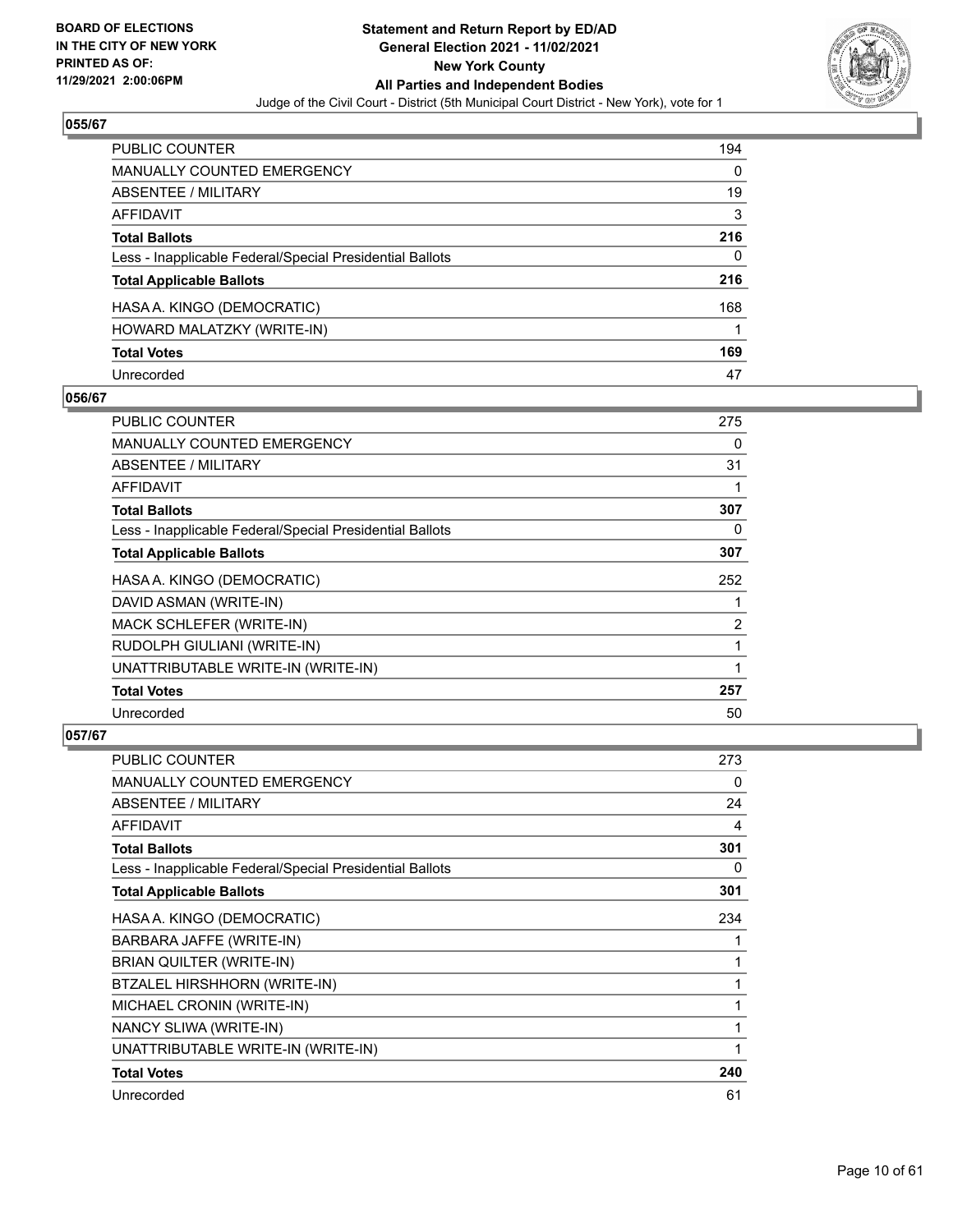## 055/67

| | |
|---|---|
| PUBLIC COUNTER | 194 |
| MANUALLY COUNTED EMERGENCY | 0 |
| ABSENTEE / MILITARY | 19 |
| AFFIDAVIT | 3 |
| **Total Ballots** | **216** |
| Less - Inapplicable Federal/Special Presidential Ballots | 0 |
| **Total Applicable Ballots** | **216** |
| HASA A. KINGO (DEMOCRATIC) | 168 |
| HOWARD MALATZKY (WRITE-IN) | 1 |
| **Total Votes** | **169** |
| Unrecorded | 47 |

## 056/67

| | |
|---|---|
| PUBLIC COUNTER | 275 |
| MANUALLY COUNTED EMERGENCY | 0 |
| ABSENTEE / MILITARY | 31 |
| AFFIDAVIT | 1 |
| **Total Ballots** | **307** |
| Less - Inapplicable Federal/Special Presidential Ballots | 0 |
| **Total Applicable Ballots** | **307** |
| HASA A. KINGO (DEMOCRATIC) | 252 |
| DAVID ASMAN (WRITE-IN) | 1 |
| MACK SCHLEFER (WRITE-IN) | 2 |
| RUDOLPH GIULIANI (WRITE-IN) | 1 |
| UNATTRIBUTABLE WRITE-IN (WRITE-IN) | 1 |
| **Total Votes** | **257** |
| Unrecorded | 50 |

## 057/67

| | |
|---|---|
| PUBLIC COUNTER | 273 |
| MANUALLY COUNTED EMERGENCY | 0 |
| ABSENTEE / MILITARY | 24 |
| AFFIDAVIT | 4 |
| **Total Ballots** | **301** |
| Less - Inapplicable Federal/Special Presidential Ballots | 0 |
| **Total Applicable Ballots** | **301** |
| HASA A. KINGO (DEMOCRATIC) | 234 |
| BARBARA JAFFE (WRITE-IN) | 1 |
| BRIAN QUILTER (WRITE-IN) | 1 |
| BTZALEL HIRSHHORN (WRITE-IN) | 1 |
| MICHAEL CRONIN (WRITE-IN) | 1 |
| NANCY SLIWA (WRITE-IN) | 1 |
| UNATTRIBUTABLE WRITE-IN (WRITE-IN) | 1 |
| **Total Votes** | **240** |
| Unrecorded | 61 |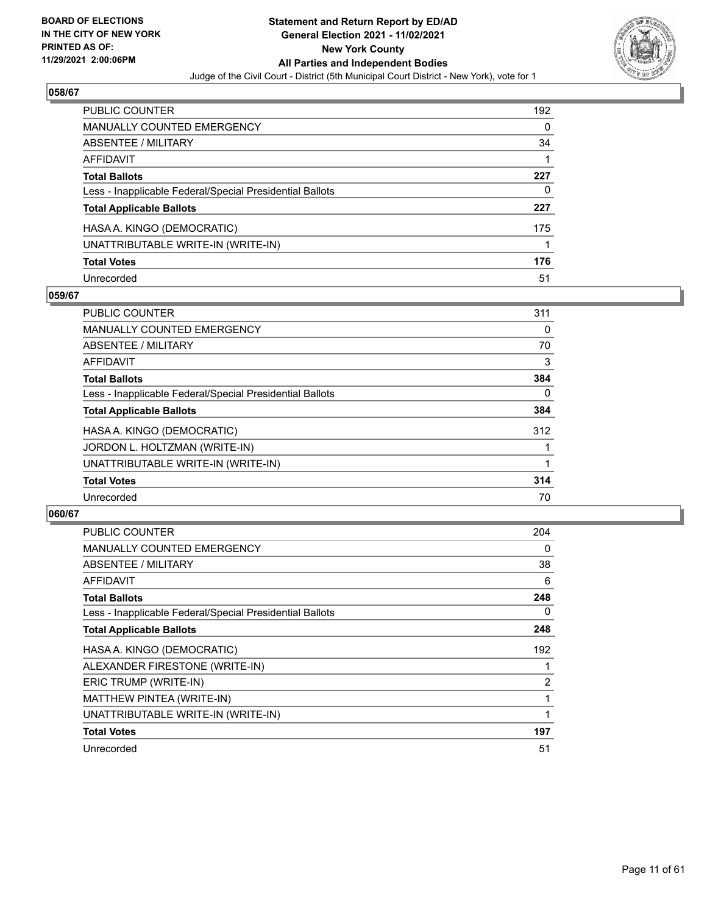## 058/67

| | |
|---|---|
| PUBLIC COUNTER | 192 |
| MANUALLY COUNTED EMERGENCY | 0 |
| ABSENTEE / MILITARY | 34 |
| AFFIDAVIT | 1 |
| **Total Ballots** | **227** |
| Less - Inapplicable Federal/Special Presidential Ballots | 0 |
| **Total Applicable Ballots** | **227** |
| HASA A. KINGO (DEMOCRATIC) | 175 |
| UNATTRIBUTABLE WRITE-IN (WRITE-IN) | 1 |
| **Total Votes** | **176** |
| Unrecorded | 51 |

## 059/67

| | |
|---|---|
| PUBLIC COUNTER | 311 |
| MANUALLY COUNTED EMERGENCY | 0 |
| ABSENTEE / MILITARY | 70 |
| AFFIDAVIT | 3 |
| **Total Ballots** | **384** |
| Less - Inapplicable Federal/Special Presidential Ballots | 0 |
| **Total Applicable Ballots** | **384** |
| HASA A. KINGO (DEMOCRATIC) | 312 |
| JORDON L. HOLTZMAN (WRITE-IN) | 1 |
| UNATTRIBUTABLE WRITE-IN (WRITE-IN) | 1 |
| **Total Votes** | **314** |
| Unrecorded | 70 |

## 060/67

| | |
|---|---|
| PUBLIC COUNTER | 204 |
| MANUALLY COUNTED EMERGENCY | 0 |
| ABSENTEE / MILITARY | 38 |
| AFFIDAVIT | 6 |
| **Total Ballots** | **248** |
| Less - Inapplicable Federal/Special Presidential Ballots | 0 |
| **Total Applicable Ballots** | **248** |
| HASA A. KINGO (DEMOCRATIC) | 192 |
| ALEXANDER FIRESTONE (WRITE-IN) | 1 |
| ERIC TRUMP (WRITE-IN) | 2 |
| MATTHEW PINTEA (WRITE-IN) | 1 |
| UNATTRIBUTABLE WRITE-IN (WRITE-IN) | 1 |
| **Total Votes** | **197** |
| Unrecorded | 51 |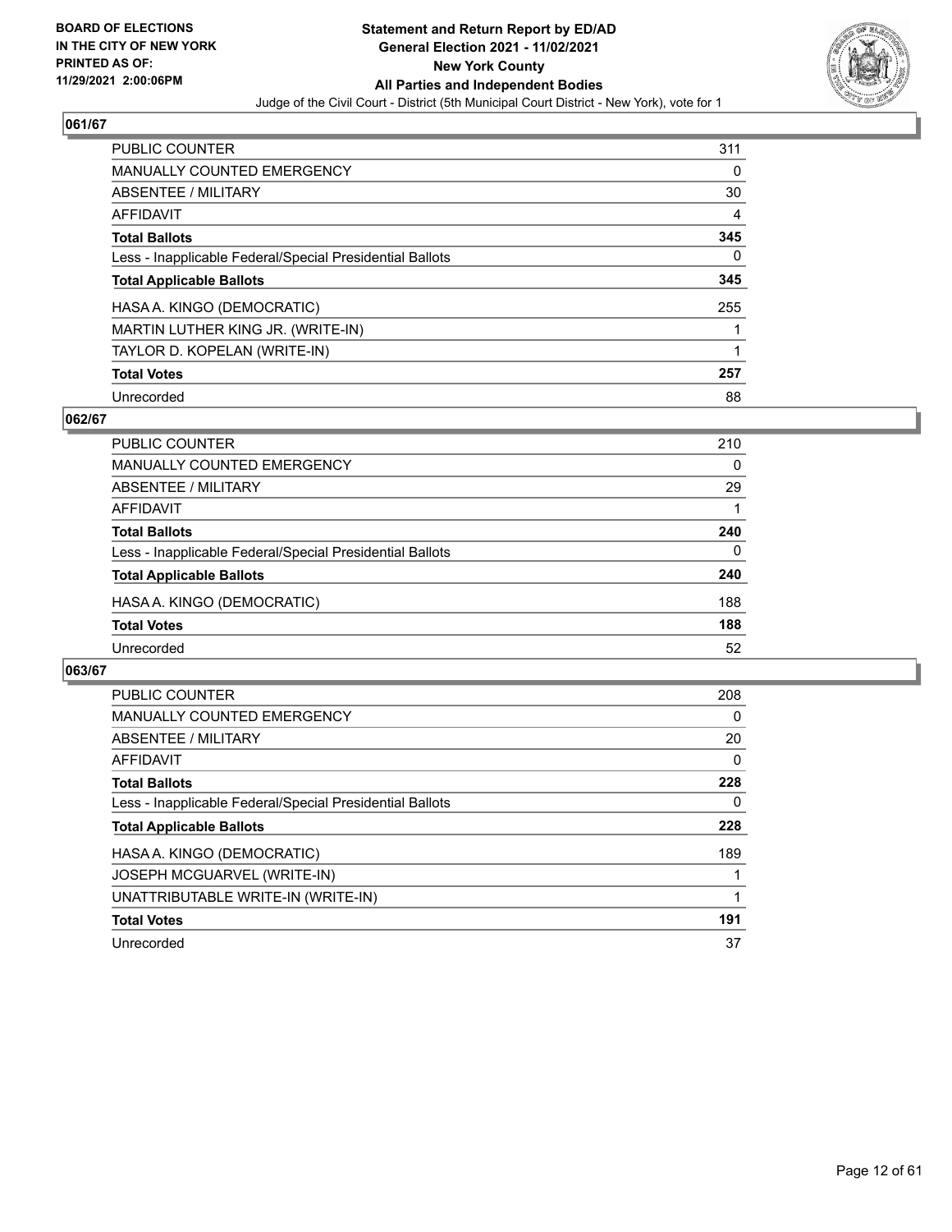**BOARD OF ELECTIONS IN THE CITY OF NEW YORK PRINTED AS OF: 11/29/2021 2:00:06PM**

**Statement and Return Report by ED/AD General Election 2021 - 11/02/2021 New York County All Parties and Independent Bodies**

Judge of the Civil Court - District (5th Municipal Court District - New York), vote for 1

## 061/67

| | |
|---|---|
| PUBLIC COUNTER | 311 |
| MANUALLY COUNTED EMERGENCY | 0 |
| ABSENTEE / MILITARY | 30 |
| AFFIDAVIT | 4 |
| **Total Ballots** | **345** |
| Less - Inapplicable Federal/Special Presidential Ballots | 0 |
| **Total Applicable Ballots** | **345** |
| HASA A. KINGO (DEMOCRATIC) | 255 |
| MARTIN LUTHER KING JR. (WRITE-IN) | 1 |
| TAYLOR D. KOPELAN (WRITE-IN) | 1 |
| **Total Votes** | **257** |
| Unrecorded | 88 |

## 062/67

| | |
|---|---|
| PUBLIC COUNTER | 210 |
| MANUALLY COUNTED EMERGENCY | 0 |
| ABSENTEE / MILITARY | 29 |
| AFFIDAVIT | 1 |
| **Total Ballots** | **240** |
| Less - Inapplicable Federal/Special Presidential Ballots | 0 |
| **Total Applicable Ballots** | **240** |
| HASA A. KINGO (DEMOCRATIC) | 188 |
| **Total Votes** | **188** |
| Unrecorded | 52 |

## 063/67

| | |
|---|---|
| PUBLIC COUNTER | 208 |
| MANUALLY COUNTED EMERGENCY | 0 |
| ABSENTEE / MILITARY | 20 |
| AFFIDAVIT | 0 |
| **Total Ballots** | **228** |
| Less - Inapplicable Federal/Special Presidential Ballots | 0 |
| **Total Applicable Ballots** | **228** |
| HASA A. KINGO (DEMOCRATIC) | 189 |
| JOSEPH MCGUARVEL (WRITE-IN) | 1 |
| UNATTRIBUTABLE WRITE-IN (WRITE-IN) | 1 |
| **Total Votes** | **191** |
| Unrecorded | 37 |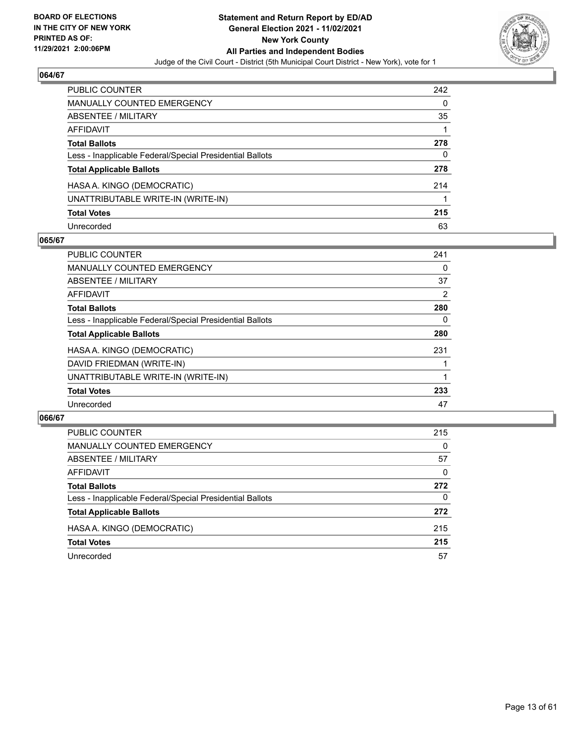**BOARD OF ELECTIONS IN THE CITY OF NEW YORK PRINTED AS OF: 11/29/2021 2:00:06PM**

**Statement and Return Report by ED/AD**
**General Election 2021 - 11/02/2021**
**New York County**
**All Parties and Independent Bodies**
Judge of the Civil Court - District (5th Municipal Court District - New York), vote for 1

### 064/67

| | |
|---|---|
| PUBLIC COUNTER | 242 |
| MANUALLY COUNTED EMERGENCY | 0 |
| ABSENTEE / MILITARY | 35 |
| AFFIDAVIT | 1 |
| **Total Ballots** | **278** |
| Less - Inapplicable Federal/Special Presidential Ballots | 0 |
| **Total Applicable Ballots** | **278** |
| HASA A. KINGO (DEMOCRATIC) | 214 |
| UNATTRIBUTABLE WRITE-IN (WRITE-IN) | 1 |
| **Total Votes** | **215** |
| Unrecorded | 63 |

### 065/67

| | |
|---|---|
| PUBLIC COUNTER | 241 |
| MANUALLY COUNTED EMERGENCY | 0 |
| ABSENTEE / MILITARY | 37 |
| AFFIDAVIT | 2 |
| **Total Ballots** | **280** |
| Less - Inapplicable Federal/Special Presidential Ballots | 0 |
| **Total Applicable Ballots** | **280** |
| HASA A. KINGO (DEMOCRATIC) | 231 |
| DAVID FRIEDMAN (WRITE-IN) | 1 |
| UNATTRIBUTABLE WRITE-IN (WRITE-IN) | 1 |
| **Total Votes** | **233** |
| Unrecorded | 47 |

### 066/67

| | |
|---|---|
| PUBLIC COUNTER | 215 |
| MANUALLY COUNTED EMERGENCY | 0 |
| ABSENTEE / MILITARY | 57 |
| AFFIDAVIT | 0 |
| **Total Ballots** | **272** |
| Less - Inapplicable Federal/Special Presidential Ballots | 0 |
| **Total Applicable Ballots** | **272** |
| HASA A. KINGO (DEMOCRATIC) | 215 |
| **Total Votes** | **215** |
| Unrecorded | 57 |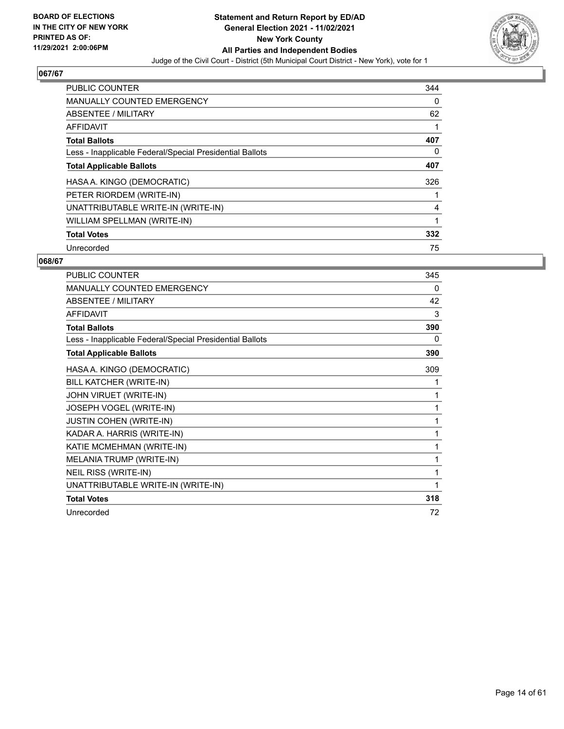**BOARD OF ELECTIONS IN THE CITY OF NEW YORK PRINTED AS OF: 11/29/2021 2:00:06PM**

# Statement and Return Report by ED/AD
## General Election 2021 - 11/02/2021
## New York County
## All Parties and Independent Bodies

Judge of the Civil Court - District (5th Municipal Court District - New York), vote for 1

### 067/67

| | |
|---|---|
| PUBLIC COUNTER | 344 |
| MANUALLY COUNTED EMERGENCY | 0 |
| ABSENTEE / MILITARY | 62 |
| AFFIDAVIT | 1 |
| **Total Ballots** | **407** |
| Less - Inapplicable Federal/Special Presidential Ballots | 0 |
| **Total Applicable Ballots** | **407** |
| HASA A. KINGO (DEMOCRATIC) | 326 |
| PETER RIORDEM (WRITE-IN) | 1 |
| UNATTRIBUTABLE WRITE-IN (WRITE-IN) | 4 |
| WILLIAM SPELLMAN (WRITE-IN) | 1 |
| **Total Votes** | **332** |
| Unrecorded | 75 |

### 068/67

| | |
|---|---|
| PUBLIC COUNTER | 345 |
| MANUALLY COUNTED EMERGENCY | 0 |
| ABSENTEE / MILITARY | 42 |
| AFFIDAVIT | 3 |
| **Total Ballots** | **390** |
| Less - Inapplicable Federal/Special Presidential Ballots | 0 |
| **Total Applicable Ballots** | **390** |
| HASA A. KINGO (DEMOCRATIC) | 309 |
| BILL KATCHER (WRITE-IN) | 1 |
| JOHN VIRUET (WRITE-IN) | 1 |
| JOSEPH VOGEL (WRITE-IN) | 1 |
| JUSTIN COHEN (WRITE-IN) | 1 |
| KADAR A. HARRIS (WRITE-IN) | 1 |
| KATIE MCMEHMAN (WRITE-IN) | 1 |
| MELANIA TRUMP (WRITE-IN) | 1 |
| NEIL RISS (WRITE-IN) | 1 |
| UNATTRIBUTABLE WRITE-IN (WRITE-IN) | 1 |
| **Total Votes** | **318** |
| Unrecorded | 72 |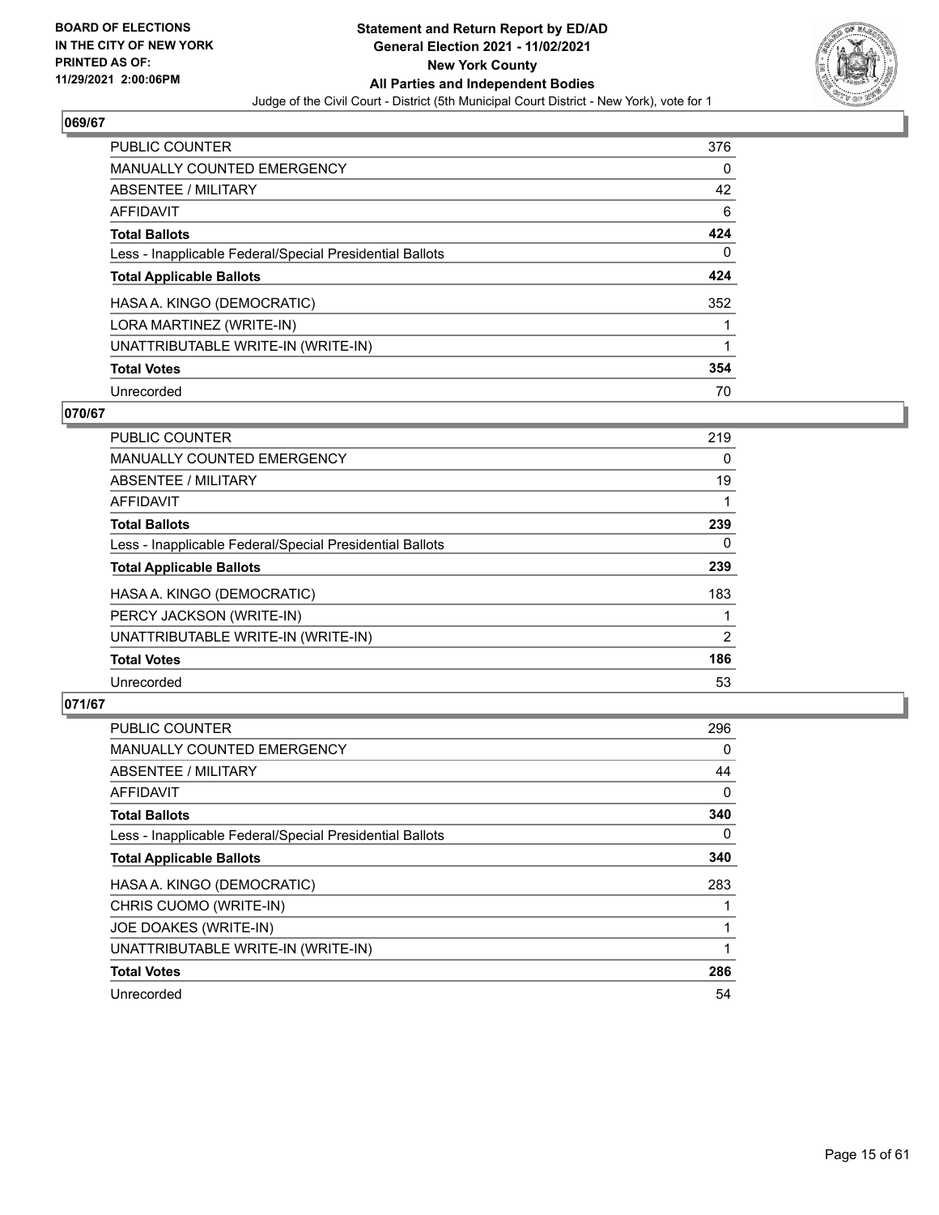**BOARD OF ELECTIONS IN THE CITY OF NEW YORK PRINTED AS OF: 11/29/2021 2:00:06PM**

**Statement and Return Report by ED/AD**
**General Election 2021 - 11/02/2021**
**New York County**
**All Parties and Independent Bodies**
Judge of the Civil Court - District (5th Municipal Court District - New York), vote for 1

## 069/67

| | |
|---|---|
| PUBLIC COUNTER | 376 |
| MANUALLY COUNTED EMERGENCY | 0 |
| ABSENTEE / MILITARY | 42 |
| AFFIDAVIT | 6 |
| **Total Ballots** | **424** |
| Less - Inapplicable Federal/Special Presidential Ballots | 0 |
| **Total Applicable Ballots** | **424** |
| HASA A. KINGO (DEMOCRATIC) | 352 |
| LORA MARTINEZ (WRITE-IN) | 1 |
| UNATTRIBUTABLE WRITE-IN (WRITE-IN) | 1 |
| **Total Votes** | **354** |
| Unrecorded | 70 |

## 070/67

| | |
|---|---|
| PUBLIC COUNTER | 219 |
| MANUALLY COUNTED EMERGENCY | 0 |
| ABSENTEE / MILITARY | 19 |
| AFFIDAVIT | 1 |
| **Total Ballots** | **239** |
| Less - Inapplicable Federal/Special Presidential Ballots | 0 |
| **Total Applicable Ballots** | **239** |
| HASA A. KINGO (DEMOCRATIC) | 183 |
| PERCY JACKSON (WRITE-IN) | 1 |
| UNATTRIBUTABLE WRITE-IN (WRITE-IN) | 2 |
| **Total Votes** | **186** |
| Unrecorded | 53 |

## 071/67

| | |
|---|---|
| PUBLIC COUNTER | 296 |
| MANUALLY COUNTED EMERGENCY | 0 |
| ABSENTEE / MILITARY | 44 |
| AFFIDAVIT | 0 |
| **Total Ballots** | **340** |
| Less - Inapplicable Federal/Special Presidential Ballots | 0 |
| **Total Applicable Ballots** | **340** |
| HASA A. KINGO (DEMOCRATIC) | 283 |
| CHRIS CUOMO (WRITE-IN) | 1 |
| JOE DOAKES (WRITE-IN) | 1 |
| UNATTRIBUTABLE WRITE-IN (WRITE-IN) | 1 |
| **Total Votes** | **286** |
| Unrecorded | 54 |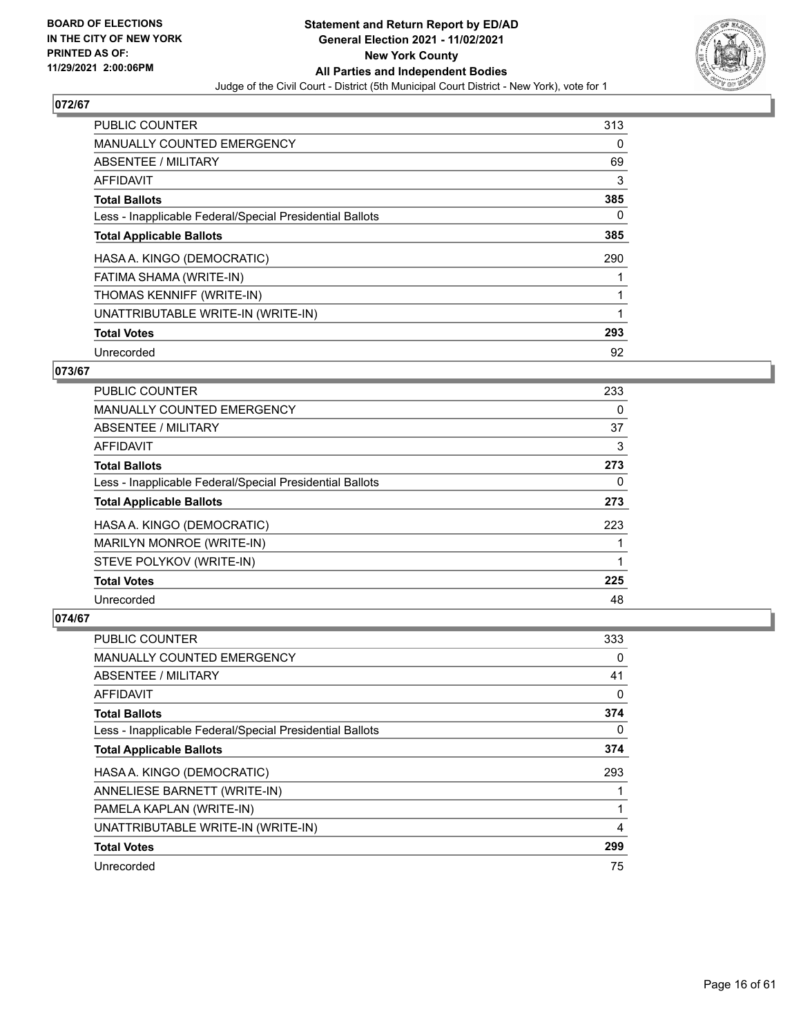## 072/67

| | |
|---|---|
| PUBLIC COUNTER | 313 |
| MANUALLY COUNTED EMERGENCY | 0 |
| ABSENTEE / MILITARY | 69 |
| AFFIDAVIT | 3 |
| **Total Ballots** | **385** |
| Less - Inapplicable Federal/Special Presidential Ballots | 0 |
| **Total Applicable Ballots** | **385** |
| HASA A. KINGO (DEMOCRATIC) | 290 |
| FATIMA SHAMA (WRITE-IN) | 1 |
| THOMAS KENNIFF (WRITE-IN) | 1 |
| UNATTRIBUTABLE WRITE-IN (WRITE-IN) | 1 |
| **Total Votes** | **293** |
| Unrecorded | 92 |

## 073/67

| | |
|---|---|
| PUBLIC COUNTER | 233 |
| MANUALLY COUNTED EMERGENCY | 0 |
| ABSENTEE / MILITARY | 37 |
| AFFIDAVIT | 3 |
| **Total Ballots** | **273** |
| Less - Inapplicable Federal/Special Presidential Ballots | 0 |
| **Total Applicable Ballots** | **273** |
| HASA A. KINGO (DEMOCRATIC) | 223 |
| MARILYN MONROE (WRITE-IN) | 1 |
| STEVE POLYKOV (WRITE-IN) | 1 |
| **Total Votes** | **225** |
| Unrecorded | 48 |

## 074/67

| | |
|---|---|
| PUBLIC COUNTER | 333 |
| MANUALLY COUNTED EMERGENCY | 0 |
| ABSENTEE / MILITARY | 41 |
| AFFIDAVIT | 0 |
| **Total Ballots** | **374** |
| Less - Inapplicable Federal/Special Presidential Ballots | 0 |
| **Total Applicable Ballots** | **374** |
| HASA A. KINGO (DEMOCRATIC) | 293 |
| ANNELIESE BARNETT (WRITE-IN) | 1 |
| PAMELA KAPLAN (WRITE-IN) | 1 |
| UNATTRIBUTABLE WRITE-IN (WRITE-IN) | 4 |
| **Total Votes** | **299** |
| Unrecorded | 75 |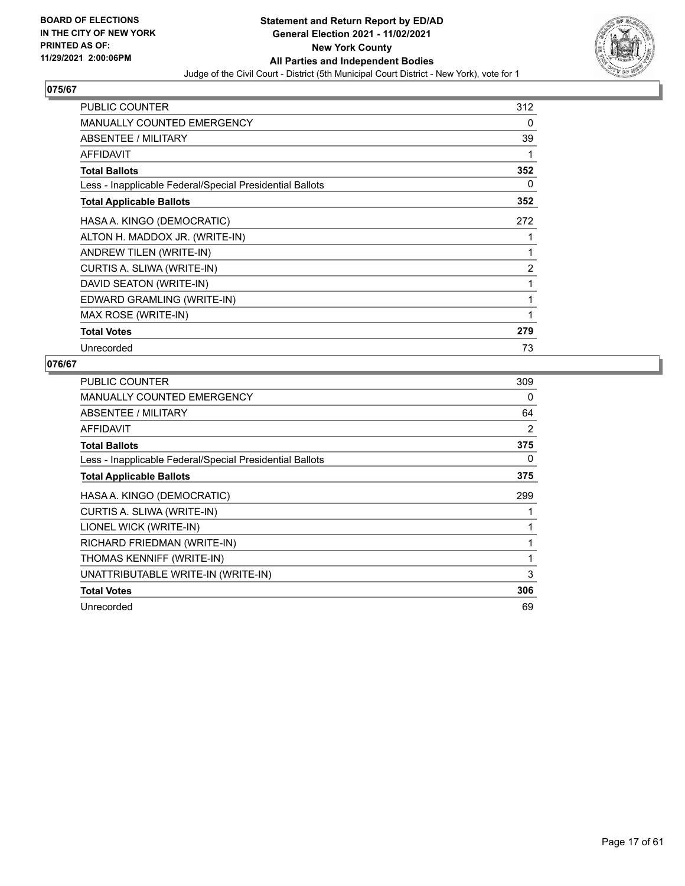**BOARD OF ELECTIONS IN THE CITY OF NEW YORK PRINTED AS OF: 11/29/2021 2:00:06PM**

# Statement and Return Report by ED/AD General Election 2021 - 11/02/2021 New York County All Parties and Independent Bodies

Judge of the Civil Court - District (5th Municipal Court District - New York), vote for 1

## 075/67

| | |
|---|---|
| PUBLIC COUNTER | 312 |
| MANUALLY COUNTED EMERGENCY | 0 |
| ABSENTEE / MILITARY | 39 |
| AFFIDAVIT | 1 |
| **Total Ballots** | **352** |
| Less - Inapplicable Federal/Special Presidential Ballots | 0 |
| **Total Applicable Ballots** | **352** |
| HASA A. KINGO (DEMOCRATIC) | 272 |
| ALTON H. MADDOX JR. (WRITE-IN) | 1 |
| ANDREW TILEN (WRITE-IN) | 1 |
| CURTIS A. SLIWA (WRITE-IN) | 2 |
| DAVID SEATON (WRITE-IN) | 1 |
| EDWARD GRAMLING (WRITE-IN) | 1 |
| MAX ROSE (WRITE-IN) | 1 |
| **Total Votes** | **279** |
| Unrecorded | 73 |

## 076/67

| | |
|---|---|
| PUBLIC COUNTER | 309 |
| MANUALLY COUNTED EMERGENCY | 0 |
| ABSENTEE / MILITARY | 64 |
| AFFIDAVIT | 2 |
| **Total Ballots** | **375** |
| Less - Inapplicable Federal/Special Presidential Ballots | 0 |
| **Total Applicable Ballots** | **375** |
| HASA A. KINGO (DEMOCRATIC) | 299 |
| CURTIS A. SLIWA (WRITE-IN) | 1 |
| LIONEL WICK (WRITE-IN) | 1 |
| RICHARD FRIEDMAN (WRITE-IN) | 1 |
| THOMAS KENNIFF (WRITE-IN) | 1 |
| UNATTRIBUTABLE WRITE-IN (WRITE-IN) | 3 |
| **Total Votes** | **306** |
| Unrecorded | 69 |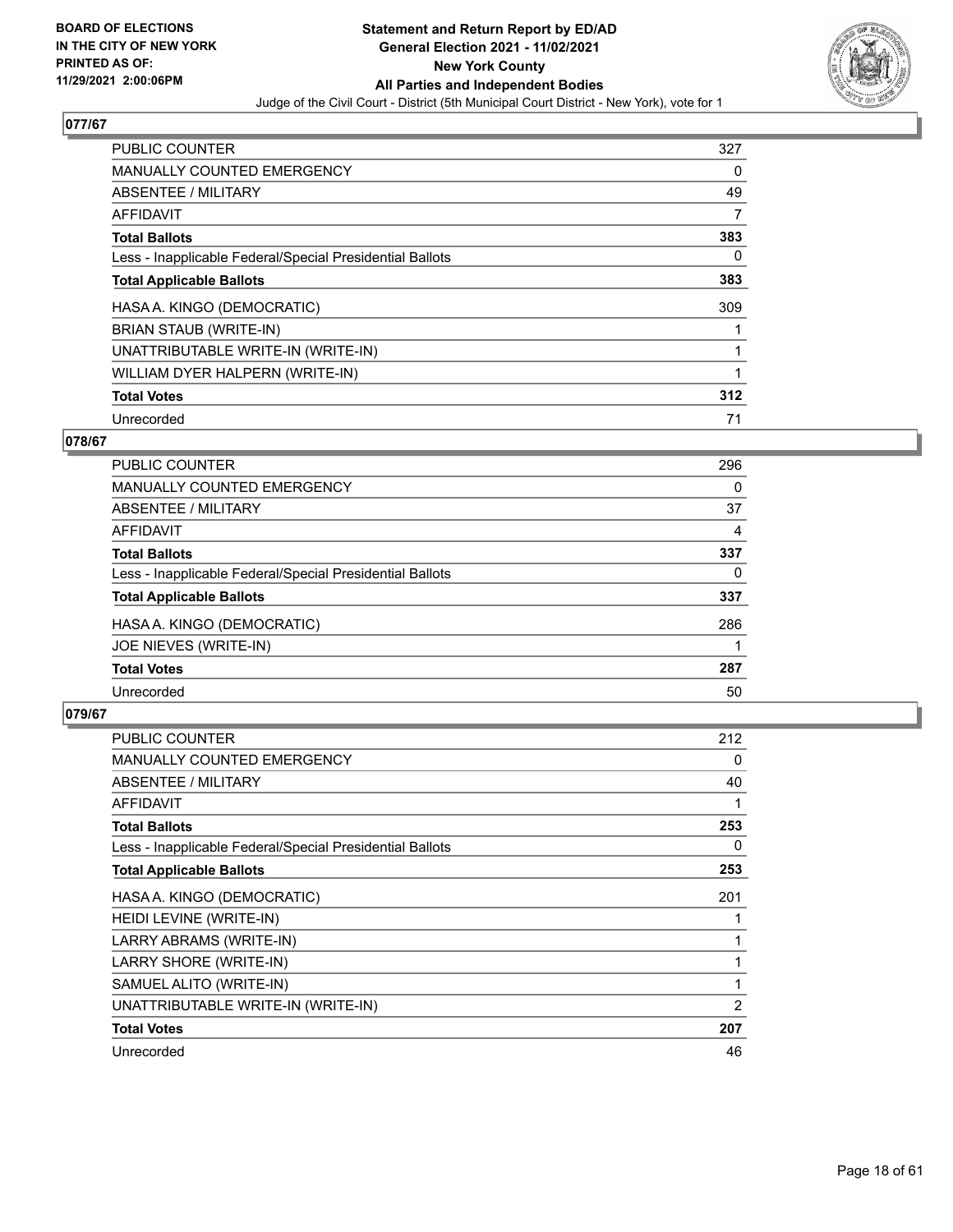## 077/67

| | |
|---|---|
| PUBLIC COUNTER | 327 |
| MANUALLY COUNTED EMERGENCY | 0 |
| ABSENTEE / MILITARY | 49 |
| AFFIDAVIT | 7 |
| **Total Ballots** | **383** |
| Less - Inapplicable Federal/Special Presidential Ballots | 0 |
| **Total Applicable Ballots** | **383** |
| HASA A. KINGO (DEMOCRATIC) | 309 |
| BRIAN STAUB (WRITE-IN) | 1 |
| UNATTRIBUTABLE WRITE-IN (WRITE-IN) | 1 |
| WILLIAM DYER HALPERN (WRITE-IN) | 1 |
| **Total Votes** | **312** |
| Unrecorded | 71 |

## 078/67

| | |
|---|---|
| PUBLIC COUNTER | 296 |
| MANUALLY COUNTED EMERGENCY | 0 |
| ABSENTEE / MILITARY | 37 |
| AFFIDAVIT | 4 |
| **Total Ballots** | **337** |
| Less - Inapplicable Federal/Special Presidential Ballots | 0 |
| **Total Applicable Ballots** | **337** |
| HASA A. KINGO (DEMOCRATIC) | 286 |
| JOE NIEVES (WRITE-IN) | 1 |
| **Total Votes** | **287** |
| Unrecorded | 50 |

## 079/67

| | |
|---|---|
| PUBLIC COUNTER | 212 |
| MANUALLY COUNTED EMERGENCY | 0 |
| ABSENTEE / MILITARY | 40 |
| AFFIDAVIT | 1 |
| **Total Ballots** | **253** |
| Less - Inapplicable Federal/Special Presidential Ballots | 0 |
| **Total Applicable Ballots** | **253** |
| HASA A. KINGO (DEMOCRATIC) | 201 |
| HEIDI LEVINE (WRITE-IN) | 1 |
| LARRY ABRAMS (WRITE-IN) | 1 |
| LARRY SHORE (WRITE-IN) | 1 |
| SAMUEL ALITO (WRITE-IN) | 1 |
| UNATTRIBUTABLE WRITE-IN (WRITE-IN) | 2 |
| **Total Votes** | **207** |
| Unrecorded | 46 |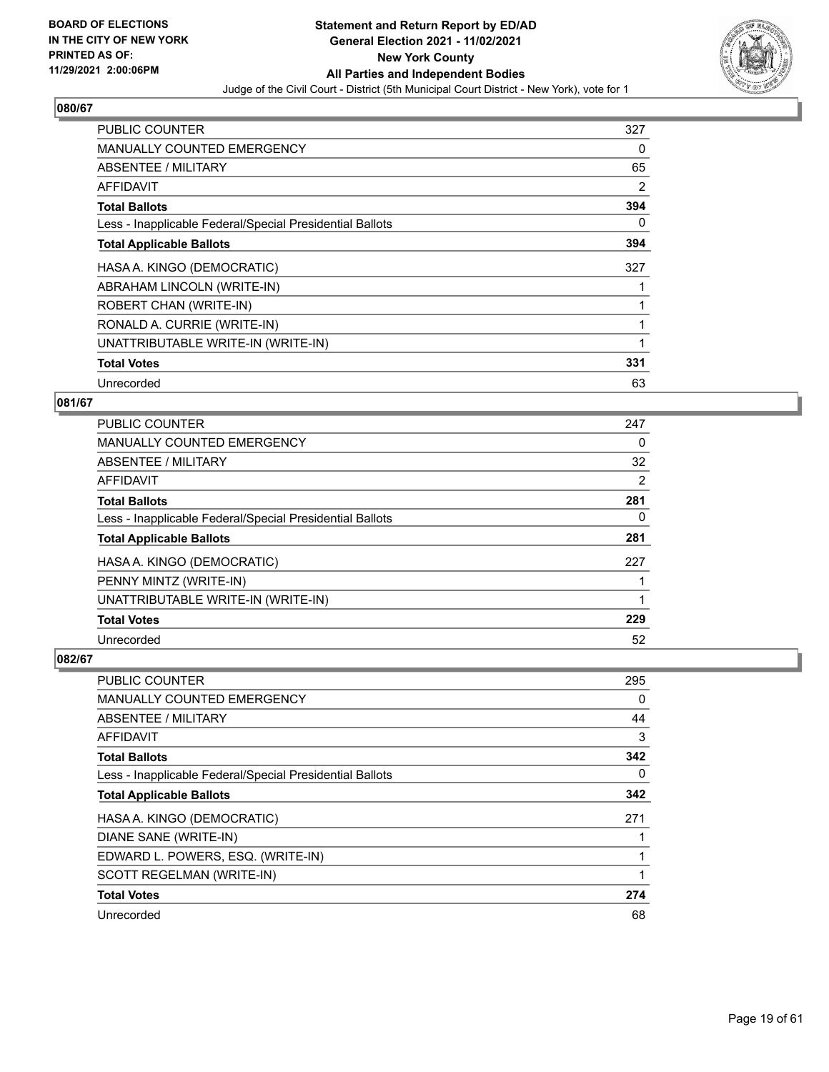## 080/67

| | |
|---|---|
| PUBLIC COUNTER | 327 |
| MANUALLY COUNTED EMERGENCY | 0 |
| ABSENTEE / MILITARY | 65 |
| AFFIDAVIT | 2 |
| **Total Ballots** | **394** |
| Less - Inapplicable Federal/Special Presidential Ballots | 0 |
| **Total Applicable Ballots** | **394** |
| HASA A. KINGO (DEMOCRATIC) | 327 |
| ABRAHAM LINCOLN (WRITE-IN) | 1 |
| ROBERT CHAN (WRITE-IN) | 1 |
| RONALD A. CURRIE (WRITE-IN) | 1 |
| UNATTRIBUTABLE WRITE-IN (WRITE-IN) | 1 |
| **Total Votes** | **331** |
| Unrecorded | 63 |

## 081/67

| | |
|---|---|
| PUBLIC COUNTER | 247 |
| MANUALLY COUNTED EMERGENCY | 0 |
| ABSENTEE / MILITARY | 32 |
| AFFIDAVIT | 2 |
| **Total Ballots** | **281** |
| Less - Inapplicable Federal/Special Presidential Ballots | 0 |
| **Total Applicable Ballots** | **281** |
| HASA A. KINGO (DEMOCRATIC) | 227 |
| PENNY MINTZ (WRITE-IN) | 1 |
| UNATTRIBUTABLE WRITE-IN (WRITE-IN) | 1 |
| **Total Votes** | **229** |
| Unrecorded | 52 |

## 082/67

| | |
|---|---|
| PUBLIC COUNTER | 295 |
| MANUALLY COUNTED EMERGENCY | 0 |
| ABSENTEE / MILITARY | 44 |
| AFFIDAVIT | 3 |
| **Total Ballots** | **342** |
| Less - Inapplicable Federal/Special Presidential Ballots | 0 |
| **Total Applicable Ballots** | **342** |
| HASA A. KINGO (DEMOCRATIC) | 271 |
| DIANE SANE (WRITE-IN) | 1 |
| EDWARD L. POWERS, ESQ. (WRITE-IN) | 1 |
| SCOTT REGELMAN (WRITE-IN) | 1 |
| **Total Votes** | **274** |
| Unrecorded | 68 |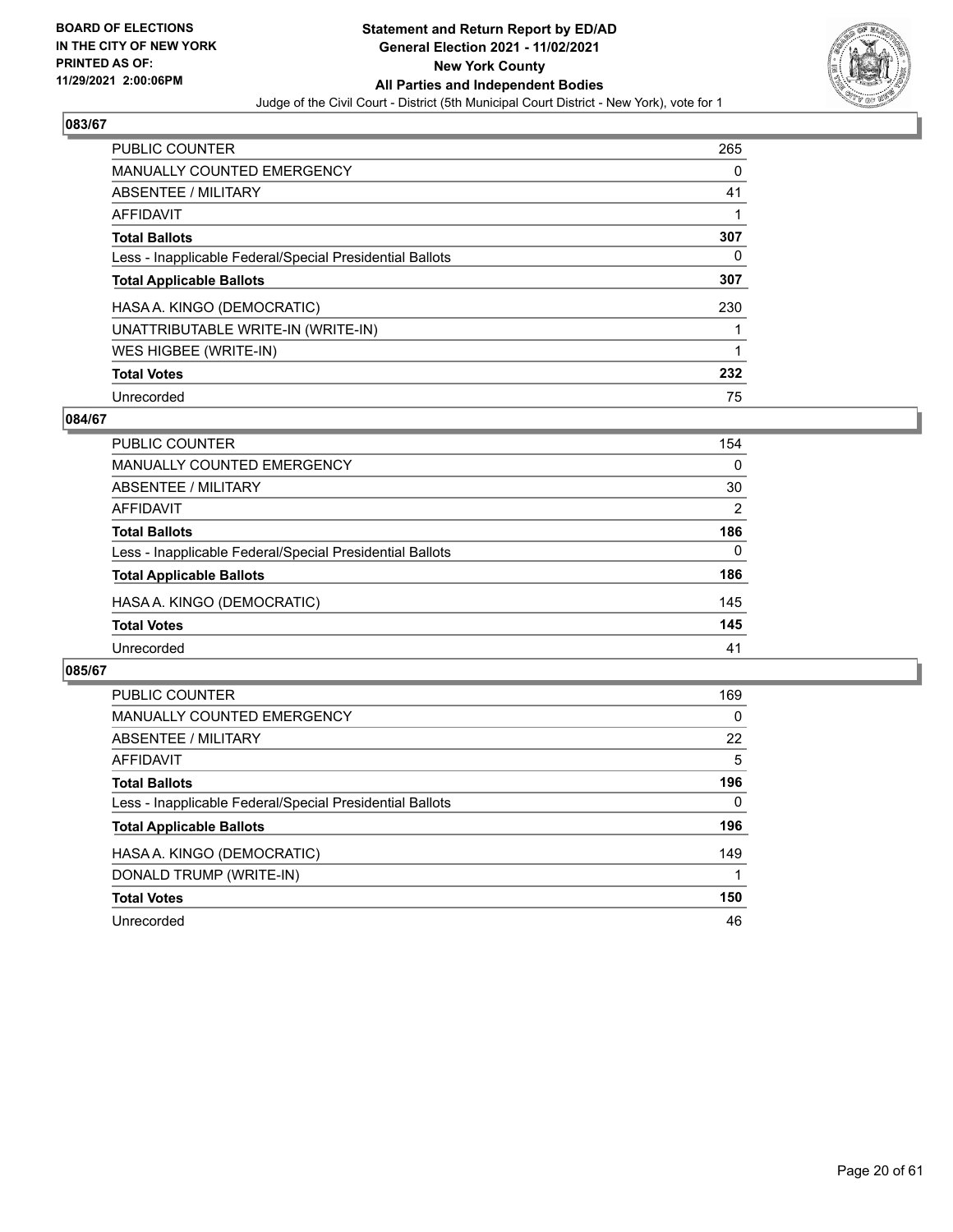BOARD OF ELECTIONS
IN THE CITY OF NEW YORK
PRINTED AS OF:
11/29/2021 2:00:06PM

**Statement and Return Report by ED/AD**
**General Election 2021 - 11/02/2021**
**New York County**
**All Parties and Independent Bodies**
Judge of the Civil Court - District (5th Municipal Court District - New York), vote for 1

## 083/67

| | |
|---|---|
| PUBLIC COUNTER | 265 |
| MANUALLY COUNTED EMERGENCY | 0 |
| ABSENTEE / MILITARY | 41 |
| AFFIDAVIT | 1 |
| **Total Ballots** | **307** |
| Less - Inapplicable Federal/Special Presidential Ballots | 0 |
| **Total Applicable Ballots** | **307** |
| HASA A. KINGO (DEMOCRATIC) | 230 |
| UNATTRIBUTABLE WRITE-IN (WRITE-IN) | 1 |
| WES HIGBEE (WRITE-IN) | 1 |
| **Total Votes** | **232** |
| Unrecorded | 75 |

## 084/67

| | |
|---|---|
| PUBLIC COUNTER | 154 |
| MANUALLY COUNTED EMERGENCY | 0 |
| ABSENTEE / MILITARY | 30 |
| AFFIDAVIT | 2 |
| **Total Ballots** | **186** |
| Less - Inapplicable Federal/Special Presidential Ballots | 0 |
| **Total Applicable Ballots** | **186** |
| HASA A. KINGO (DEMOCRATIC) | 145 |
| **Total Votes** | **145** |
| Unrecorded | 41 |

## 085/67

| | |
|---|---|
| PUBLIC COUNTER | 169 |
| MANUALLY COUNTED EMERGENCY | 0 |
| ABSENTEE / MILITARY | 22 |
| AFFIDAVIT | 5 |
| **Total Ballots** | **196** |
| Less - Inapplicable Federal/Special Presidential Ballots | 0 |
| **Total Applicable Ballots** | **196** |
| HASA A. KINGO (DEMOCRATIC) | 149 |
| DONALD TRUMP (WRITE-IN) | 1 |
| **Total Votes** | **150** |
| Unrecorded | 46 |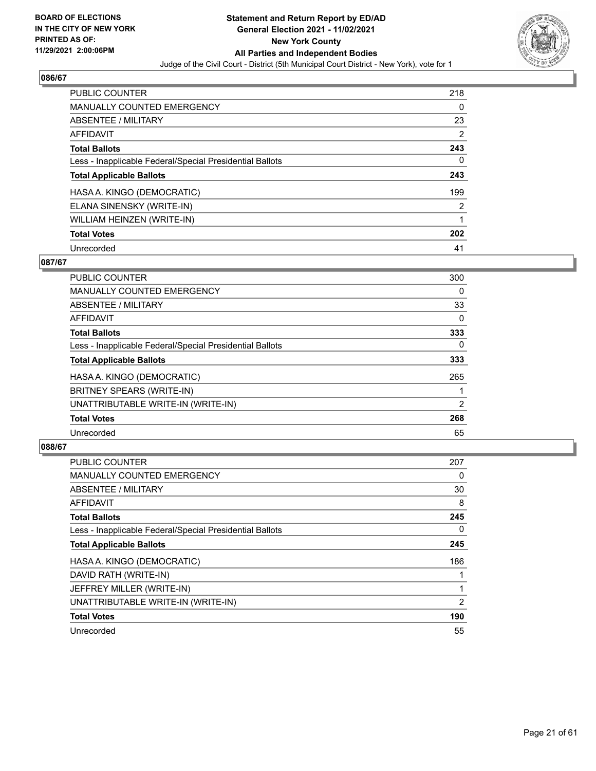## 086/67

| | |
|---|---|
| PUBLIC COUNTER | 218 |
| MANUALLY COUNTED EMERGENCY | 0 |
| ABSENTEE / MILITARY | 23 |
| AFFIDAVIT | 2 |
| **Total Ballots** | **243** |
| Less - Inapplicable Federal/Special Presidential Ballots | 0 |
| **Total Applicable Ballots** | **243** |
| HASA A. KINGO (DEMOCRATIC) | 199 |
| ELANA SINENSKY (WRITE-IN) | 2 |
| WILLIAM HEINZEN (WRITE-IN) | 1 |
| **Total Votes** | **202** |
| Unrecorded | 41 |

## 087/67

| | |
|---|---|
| PUBLIC COUNTER | 300 |
| MANUALLY COUNTED EMERGENCY | 0 |
| ABSENTEE / MILITARY | 33 |
| AFFIDAVIT | 0 |
| **Total Ballots** | **333** |
| Less - Inapplicable Federal/Special Presidential Ballots | 0 |
| **Total Applicable Ballots** | **333** |
| HASA A. KINGO (DEMOCRATIC) | 265 |
| BRITNEY SPEARS (WRITE-IN) | 1 |
| UNATTRIBUTABLE WRITE-IN (WRITE-IN) | 2 |
| **Total Votes** | **268** |
| Unrecorded | 65 |

## 088/67

| | |
|---|---|
| PUBLIC COUNTER | 207 |
| MANUALLY COUNTED EMERGENCY | 0 |
| ABSENTEE / MILITARY | 30 |
| AFFIDAVIT | 8 |
| **Total Ballots** | **245** |
| Less - Inapplicable Federal/Special Presidential Ballots | 0 |
| **Total Applicable Ballots** | **245** |
| HASA A. KINGO (DEMOCRATIC) | 186 |
| DAVID RATH (WRITE-IN) | 1 |
| JEFFREY MILLER (WRITE-IN) | 1 |
| UNATTRIBUTABLE WRITE-IN (WRITE-IN) | 2 |
| **Total Votes** | **190** |
| Unrecorded | 55 |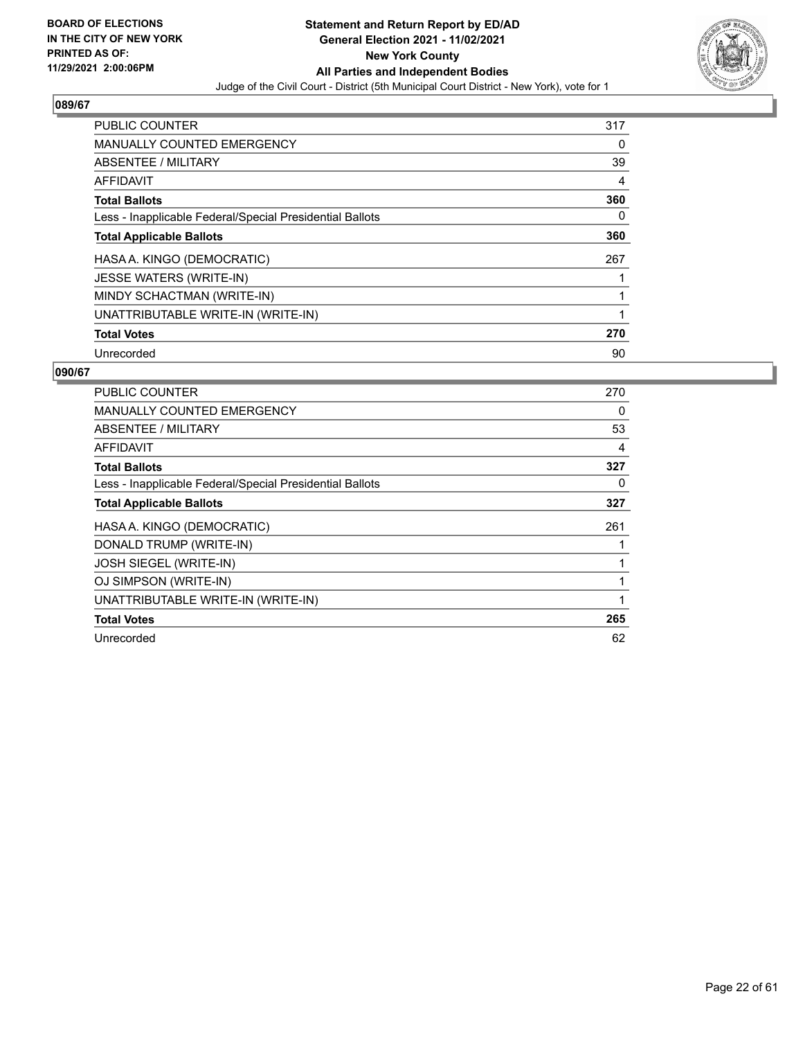BOARD OF ELECTIONS
IN THE CITY OF NEW YORK
PRINTED AS OF:
11/29/2021 2:00:06PM

# Statement and Return Report by ED/AD
## General Election 2021 - 11/02/2021
## New York County
## All Parties and Independent Bodies

Judge of the Civil Court - District (5th Municipal Court District - New York), vote for 1

### 089/67

| | |
|---|---|
| PUBLIC COUNTER | 317 |
| MANUALLY COUNTED EMERGENCY | 0 |
| ABSENTEE / MILITARY | 39 |
| AFFIDAVIT | 4 |
| **Total Ballots** | **360** |
| Less - Inapplicable Federal/Special Presidential Ballots | 0 |
| **Total Applicable Ballots** | **360** |
| HASA A. KINGO (DEMOCRATIC) | 267 |
| JESSE WATERS (WRITE-IN) | 1 |
| MINDY SCHACTMAN (WRITE-IN) | 1 |
| UNATTRIBUTABLE WRITE-IN (WRITE-IN) | 1 |
| **Total Votes** | **270** |
| Unrecorded | 90 |

### 090/67

| | |
|---|---|
| PUBLIC COUNTER | 270 |
| MANUALLY COUNTED EMERGENCY | 0 |
| ABSENTEE / MILITARY | 53 |
| AFFIDAVIT | 4 |
| **Total Ballots** | **327** |
| Less - Inapplicable Federal/Special Presidential Ballots | 0 |
| **Total Applicable Ballots** | **327** |
| HASA A. KINGO (DEMOCRATIC) | 261 |
| DONALD TRUMP (WRITE-IN) | 1 |
| JOSH SIEGEL (WRITE-IN) | 1 |
| OJ SIMPSON (WRITE-IN) | 1 |
| UNATTRIBUTABLE WRITE-IN (WRITE-IN) | 1 |
| **Total Votes** | **265** |
| Unrecorded | 62 |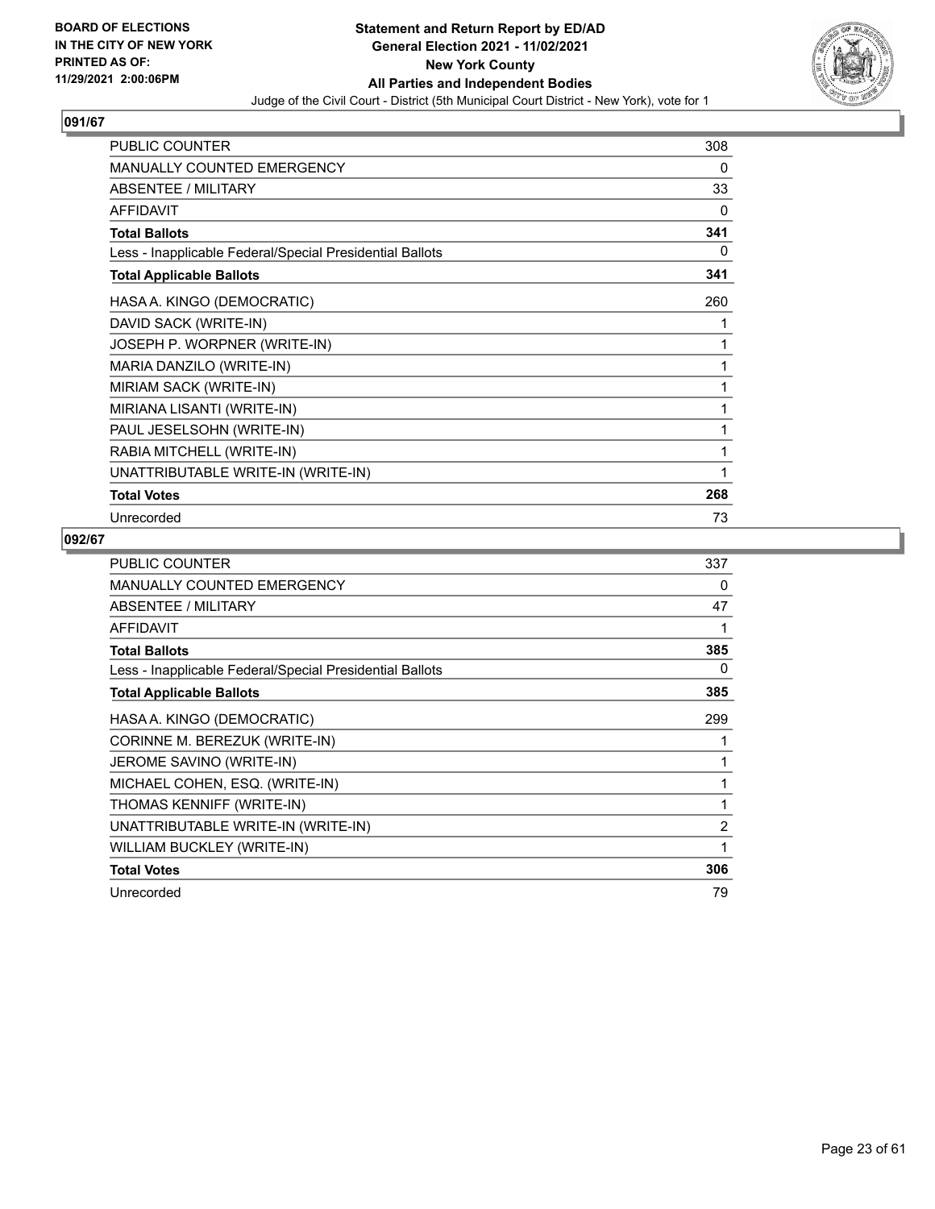**BOARD OF ELECTIONS IN THE CITY OF NEW YORK PRINTED AS OF: 11/29/2021 2:00:06PM**

# Statement and Return Report by ED/AD
## General Election 2021 - 11/02/2021
## New York County
## All Parties and Independent Bodies

Judge of the Civil Court - District (5th Municipal Court District - New York), vote for 1

### 091/67

| | |
|---|---|
| PUBLIC COUNTER | 308 |
| MANUALLY COUNTED EMERGENCY | 0 |
| ABSENTEE / MILITARY | 33 |
| AFFIDAVIT | 0 |
| **Total Ballots** | **341** |
| Less - Inapplicable Federal/Special Presidential Ballots | 0 |
| **Total Applicable Ballots** | **341** |
| HASA A. KINGO (DEMOCRATIC) | 260 |
| DAVID SACK (WRITE-IN) | 1 |
| JOSEPH P. WORPNER (WRITE-IN) | 1 |
| MARIA DANZILO (WRITE-IN) | 1 |
| MIRIAM SACK (WRITE-IN) | 1 |
| MIRIANA LISANTI (WRITE-IN) | 1 |
| PAUL JESELSOHN (WRITE-IN) | 1 |
| RABIA MITCHELL (WRITE-IN) | 1 |
| UNATTRIBUTABLE WRITE-IN (WRITE-IN) | 1 |
| **Total Votes** | **268** |
| Unrecorded | 73 |

### 092/67

| | |
|---|---|
| PUBLIC COUNTER | 337 |
| MANUALLY COUNTED EMERGENCY | 0 |
| ABSENTEE / MILITARY | 47 |
| AFFIDAVIT | 1 |
| **Total Ballots** | **385** |
| Less - Inapplicable Federal/Special Presidential Ballots | 0 |
| **Total Applicable Ballots** | **385** |
| HASA A. KINGO (DEMOCRATIC) | 299 |
| CORINNE M. BEREZUK (WRITE-IN) | 1 |
| JEROME SAVINO (WRITE-IN) | 1 |
| MICHAEL COHEN, ESQ. (WRITE-IN) | 1 |
| THOMAS KENNIFF (WRITE-IN) | 1 |
| UNATTRIBUTABLE WRITE-IN (WRITE-IN) | 2 |
| WILLIAM BUCKLEY (WRITE-IN) | 1 |
| **Total Votes** | **306** |
| Unrecorded | 79 |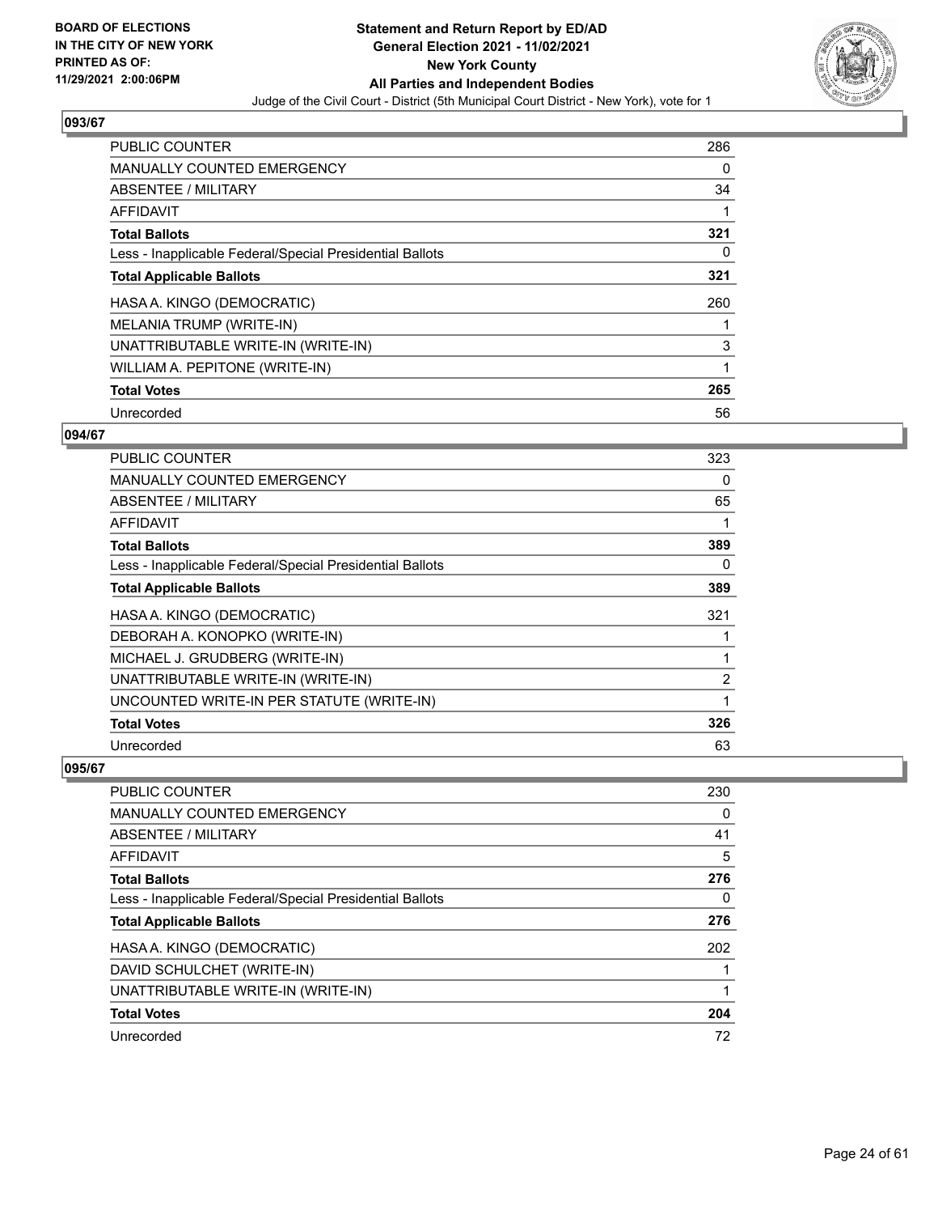**BOARD OF ELECTIONS IN THE CITY OF NEW YORK PRINTED AS OF: 11/29/2021 2:00:06PM**

**Statement and Return Report by ED/AD General Election 2021 - 11/02/2021 New York County All Parties and Independent Bodies**

Judge of the Civil Court - District (5th Municipal Court District - New York), vote for 1

## 093/67

| | |
|---|---|
| PUBLIC COUNTER | 286 |
| MANUALLY COUNTED EMERGENCY | 0 |
| ABSENTEE / MILITARY | 34 |
| AFFIDAVIT | 1 |
| **Total Ballots** | **321** |
| Less - Inapplicable Federal/Special Presidential Ballots | 0 |
| **Total Applicable Ballots** | **321** |
| HASA A. KINGO (DEMOCRATIC) | 260 |
| MELANIA TRUMP (WRITE-IN) | 1 |
| UNATTRIBUTABLE WRITE-IN (WRITE-IN) | 3 |
| WILLIAM A. PEPITONE (WRITE-IN) | 1 |
| **Total Votes** | **265** |
| Unrecorded | 56 |

## 094/67

| | |
|---|---|
| PUBLIC COUNTER | 323 |
| MANUALLY COUNTED EMERGENCY | 0 |
| ABSENTEE / MILITARY | 65 |
| AFFIDAVIT | 1 |
| **Total Ballots** | **389** |
| Less - Inapplicable Federal/Special Presidential Ballots | 0 |
| **Total Applicable Ballots** | **389** |
| HASA A. KINGO (DEMOCRATIC) | 321 |
| DEBORAH A. KONOPKO (WRITE-IN) | 1 |
| MICHAEL J. GRUDBERG (WRITE-IN) | 1 |
| UNATTRIBUTABLE WRITE-IN (WRITE-IN) | 2 |
| UNCOUNTED WRITE-IN PER STATUTE (WRITE-IN) | 1 |
| **Total Votes** | **326** |
| Unrecorded | 63 |

## 095/67

| | |
|---|---|
| PUBLIC COUNTER | 230 |
| MANUALLY COUNTED EMERGENCY | 0 |
| ABSENTEE / MILITARY | 41 |
| AFFIDAVIT | 5 |
| **Total Ballots** | **276** |
| Less - Inapplicable Federal/Special Presidential Ballots | 0 |
| **Total Applicable Ballots** | **276** |
| HASA A. KINGO (DEMOCRATIC) | 202 |
| DAVID SCHULCHET (WRITE-IN) | 1 |
| UNATTRIBUTABLE WRITE-IN (WRITE-IN) | 1 |
| **Total Votes** | **204** |
| Unrecorded | 72 |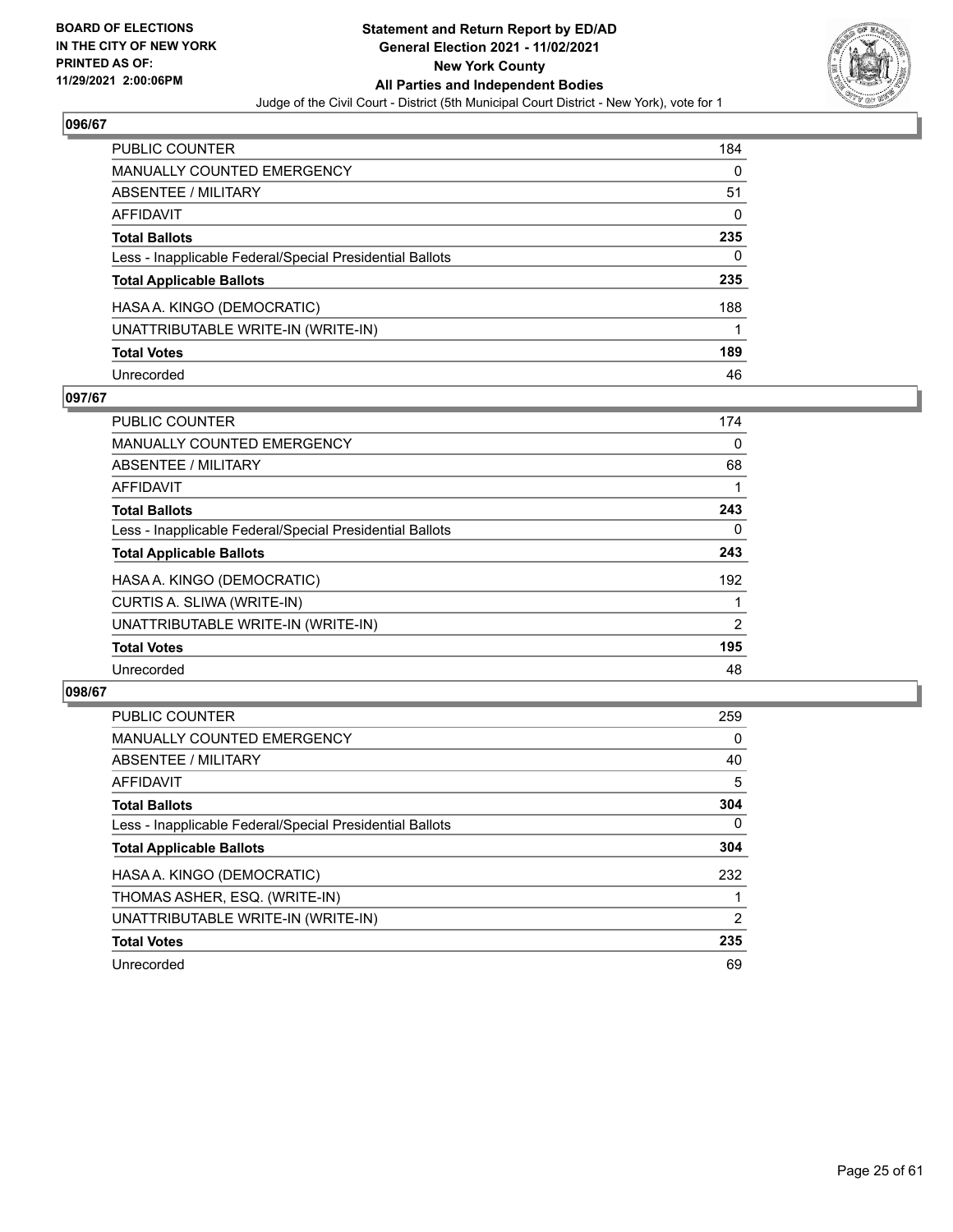## 096/67

| | |
|---|---|
| PUBLIC COUNTER | 184 |
| MANUALLY COUNTED EMERGENCY | 0 |
| ABSENTEE / MILITARY | 51 |
| AFFIDAVIT | 0 |
| **Total Ballots** | **235** |
| Less - Inapplicable Federal/Special Presidential Ballots | 0 |
| **Total Applicable Ballots** | **235** |
| HASA A. KINGO (DEMOCRATIC) | 188 |
| UNATTRIBUTABLE WRITE-IN (WRITE-IN) | 1 |
| **Total Votes** | **189** |
| Unrecorded | 46 |

## 097/67

| | |
|---|---|
| PUBLIC COUNTER | 174 |
| MANUALLY COUNTED EMERGENCY | 0 |
| ABSENTEE / MILITARY | 68 |
| AFFIDAVIT | 1 |
| **Total Ballots** | **243** |
| Less - Inapplicable Federal/Special Presidential Ballots | 0 |
| **Total Applicable Ballots** | **243** |
| HASA A. KINGO (DEMOCRATIC) | 192 |
| CURTIS A. SLIWA (WRITE-IN) | 1 |
| UNATTRIBUTABLE WRITE-IN (WRITE-IN) | 2 |
| **Total Votes** | **195** |
| Unrecorded | 48 |

## 098/67

| | |
|---|---|
| PUBLIC COUNTER | 259 |
| MANUALLY COUNTED EMERGENCY | 0 |
| ABSENTEE / MILITARY | 40 |
| AFFIDAVIT | 5 |
| **Total Ballots** | **304** |
| Less - Inapplicable Federal/Special Presidential Ballots | 0 |
| **Total Applicable Ballots** | **304** |
| HASA A. KINGO (DEMOCRATIC) | 232 |
| THOMAS ASHER, ESQ. (WRITE-IN) | 1 |
| UNATTRIBUTABLE WRITE-IN (WRITE-IN) | 2 |
| **Total Votes** | **235** |
| Unrecorded | 69 |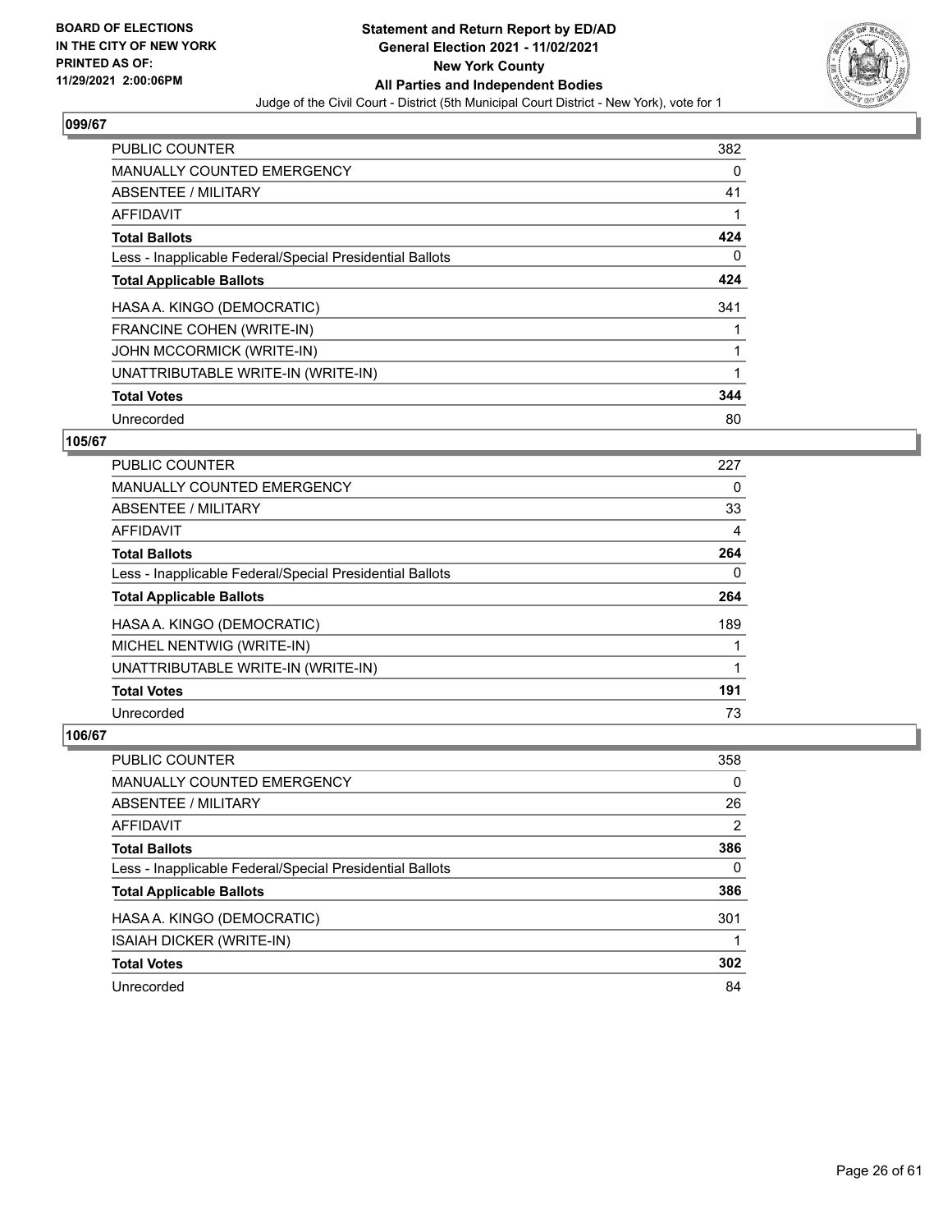## 099/67

| | |
|---|---|
| PUBLIC COUNTER | 382 |
| MANUALLY COUNTED EMERGENCY | 0 |
| ABSENTEE / MILITARY | 41 |
| AFFIDAVIT | 1 |
| **Total Ballots** | **424** |
| Less - Inapplicable Federal/Special Presidential Ballots | 0 |
| **Total Applicable Ballots** | **424** |
| HASA A. KINGO (DEMOCRATIC) | 341 |
| FRANCINE COHEN (WRITE-IN) | 1 |
| JOHN MCCORMICK (WRITE-IN) | 1 |
| UNATTRIBUTABLE WRITE-IN (WRITE-IN) | 1 |
| **Total Votes** | **344** |
| Unrecorded | 80 |

## 105/67

| | |
|---|---|
| PUBLIC COUNTER | 227 |
| MANUALLY COUNTED EMERGENCY | 0 |
| ABSENTEE / MILITARY | 33 |
| AFFIDAVIT | 4 |
| **Total Ballots** | **264** |
| Less - Inapplicable Federal/Special Presidential Ballots | 0 |
| **Total Applicable Ballots** | **264** |
| HASA A. KINGO (DEMOCRATIC) | 189 |
| MICHEL NENTWIG (WRITE-IN) | 1 |
| UNATTRIBUTABLE WRITE-IN (WRITE-IN) | 1 |
| **Total Votes** | **191** |
| Unrecorded | 73 |

## 106/67

| | |
|---|---|
| PUBLIC COUNTER | 358 |
| MANUALLY COUNTED EMERGENCY | 0 |
| ABSENTEE / MILITARY | 26 |
| AFFIDAVIT | 2 |
| **Total Ballots** | **386** |
| Less - Inapplicable Federal/Special Presidential Ballots | 0 |
| **Total Applicable Ballots** | **386** |
| HASA A. KINGO (DEMOCRATIC) | 301 |
| ISAIAH DICKER (WRITE-IN) | 1 |
| **Total Votes** | **302** |
| Unrecorded | 84 |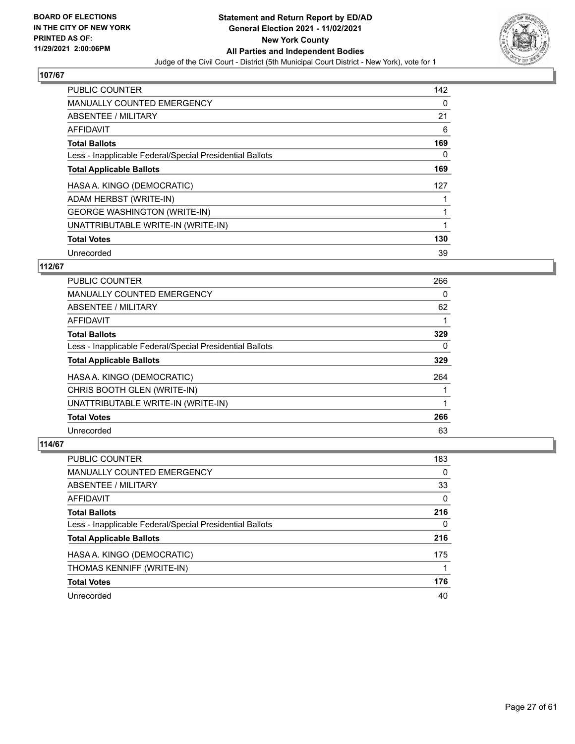## 107/67

| | |
|---|---|
| PUBLIC COUNTER | 142 |
| MANUALLY COUNTED EMERGENCY | 0 |
| ABSENTEE / MILITARY | 21 |
| AFFIDAVIT | 6 |
| **Total Ballots** | **169** |
| Less - Inapplicable Federal/Special Presidential Ballots | 0 |
| **Total Applicable Ballots** | **169** |
| HASA A. KINGO (DEMOCRATIC) | 127 |
| ADAM HERBST (WRITE-IN) | 1 |
| GEORGE WASHINGTON (WRITE-IN) | 1 |
| UNATTRIBUTABLE WRITE-IN (WRITE-IN) | 1 |
| **Total Votes** | **130** |
| Unrecorded | 39 |

## 112/67

| | |
|---|---|
| PUBLIC COUNTER | 266 |
| MANUALLY COUNTED EMERGENCY | 0 |
| ABSENTEE / MILITARY | 62 |
| AFFIDAVIT | 1 |
| **Total Ballots** | **329** |
| Less - Inapplicable Federal/Special Presidential Ballots | 0 |
| **Total Applicable Ballots** | **329** |
| HASA A. KINGO (DEMOCRATIC) | 264 |
| CHRIS BOOTH GLEN (WRITE-IN) | 1 |
| UNATTRIBUTABLE WRITE-IN (WRITE-IN) | 1 |
| **Total Votes** | **266** |
| Unrecorded | 63 |

## 114/67

| | |
|---|---|
| PUBLIC COUNTER | 183 |
| MANUALLY COUNTED EMERGENCY | 0 |
| ABSENTEE / MILITARY | 33 |
| AFFIDAVIT | 0 |
| **Total Ballots** | **216** |
| Less - Inapplicable Federal/Special Presidential Ballots | 0 |
| **Total Applicable Ballots** | **216** |
| HASA A. KINGO (DEMOCRATIC) | 175 |
| THOMAS KENNIFF (WRITE-IN) | 1 |
| **Total Votes** | **176** |
| Unrecorded | 40 |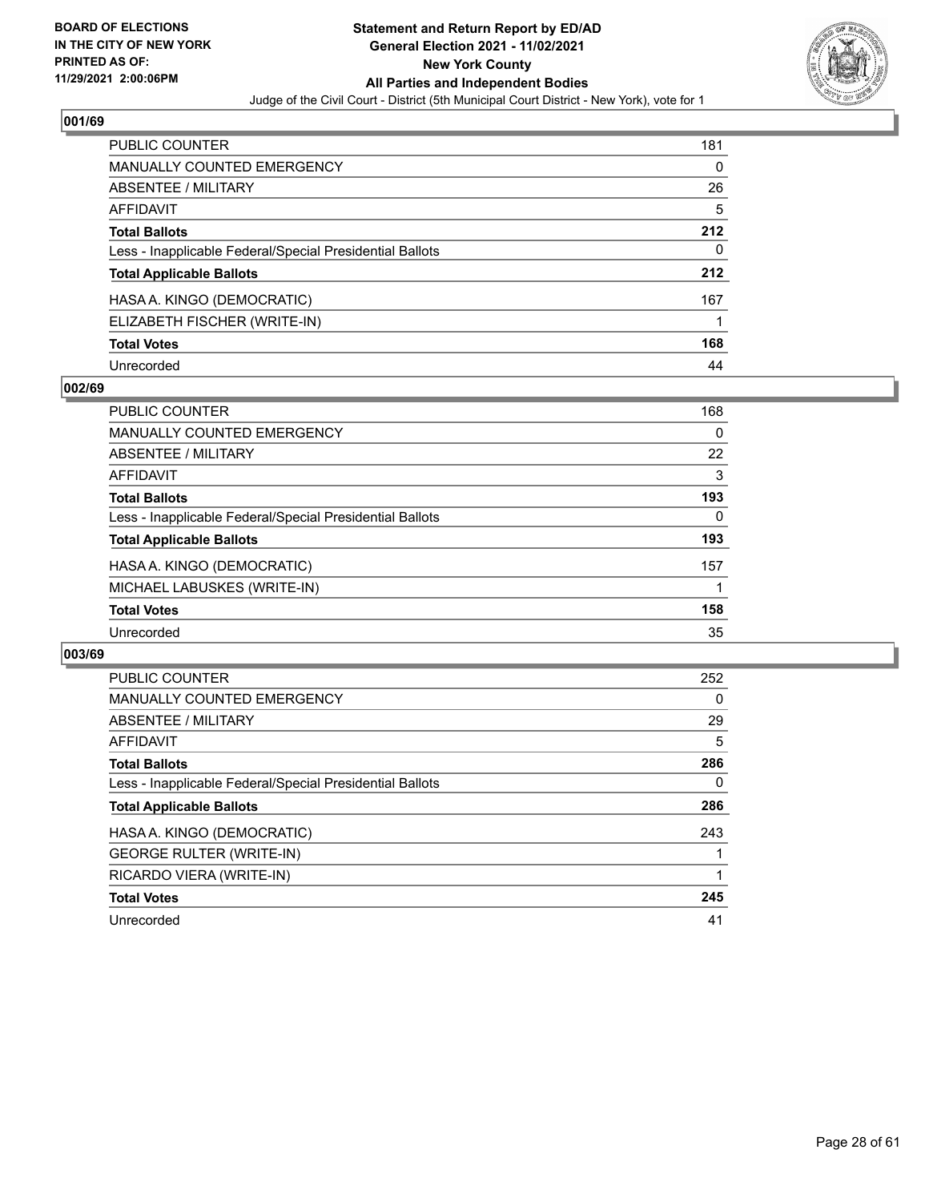**BOARD OF ELECTIONS IN THE CITY OF NEW YORK PRINTED AS OF: 11/29/2021 2:00:06PM**

# Statement and Return Report by ED/AD
## General Election 2021 - 11/02/2021
## New York County
## All Parties and Independent Bodies

Judge of the Civil Court - District (5th Municipal Court District - New York), vote for 1

### 001/69

| | |
|---|---|
| PUBLIC COUNTER | 181 |
| MANUALLY COUNTED EMERGENCY | 0 |
| ABSENTEE / MILITARY | 26 |
| AFFIDAVIT | 5 |
| **Total Ballots** | **212** |
| Less - Inapplicable Federal/Special Presidential Ballots | 0 |
| **Total Applicable Ballots** | **212** |
| HASA A. KINGO (DEMOCRATIC) | 167 |
| ELIZABETH FISCHER (WRITE-IN) | 1 |
| **Total Votes** | **168** |
| Unrecorded | 44 |

### 002/69

| | |
|---|---|
| PUBLIC COUNTER | 168 |
| MANUALLY COUNTED EMERGENCY | 0 |
| ABSENTEE / MILITARY | 22 |
| AFFIDAVIT | 3 |
| **Total Ballots** | **193** |
| Less - Inapplicable Federal/Special Presidential Ballots | 0 |
| **Total Applicable Ballots** | **193** |
| HASA A. KINGO (DEMOCRATIC) | 157 |
| MICHAEL LABUSKES (WRITE-IN) | 1 |
| **Total Votes** | **158** |
| Unrecorded | 35 |

### 003/69

| | |
|---|---|
| PUBLIC COUNTER | 252 |
| MANUALLY COUNTED EMERGENCY | 0 |
| ABSENTEE / MILITARY | 29 |
| AFFIDAVIT | 5 |
| **Total Ballots** | **286** |
| Less - Inapplicable Federal/Special Presidential Ballots | 0 |
| **Total Applicable Ballots** | **286** |
| HASA A. KINGO (DEMOCRATIC) | 243 |
| GEORGE RULTER (WRITE-IN) | 1 |
| RICARDO VIERA (WRITE-IN) | 1 |
| **Total Votes** | **245** |
| Unrecorded | 41 |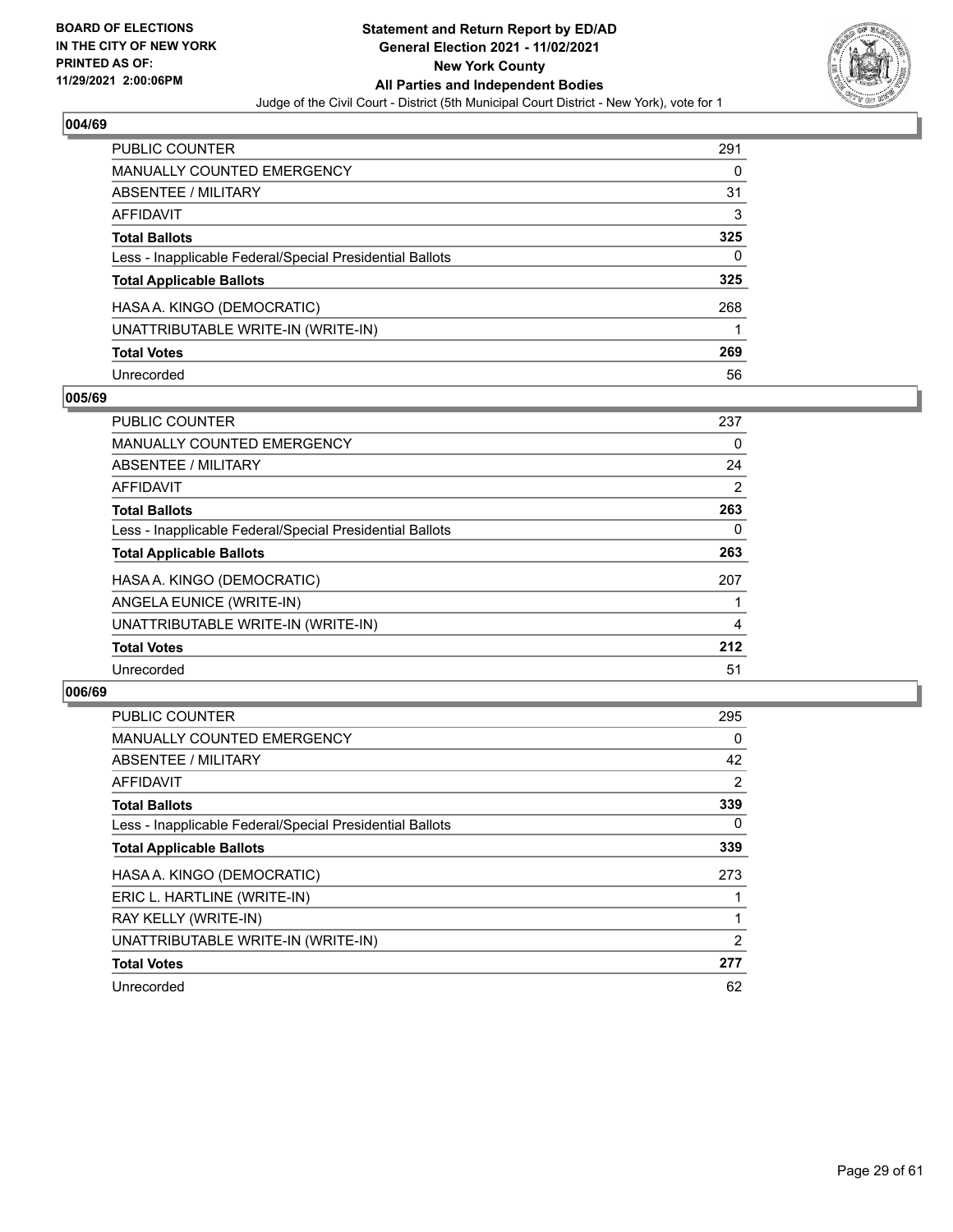**BOARD OF ELECTIONS IN THE CITY OF NEW YORK PRINTED AS OF: 11/29/2021 2:00:06PM**

**Statement and Return Report by ED/AD General Election 2021 - 11/02/2021 New York County All Parties and Independent Bodies**

Judge of the Civil Court - District (5th Municipal Court District - New York), vote for 1

## 004/69

| | |
|---|---|
| PUBLIC COUNTER | 291 |
| MANUALLY COUNTED EMERGENCY | 0 |
| ABSENTEE / MILITARY | 31 |
| AFFIDAVIT | 3 |
| **Total Ballots** | **325** |
| Less - Inapplicable Federal/Special Presidential Ballots | 0 |
| **Total Applicable Ballots** | **325** |
| HASA A. KINGO (DEMOCRATIC) | 268 |
| UNATTRIBUTABLE WRITE-IN (WRITE-IN) | 1 |
| **Total Votes** | **269** |
| Unrecorded | 56 |

## 005/69

| | |
|---|---|
| PUBLIC COUNTER | 237 |
| MANUALLY COUNTED EMERGENCY | 0 |
| ABSENTEE / MILITARY | 24 |
| AFFIDAVIT | 2 |
| **Total Ballots** | **263** |
| Less - Inapplicable Federal/Special Presidential Ballots | 0 |
| **Total Applicable Ballots** | **263** |
| HASA A. KINGO (DEMOCRATIC) | 207 |
| ANGELA EUNICE (WRITE-IN) | 1 |
| UNATTRIBUTABLE WRITE-IN (WRITE-IN) | 4 |
| **Total Votes** | **212** |
| Unrecorded | 51 |

## 006/69

| | |
|---|---|
| PUBLIC COUNTER | 295 |
| MANUALLY COUNTED EMERGENCY | 0 |
| ABSENTEE / MILITARY | 42 |
| AFFIDAVIT | 2 |
| **Total Ballots** | **339** |
| Less - Inapplicable Federal/Special Presidential Ballots | 0 |
| **Total Applicable Ballots** | **339** |
| HASA A. KINGO (DEMOCRATIC) | 273 |
| ERIC L. HARTLINE (WRITE-IN) | 1 |
| RAY KELLY (WRITE-IN) | 1 |
| UNATTRIBUTABLE WRITE-IN (WRITE-IN) | 2 |
| **Total Votes** | **277** |
| Unrecorded | 62 |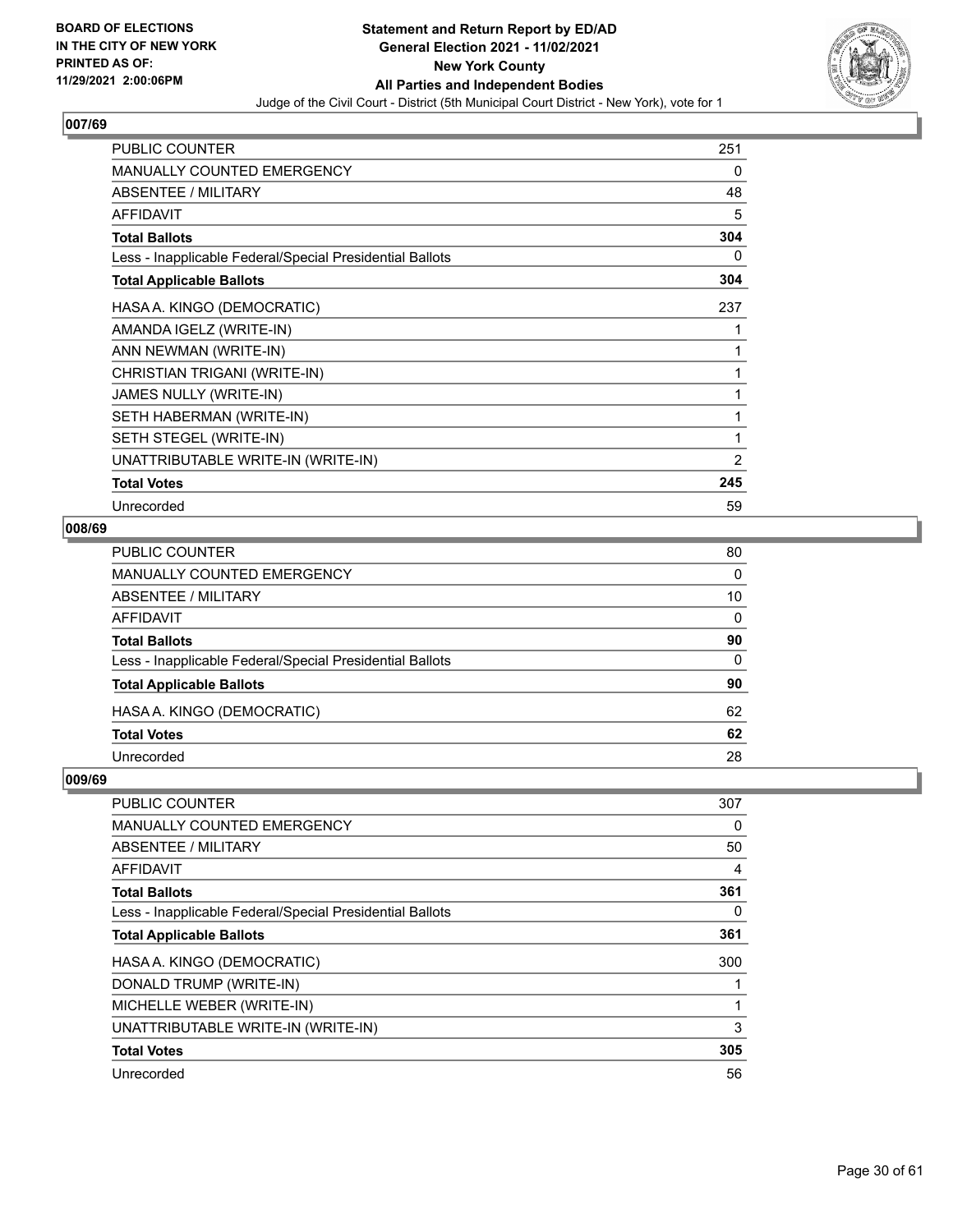**BOARD OF ELECTIONS IN THE CITY OF NEW YORK PRINTED AS OF: 11/29/2021 2:00:06PM**

# Statement and Return Report by ED/AD General Election 2021 - 11/02/2021 New York County All Parties and Independent Bodies

Judge of the Civil Court - District (5th Municipal Court District - New York), vote for 1

## 007/69

| | |
|---|---|
| PUBLIC COUNTER | 251 |
| MANUALLY COUNTED EMERGENCY | 0 |
| ABSENTEE / MILITARY | 48 |
| AFFIDAVIT | 5 |
| **Total Ballots** | **304** |
| Less - Inapplicable Federal/Special Presidential Ballots | 0 |
| **Total Applicable Ballots** | **304** |
| HASA A. KINGO (DEMOCRATIC) | 237 |
| AMANDA IGELZ (WRITE-IN) | 1 |
| ANN NEWMAN (WRITE-IN) | 1 |
| CHRISTIAN TRIGANI (WRITE-IN) | 1 |
| JAMES NULLY (WRITE-IN) | 1 |
| SETH HABERMAN (WRITE-IN) | 1 |
| SETH STEGEL (WRITE-IN) | 1 |
| UNATTRIBUTABLE WRITE-IN (WRITE-IN) | 2 |
| **Total Votes** | **245** |
| Unrecorded | 59 |

## 008/69

| | |
|---|---|
| PUBLIC COUNTER | 80 |
| MANUALLY COUNTED EMERGENCY | 0 |
| ABSENTEE / MILITARY | 10 |
| AFFIDAVIT | 0 |
| **Total Ballots** | **90** |
| Less - Inapplicable Federal/Special Presidential Ballots | 0 |
| **Total Applicable Ballots** | **90** |
| HASA A. KINGO (DEMOCRATIC) | 62 |
| **Total Votes** | **62** |
| Unrecorded | 28 |

## 009/69

| | |
|---|---|
| PUBLIC COUNTER | 307 |
| MANUALLY COUNTED EMERGENCY | 0 |
| ABSENTEE / MILITARY | 50 |
| AFFIDAVIT | 4 |
| **Total Ballots** | **361** |
| Less - Inapplicable Federal/Special Presidential Ballots | 0 |
| **Total Applicable Ballots** | **361** |
| HASA A. KINGO (DEMOCRATIC) | 300 |
| DONALD TRUMP (WRITE-IN) | 1 |
| MICHELLE WEBER (WRITE-IN) | 1 |
| UNATTRIBUTABLE WRITE-IN (WRITE-IN) | 3 |
| **Total Votes** | **305** |
| Unrecorded | 56 |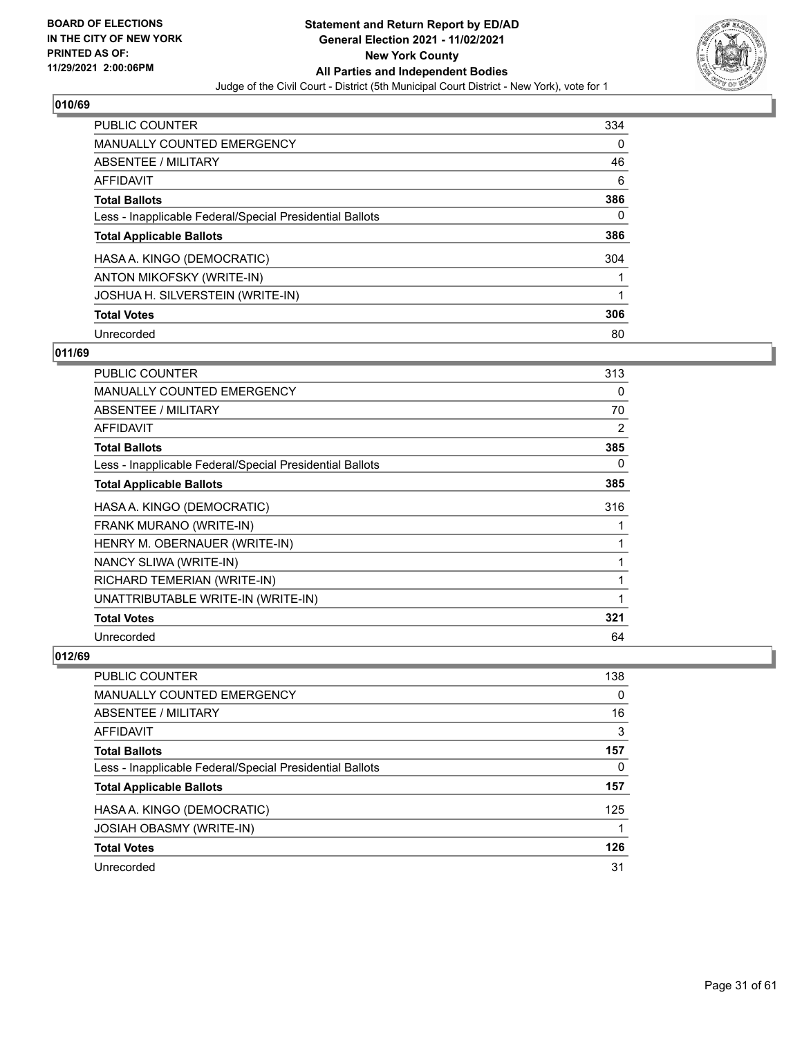## 010/69

| | |
|---|---|
| PUBLIC COUNTER | 334 |
| MANUALLY COUNTED EMERGENCY | 0 |
| ABSENTEE / MILITARY | 46 |
| AFFIDAVIT | 6 |
| **Total Ballots** | **386** |
| Less - Inapplicable Federal/Special Presidential Ballots | 0 |
| **Total Applicable Ballots** | **386** |
| HASA A. KINGO (DEMOCRATIC) | 304 |
| ANTON MIKOFSKY (WRITE-IN) | 1 |
| JOSHUA H. SILVERSTEIN (WRITE-IN) | 1 |
| **Total Votes** | **306** |
| Unrecorded | 80 |

## 011/69

| | |
|---|---|
| PUBLIC COUNTER | 313 |
| MANUALLY COUNTED EMERGENCY | 0 |
| ABSENTEE / MILITARY | 70 |
| AFFIDAVIT | 2 |
| **Total Ballots** | **385** |
| Less - Inapplicable Federal/Special Presidential Ballots | 0 |
| **Total Applicable Ballots** | **385** |
| HASA A. KINGO (DEMOCRATIC) | 316 |
| FRANK MURANO (WRITE-IN) | 1 |
| HENRY M. OBERNAUER (WRITE-IN) | 1 |
| NANCY SLIWA (WRITE-IN) | 1 |
| RICHARD TEMERIAN (WRITE-IN) | 1 |
| UNATTRIBUTABLE WRITE-IN (WRITE-IN) | 1 |
| **Total Votes** | **321** |
| Unrecorded | 64 |

## 012/69

| | |
|---|---|
| PUBLIC COUNTER | 138 |
| MANUALLY COUNTED EMERGENCY | 0 |
| ABSENTEE / MILITARY | 16 |
| AFFIDAVIT | 3 |
| **Total Ballots** | **157** |
| Less - Inapplicable Federal/Special Presidential Ballots | 0 |
| **Total Applicable Ballots** | **157** |
| HASA A. KINGO (DEMOCRATIC) | 125 |
| JOSIAH OBASMY (WRITE-IN) | 1 |
| **Total Votes** | **126** |
| Unrecorded | 31 |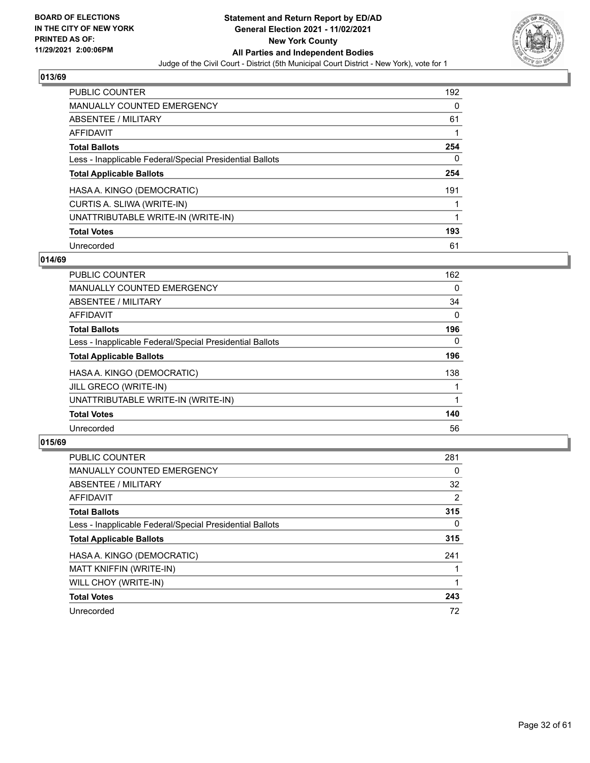**BOARD OF ELECTIONS IN THE CITY OF NEW YORK PRINTED AS OF: 11/29/2021 2:00:06PM**

**Statement and Return Report by ED/AD General Election 2021 - 11/02/2021 New York County All Parties and Independent Bodies**

Judge of the Civil Court - District (5th Municipal Court District - New York), vote for 1

## 013/69

| | |
|---|---|
| PUBLIC COUNTER | 192 |
| MANUALLY COUNTED EMERGENCY | 0 |
| ABSENTEE / MILITARY | 61 |
| AFFIDAVIT | 1 |
| **Total Ballots** | **254** |
| Less - Inapplicable Federal/Special Presidential Ballots | 0 |
| **Total Applicable Ballots** | **254** |
| HASA A. KINGO (DEMOCRATIC) | 191 |
| CURTIS A. SLIWA (WRITE-IN) | 1 |
| UNATTRIBUTABLE WRITE-IN (WRITE-IN) | 1 |
| **Total Votes** | **193** |
| Unrecorded | 61 |

## 014/69

| | |
|---|---|
| PUBLIC COUNTER | 162 |
| MANUALLY COUNTED EMERGENCY | 0 |
| ABSENTEE / MILITARY | 34 |
| AFFIDAVIT | 0 |
| **Total Ballots** | **196** |
| Less - Inapplicable Federal/Special Presidential Ballots | 0 |
| **Total Applicable Ballots** | **196** |
| HASA A. KINGO (DEMOCRATIC) | 138 |
| JILL GRECO (WRITE-IN) | 1 |
| UNATTRIBUTABLE WRITE-IN (WRITE-IN) | 1 |
| **Total Votes** | **140** |
| Unrecorded | 56 |

## 015/69

| | |
|---|---|
| PUBLIC COUNTER | 281 |
| MANUALLY COUNTED EMERGENCY | 0 |
| ABSENTEE / MILITARY | 32 |
| AFFIDAVIT | 2 |
| **Total Ballots** | **315** |
| Less - Inapplicable Federal/Special Presidential Ballots | 0 |
| **Total Applicable Ballots** | **315** |
| HASA A. KINGO (DEMOCRATIC) | 241 |
| MATT KNIFFIN (WRITE-IN) | 1 |
| WILL CHOY (WRITE-IN) | 1 |
| **Total Votes** | **243** |
| Unrecorded | 72 |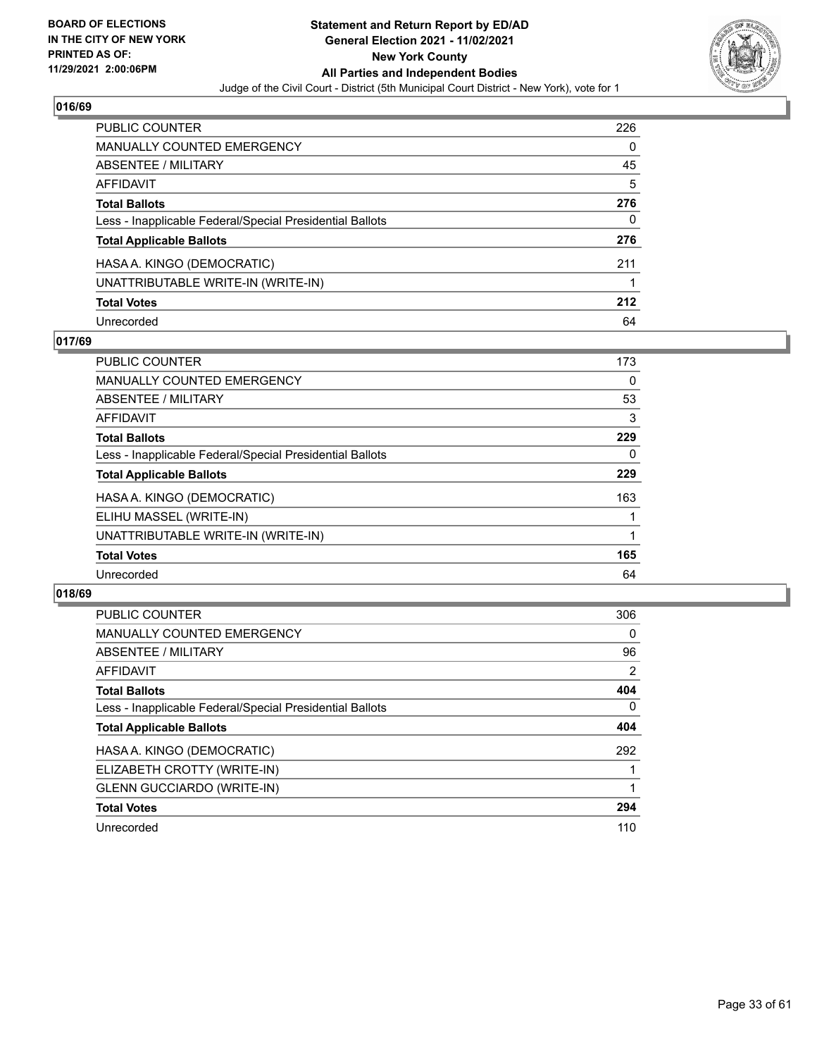**BOARD OF ELECTIONS IN THE CITY OF NEW YORK PRINTED AS OF: 11/29/2021 2:00:06PM**

# Statement and Return Report by ED/AD
## General Election 2021 - 11/02/2021
## New York County
## All Parties and Independent Bodies

Judge of the Civil Court - District (5th Municipal Court District - New York), vote for 1

### 016/69

| | |
|---|---|
| PUBLIC COUNTER | 226 |
| MANUALLY COUNTED EMERGENCY | 0 |
| ABSENTEE / MILITARY | 45 |
| AFFIDAVIT | 5 |
| **Total Ballots** | **276** |
| Less - Inapplicable Federal/Special Presidential Ballots | 0 |
| **Total Applicable Ballots** | **276** |
| HASA A. KINGO (DEMOCRATIC) | 211 |
| UNATTRIBUTABLE WRITE-IN (WRITE-IN) | 1 |
| **Total Votes** | **212** |
| Unrecorded | 64 |

### 017/69

| | |
|---|---|
| PUBLIC COUNTER | 173 |
| MANUALLY COUNTED EMERGENCY | 0 |
| ABSENTEE / MILITARY | 53 |
| AFFIDAVIT | 3 |
| **Total Ballots** | **229** |
| Less - Inapplicable Federal/Special Presidential Ballots | 0 |
| **Total Applicable Ballots** | **229** |
| HASA A. KINGO (DEMOCRATIC) | 163 |
| ELIHU MASSEL (WRITE-IN) | 1 |
| UNATTRIBUTABLE WRITE-IN (WRITE-IN) | 1 |
| **Total Votes** | **165** |
| Unrecorded | 64 |

### 018/69

| | |
|---|---|
| PUBLIC COUNTER | 306 |
| MANUALLY COUNTED EMERGENCY | 0 |
| ABSENTEE / MILITARY | 96 |
| AFFIDAVIT | 2 |
| **Total Ballots** | **404** |
| Less - Inapplicable Federal/Special Presidential Ballots | 0 |
| **Total Applicable Ballots** | **404** |
| HASA A. KINGO (DEMOCRATIC) | 292 |
| ELIZABETH CROTTY (WRITE-IN) | 1 |
| GLENN GUCCIARDO (WRITE-IN) | 1 |
| **Total Votes** | **294** |
| Unrecorded | 110 |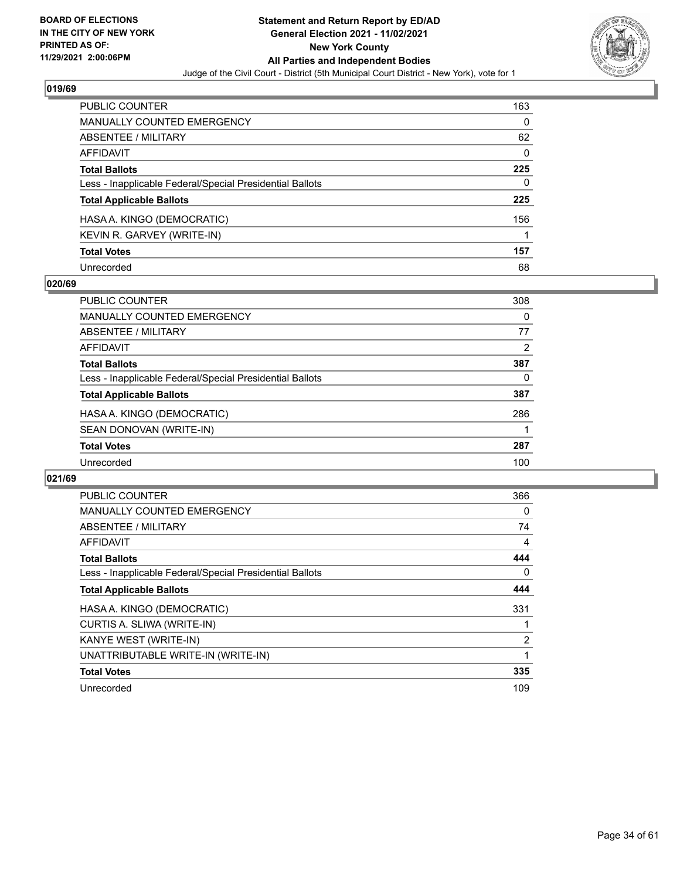BOARD OF ELECTIONS
IN THE CITY OF NEW YORK
PRINTED AS OF:
11/29/2021 2:00:06PM

**Statement and Return Report by ED/AD**
**General Election 2021 - 11/02/2021**
**New York County**
**All Parties and Independent Bodies**
Judge of the Civil Court - District (5th Municipal Court District - New York), vote for 1

### 019/69

| | |
|---|---|
| PUBLIC COUNTER | 163 |
| MANUALLY COUNTED EMERGENCY | 0 |
| ABSENTEE / MILITARY | 62 |
| AFFIDAVIT | 0 |
| **Total Ballots** | **225** |
| Less - Inapplicable Federal/Special Presidential Ballots | 0 |
| **Total Applicable Ballots** | **225** |
| HASA A. KINGO (DEMOCRATIC) | 156 |
| KEVIN R. GARVEY (WRITE-IN) | 1 |
| **Total Votes** | **157** |
| Unrecorded | 68 |

### 020/69

| | |
|---|---|
| PUBLIC COUNTER | 308 |
| MANUALLY COUNTED EMERGENCY | 0 |
| ABSENTEE / MILITARY | 77 |
| AFFIDAVIT | 2 |
| **Total Ballots** | **387** |
| Less - Inapplicable Federal/Special Presidential Ballots | 0 |
| **Total Applicable Ballots** | **387** |
| HASA A. KINGO (DEMOCRATIC) | 286 |
| SEAN DONOVAN (WRITE-IN) | 1 |
| **Total Votes** | **287** |
| Unrecorded | 100 |

### 021/69

| | |
|---|---|
| PUBLIC COUNTER | 366 |
| MANUALLY COUNTED EMERGENCY | 0 |
| ABSENTEE / MILITARY | 74 |
| AFFIDAVIT | 4 |
| **Total Ballots** | **444** |
| Less - Inapplicable Federal/Special Presidential Ballots | 0 |
| **Total Applicable Ballots** | **444** |
| HASA A. KINGO (DEMOCRATIC) | 331 |
| CURTIS A. SLIWA (WRITE-IN) | 1 |
| KANYE WEST (WRITE-IN) | 2 |
| UNATTRIBUTABLE WRITE-IN (WRITE-IN) | 1 |
| **Total Votes** | **335** |
| Unrecorded | 109 |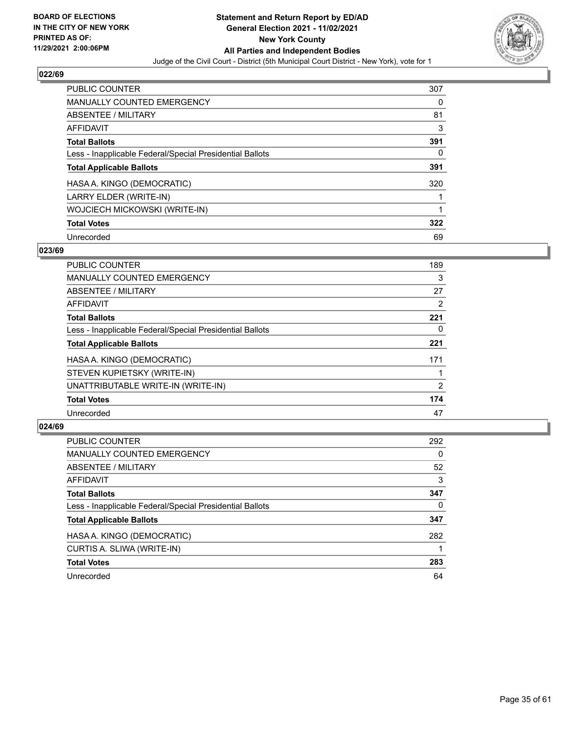**BOARD OF ELECTIONS IN THE CITY OF NEW YORK PRINTED AS OF: 11/29/2021 2:00:06PM**

# Statement and Return Report by ED/AD General Election 2021 - 11/02/2021 New York County All Parties and Independent Bodies

Judge of the Civil Court - District (5th Municipal Court District - New York), vote for 1

## 022/69

| | |
|---|---|
| PUBLIC COUNTER | 307 |
| MANUALLY COUNTED EMERGENCY | 0 |
| ABSENTEE / MILITARY | 81 |
| AFFIDAVIT | 3 |
| **Total Ballots** | **391** |
| Less - Inapplicable Federal/Special Presidential Ballots | 0 |
| **Total Applicable Ballots** | **391** |
| HASA A. KINGO (DEMOCRATIC) | 320 |
| LARRY ELDER (WRITE-IN) | 1 |
| WOJCIECH MICKOWSKI (WRITE-IN) | 1 |
| **Total Votes** | **322** |
| Unrecorded | 69 |

## 023/69

| | |
|---|---|
| PUBLIC COUNTER | 189 |
| MANUALLY COUNTED EMERGENCY | 3 |
| ABSENTEE / MILITARY | 27 |
| AFFIDAVIT | 2 |
| **Total Ballots** | **221** |
| Less - Inapplicable Federal/Special Presidential Ballots | 0 |
| **Total Applicable Ballots** | **221** |
| HASA A. KINGO (DEMOCRATIC) | 171 |
| STEVEN KUPIETSKY (WRITE-IN) | 1 |
| UNATTRIBUTABLE WRITE-IN (WRITE-IN) | 2 |
| **Total Votes** | **174** |
| Unrecorded | 47 |

## 024/69

| | |
|---|---|
| PUBLIC COUNTER | 292 |
| MANUALLY COUNTED EMERGENCY | 0 |
| ABSENTEE / MILITARY | 52 |
| AFFIDAVIT | 3 |
| **Total Ballots** | **347** |
| Less - Inapplicable Federal/Special Presidential Ballots | 0 |
| **Total Applicable Ballots** | **347** |
| HASA A. KINGO (DEMOCRATIC) | 282 |
| CURTIS A. SLIWA (WRITE-IN) | 1 |
| **Total Votes** | **283** |
| Unrecorded | 64 |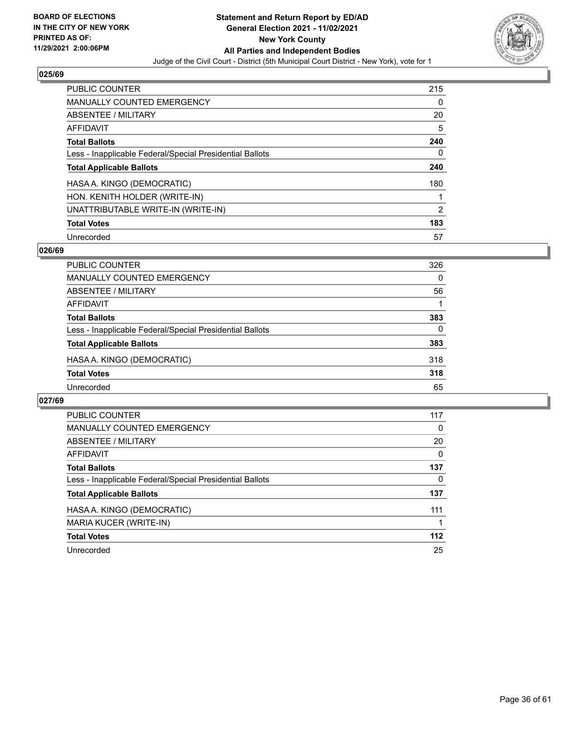BOARD OF ELECTIONS
IN THE CITY OF NEW YORK
PRINTED AS OF:
11/29/2021 2:00:06PM

**Statement and Return Report by ED/AD**
**General Election 2021 - 11/02/2021**
**New York County**
**All Parties and Independent Bodies**
Judge of the Civil Court - District (5th Municipal Court District - New York), vote for 1

## 025/69

| | |
|---|---|
| PUBLIC COUNTER | 215 |
| MANUALLY COUNTED EMERGENCY | 0 |
| ABSENTEE / MILITARY | 20 |
| AFFIDAVIT | 5 |
| **Total Ballots** | **240** |
| Less - Inapplicable Federal/Special Presidential Ballots | 0 |
| **Total Applicable Ballots** | **240** |
| HASA A. KINGO (DEMOCRATIC) | 180 |
| HON. KENITH HOLDER (WRITE-IN) | 1 |
| UNATTRIBUTABLE WRITE-IN (WRITE-IN) | 2 |
| **Total Votes** | **183** |
| Unrecorded | 57 |

## 026/69

| | |
|---|---|
| PUBLIC COUNTER | 326 |
| MANUALLY COUNTED EMERGENCY | 0 |
| ABSENTEE / MILITARY | 56 |
| AFFIDAVIT | 1 |
| **Total Ballots** | **383** |
| Less - Inapplicable Federal/Special Presidential Ballots | 0 |
| **Total Applicable Ballots** | **383** |
| HASA A. KINGO (DEMOCRATIC) | 318 |
| **Total Votes** | **318** |
| Unrecorded | 65 |

## 027/69

| | |
|---|---|
| PUBLIC COUNTER | 117 |
| MANUALLY COUNTED EMERGENCY | 0 |
| ABSENTEE / MILITARY | 20 |
| AFFIDAVIT | 0 |
| **Total Ballots** | **137** |
| Less - Inapplicable Federal/Special Presidential Ballots | 0 |
| **Total Applicable Ballots** | **137** |
| HASA A. KINGO (DEMOCRATIC) | 111 |
| MARIA KUCER (WRITE-IN) | 1 |
| **Total Votes** | **112** |
| Unrecorded | 25 |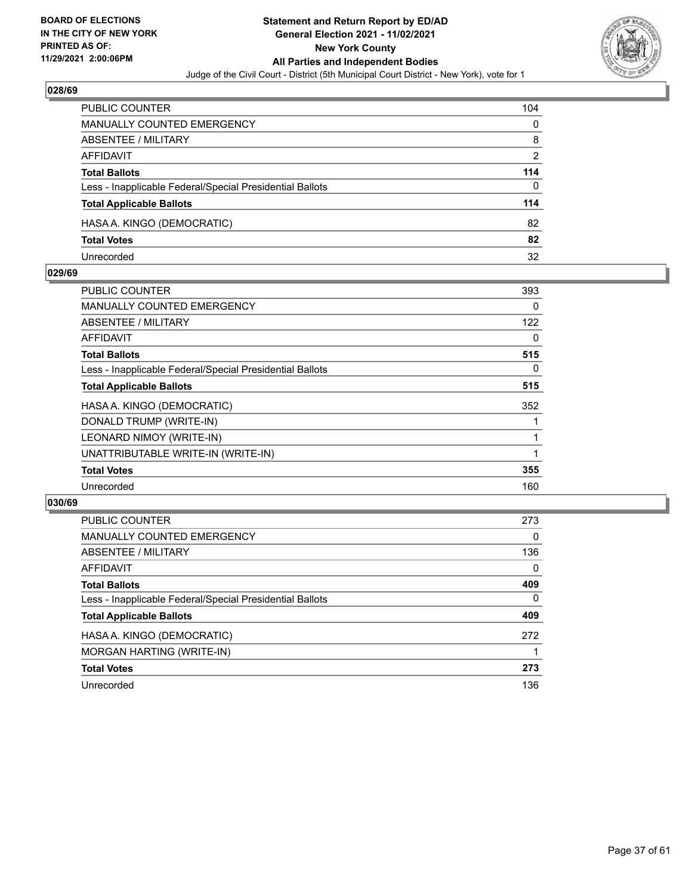**BOARD OF ELECTIONS IN THE CITY OF NEW YORK PRINTED AS OF: 11/29/2021 2:00:06PM**

**Statement and Return Report by ED/AD General Election 2021 - 11/02/2021 New York County All Parties and Independent Bodies**

Judge of the Civil Court - District (5th Municipal Court District - New York), vote for 1

## 028/69

| | |
|---|---|
| PUBLIC COUNTER | 104 |
| MANUALLY COUNTED EMERGENCY | 0 |
| ABSENTEE / MILITARY | 8 |
| AFFIDAVIT | 2 |
| **Total Ballots** | **114** |
| Less - Inapplicable Federal/Special Presidential Ballots | 0 |
| **Total Applicable Ballots** | **114** |
| HASA A. KINGO (DEMOCRATIC) | 82 |
| **Total Votes** | **82** |
| Unrecorded | 32 |

## 029/69

| | |
|---|---|
| PUBLIC COUNTER | 393 |
| MANUALLY COUNTED EMERGENCY | 0 |
| ABSENTEE / MILITARY | 122 |
| AFFIDAVIT | 0 |
| **Total Ballots** | **515** |
| Less - Inapplicable Federal/Special Presidential Ballots | 0 |
| **Total Applicable Ballots** | **515** |
| HASA A. KINGO (DEMOCRATIC) | 352 |
| DONALD TRUMP (WRITE-IN) | 1 |
| LEONARD NIMOY (WRITE-IN) | 1 |
| UNATTRIBUTABLE WRITE-IN (WRITE-IN) | 1 |
| **Total Votes** | **355** |
| Unrecorded | 160 |

## 030/69

| | |
|---|---|
| PUBLIC COUNTER | 273 |
| MANUALLY COUNTED EMERGENCY | 0 |
| ABSENTEE / MILITARY | 136 |
| AFFIDAVIT | 0 |
| **Total Ballots** | **409** |
| Less - Inapplicable Federal/Special Presidential Ballots | 0 |
| **Total Applicable Ballots** | **409** |
| HASA A. KINGO (DEMOCRATIC) | 272 |
| MORGAN HARTING (WRITE-IN) | 1 |
| **Total Votes** | **273** |
| Unrecorded | 136 |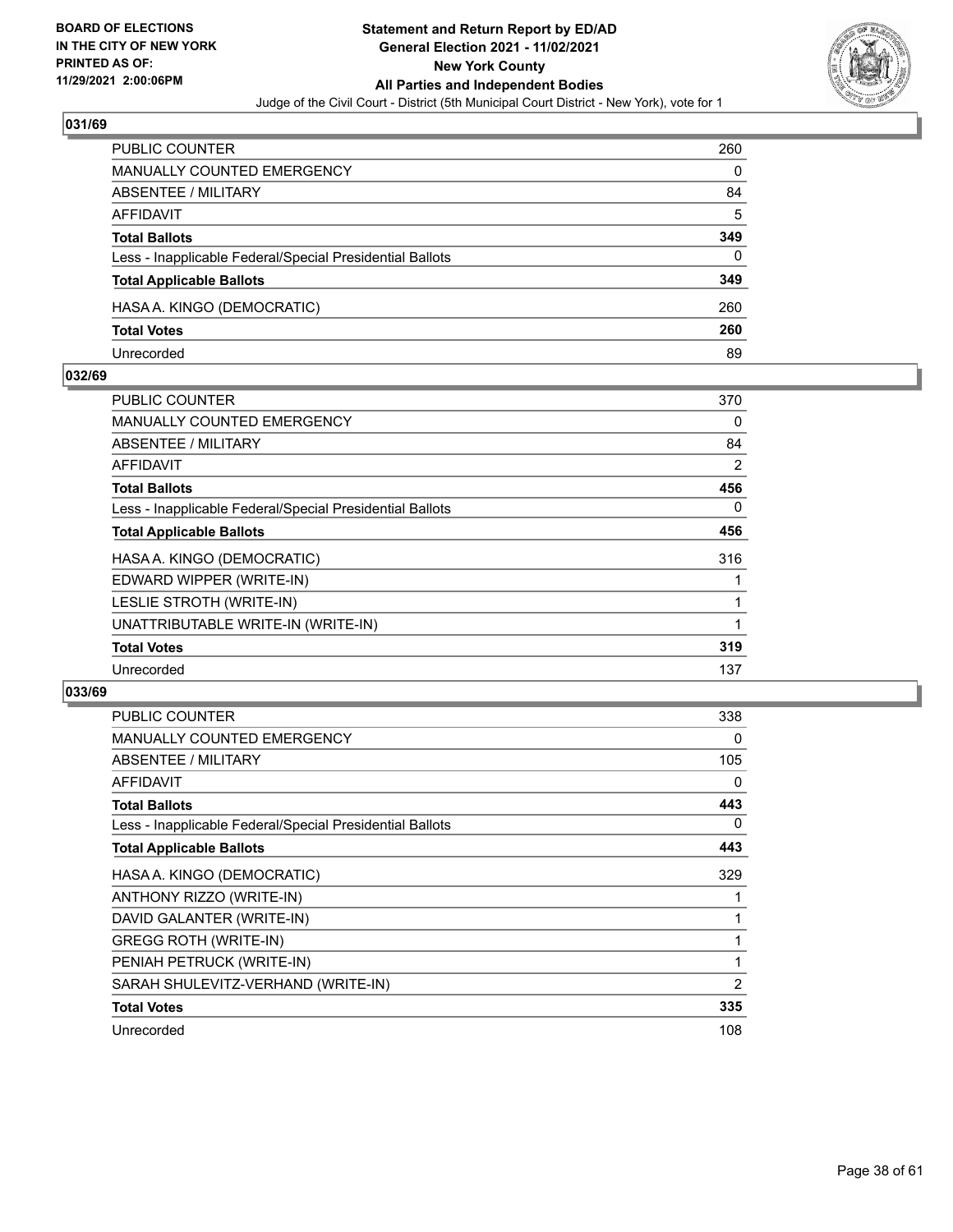BOARD OF ELECTIONS
IN THE CITY OF NEW YORK
PRINTED AS OF:
11/29/2021 2:00:06PM

**Statement and Return Report by ED/AD**
**General Election 2021 - 11/02/2021**
**New York County**
**All Parties and Independent Bodies**
Judge of the Civil Court - District (5th Municipal Court District - New York), vote for 1

## 031/69

| | |
|---|---|
| PUBLIC COUNTER | 260 |
| MANUALLY COUNTED EMERGENCY | 0 |
| ABSENTEE / MILITARY | 84 |
| AFFIDAVIT | 5 |
| **Total Ballots** | **349** |
| Less - Inapplicable Federal/Special Presidential Ballots | 0 |
| **Total Applicable Ballots** | **349** |
| HASA A. KINGO (DEMOCRATIC) | 260 |
| **Total Votes** | **260** |
| Unrecorded | 89 |

## 032/69

| | |
|---|---|
| PUBLIC COUNTER | 370 |
| MANUALLY COUNTED EMERGENCY | 0 |
| ABSENTEE / MILITARY | 84 |
| AFFIDAVIT | 2 |
| **Total Ballots** | **456** |
| Less - Inapplicable Federal/Special Presidential Ballots | 0 |
| **Total Applicable Ballots** | **456** |
| HASA A. KINGO (DEMOCRATIC) | 316 |
| EDWARD WIPPER (WRITE-IN) | 1 |
| LESLIE STROTH (WRITE-IN) | 1 |
| UNATTRIBUTABLE WRITE-IN (WRITE-IN) | 1 |
| **Total Votes** | **319** |
| Unrecorded | 137 |

## 033/69

| | |
|---|---|
| PUBLIC COUNTER | 338 |
| MANUALLY COUNTED EMERGENCY | 0 |
| ABSENTEE / MILITARY | 105 |
| AFFIDAVIT | 0 |
| **Total Ballots** | **443** |
| Less - Inapplicable Federal/Special Presidential Ballots | 0 |
| **Total Applicable Ballots** | **443** |
| HASA A. KINGO (DEMOCRATIC) | 329 |
| ANTHONY RIZZO (WRITE-IN) | 1 |
| DAVID GALANTER (WRITE-IN) | 1 |
| GREGG ROTH (WRITE-IN) | 1 |
| PENIAH PETRUCK (WRITE-IN) | 1 |
| SARAH SHULEVITZ-VERHAND (WRITE-IN) | 2 |
| **Total Votes** | **335** |
| Unrecorded | 108 |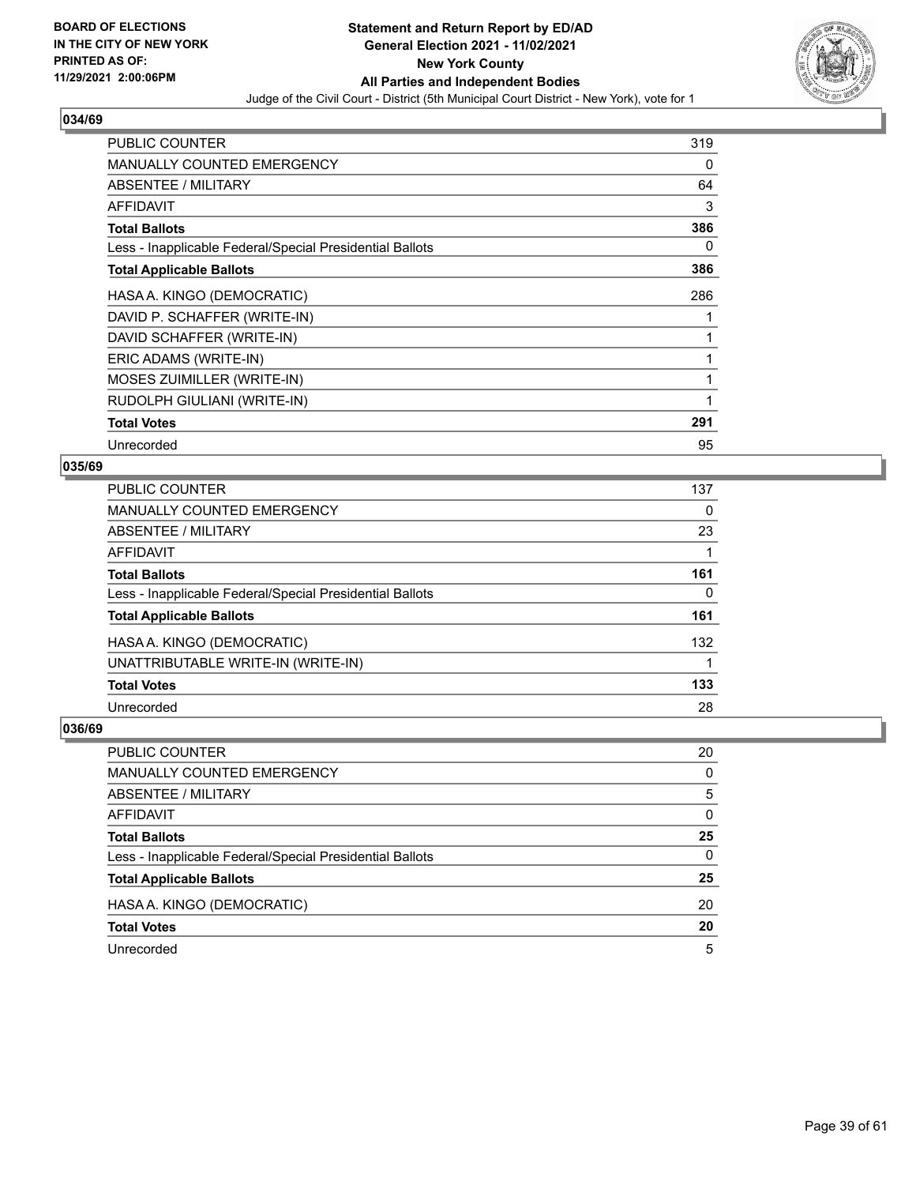**BOARD OF ELECTIONS IN THE CITY OF NEW YORK PRINTED AS OF: 11/29/2021 2:00:06PM**

# Statement and Return Report by ED/AD
## General Election 2021 - 11/02/2021
## New York County
## All Parties and Independent Bodies

Judge of the Civil Court - District (5th Municipal Court District - New York), vote for 1

### 034/69

| | |
|---|---|
| PUBLIC COUNTER | 319 |
| MANUALLY COUNTED EMERGENCY | 0 |
| ABSENTEE / MILITARY | 64 |
| AFFIDAVIT | 3 |
| **Total Ballots** | **386** |
| Less - Inapplicable Federal/Special Presidential Ballots | 0 |
| **Total Applicable Ballots** | **386** |
| HASA A. KINGO (DEMOCRATIC) | 286 |
| DAVID P. SCHAFFER (WRITE-IN) | 1 |
| DAVID SCHAFFER (WRITE-IN) | 1 |
| ERIC ADAMS (WRITE-IN) | 1 |
| MOSES ZUIMILLER (WRITE-IN) | 1 |
| RUDOLPH GIULIANI (WRITE-IN) | 1 |
| **Total Votes** | **291** |
| Unrecorded | 95 |

### 035/69

| | |
|---|---|
| PUBLIC COUNTER | 137 |
| MANUALLY COUNTED EMERGENCY | 0 |
| ABSENTEE / MILITARY | 23 |
| AFFIDAVIT | 1 |
| **Total Ballots** | **161** |
| Less - Inapplicable Federal/Special Presidential Ballots | 0 |
| **Total Applicable Ballots** | **161** |
| HASA A. KINGO (DEMOCRATIC) | 132 |
| UNATTRIBUTABLE WRITE-IN (WRITE-IN) | 1 |
| **Total Votes** | **133** |
| Unrecorded | 28 |

### 036/69

| | |
|---|---|
| PUBLIC COUNTER | 20 |
| MANUALLY COUNTED EMERGENCY | 0 |
| ABSENTEE / MILITARY | 5 |
| AFFIDAVIT | 0 |
| **Total Ballots** | **25** |
| Less - Inapplicable Federal/Special Presidential Ballots | 0 |
| **Total Applicable Ballots** | **25** |
| HASA A. KINGO (DEMOCRATIC) | 20 |
| **Total Votes** | **20** |
| Unrecorded | 5 |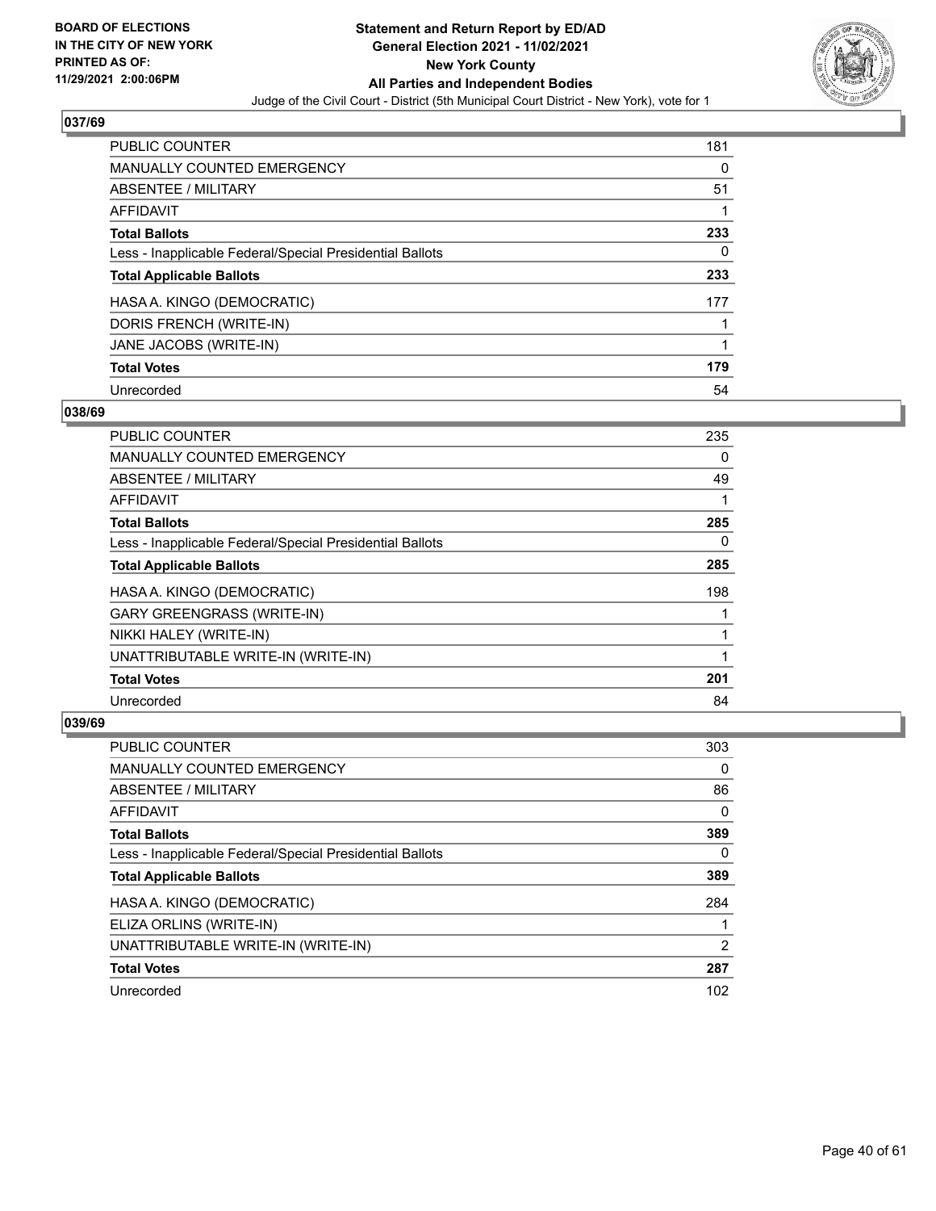## 037/69

| | |
|---|---|
| PUBLIC COUNTER | 181 |
| MANUALLY COUNTED EMERGENCY | 0 |
| ABSENTEE / MILITARY | 51 |
| AFFIDAVIT | 1 |
| **Total Ballots** | **233** |
| Less - Inapplicable Federal/Special Presidential Ballots | 0 |
| **Total Applicable Ballots** | **233** |
| HASA A. KINGO (DEMOCRATIC) | 177 |
| DORIS FRENCH (WRITE-IN) | 1 |
| JANE JACOBS (WRITE-IN) | 1 |
| **Total Votes** | **179** |
| Unrecorded | 54 |

## 038/69

| | |
|---|---|
| PUBLIC COUNTER | 235 |
| MANUALLY COUNTED EMERGENCY | 0 |
| ABSENTEE / MILITARY | 49 |
| AFFIDAVIT | 1 |
| **Total Ballots** | **285** |
| Less - Inapplicable Federal/Special Presidential Ballots | 0 |
| **Total Applicable Ballots** | **285** |
| HASA A. KINGO (DEMOCRATIC) | 198 |
| GARY GREENGRASS (WRITE-IN) | 1 |
| NIKKI HALEY (WRITE-IN) | 1 |
| UNATTRIBUTABLE WRITE-IN (WRITE-IN) | 1 |
| **Total Votes** | **201** |
| Unrecorded | 84 |

## 039/69

| | |
|---|---|
| PUBLIC COUNTER | 303 |
| MANUALLY COUNTED EMERGENCY | 0 |
| ABSENTEE / MILITARY | 86 |
| AFFIDAVIT | 0 |
| **Total Ballots** | **389** |
| Less - Inapplicable Federal/Special Presidential Ballots | 0 |
| **Total Applicable Ballots** | **389** |
| HASA A. KINGO (DEMOCRATIC) | 284 |
| ELIZA ORLINS (WRITE-IN) | 1 |
| UNATTRIBUTABLE WRITE-IN (WRITE-IN) | 2 |
| **Total Votes** | **287** |
| Unrecorded | 102 |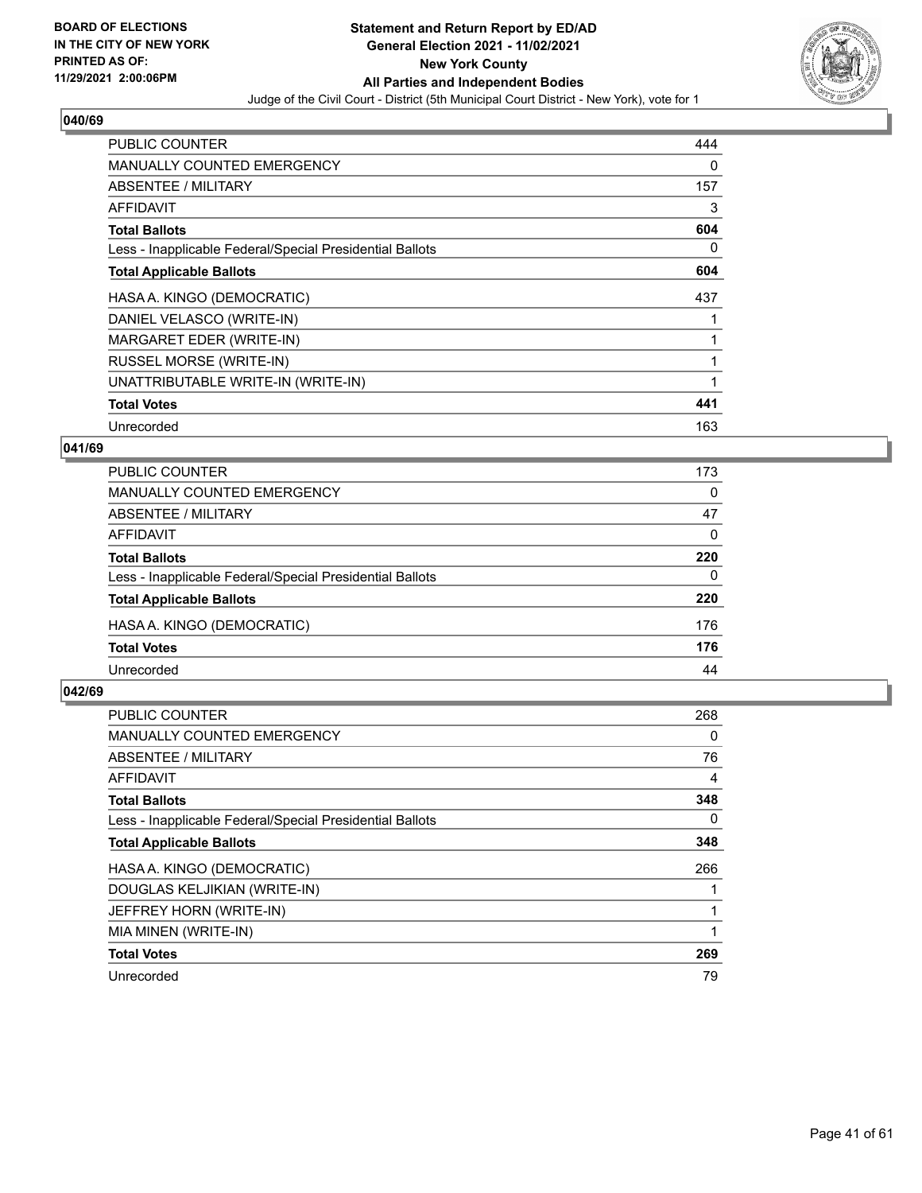**BOARD OF ELECTIONS IN THE CITY OF NEW YORK PRINTED AS OF: 11/29/2021 2:00:06PM**

**Statement and Return Report by ED/AD General Election 2021 - 11/02/2021 New York County All Parties and Independent Bodies**

Judge of the Civil Court - District (5th Municipal Court District - New York), vote for 1

## 040/69

| | |
|---|---|
| PUBLIC COUNTER | 444 |
| MANUALLY COUNTED EMERGENCY | 0 |
| ABSENTEE / MILITARY | 157 |
| AFFIDAVIT | 3 |
| **Total Ballots** | **604** |
| Less - Inapplicable Federal/Special Presidential Ballots | 0 |
| **Total Applicable Ballots** | **604** |
| HASA A. KINGO (DEMOCRATIC) | 437 |
| DANIEL VELASCO (WRITE-IN) | 1 |
| MARGARET EDER (WRITE-IN) | 1 |
| RUSSEL MORSE (WRITE-IN) | 1 |
| UNATTRIBUTABLE WRITE-IN (WRITE-IN) | 1 |
| **Total Votes** | **441** |
| Unrecorded | 163 |

## 041/69

| | |
|---|---|
| PUBLIC COUNTER | 173 |
| MANUALLY COUNTED EMERGENCY | 0 |
| ABSENTEE / MILITARY | 47 |
| AFFIDAVIT | 0 |
| **Total Ballots** | **220** |
| Less - Inapplicable Federal/Special Presidential Ballots | 0 |
| **Total Applicable Ballots** | **220** |
| HASA A. KINGO (DEMOCRATIC) | 176 |
| **Total Votes** | **176** |
| Unrecorded | 44 |

## 042/69

| | |
|---|---|
| PUBLIC COUNTER | 268 |
| MANUALLY COUNTED EMERGENCY | 0 |
| ABSENTEE / MILITARY | 76 |
| AFFIDAVIT | 4 |
| **Total Ballots** | **348** |
| Less - Inapplicable Federal/Special Presidential Ballots | 0 |
| **Total Applicable Ballots** | **348** |
| HASA A. KINGO (DEMOCRATIC) | 266 |
| DOUGLAS KELJIKIAN (WRITE-IN) | 1 |
| JEFFREY HORN (WRITE-IN) | 1 |
| MIA MINEN (WRITE-IN) | 1 |
| **Total Votes** | **269** |
| Unrecorded | 79 |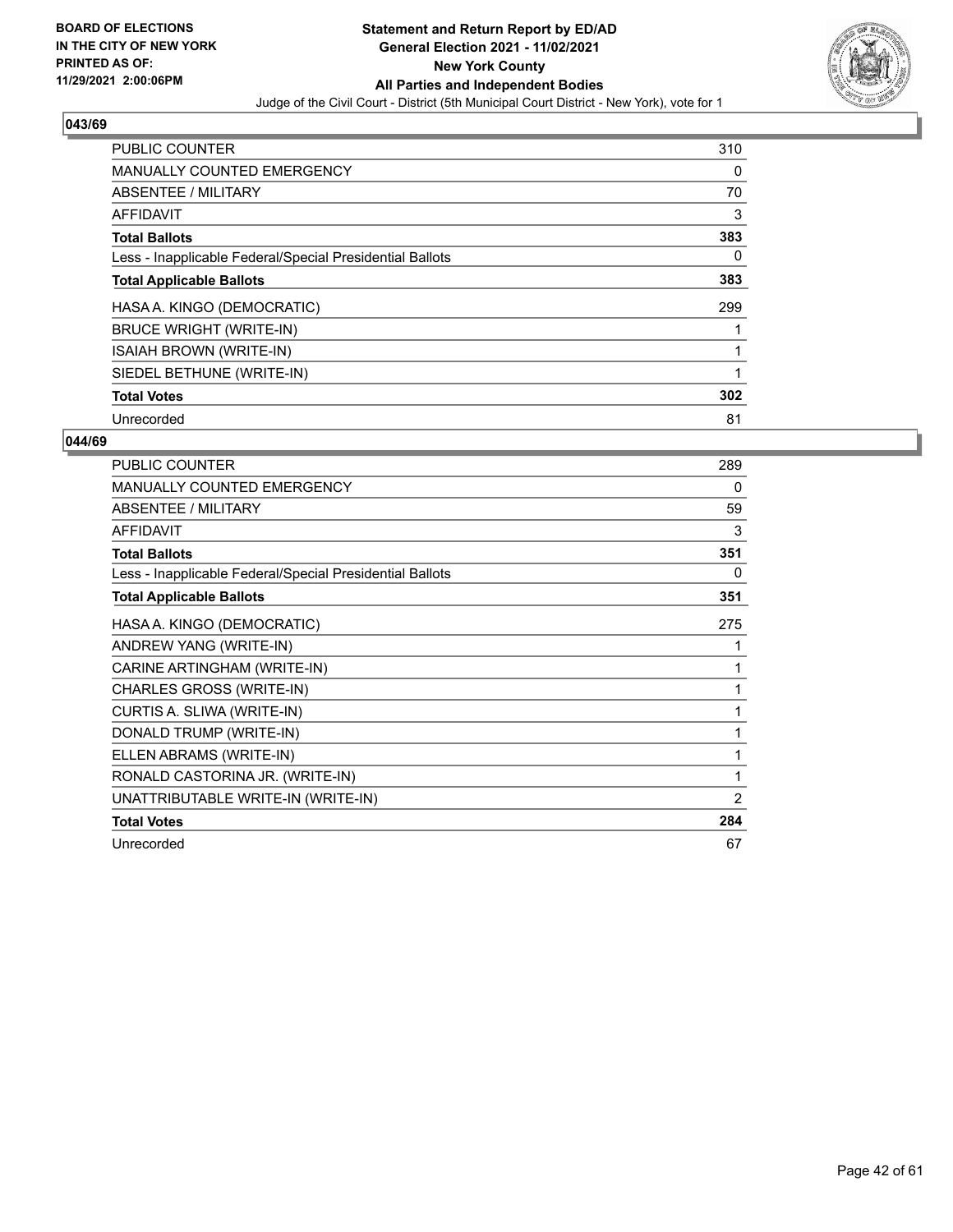BOARD OF ELECTIONS
IN THE CITY OF NEW YORK
PRINTED AS OF:
11/29/2021 2:00:06PM

**Statement and Return Report by ED/AD**
**General Election 2021 - 11/02/2021**
**New York County**
**All Parties and Independent Bodies**
Judge of the Civil Court - District (5th Municipal Court District - New York), vote for 1

### 043/69

| | |
|---|---|
| PUBLIC COUNTER | 310 |
| MANUALLY COUNTED EMERGENCY | 0 |
| ABSENTEE / MILITARY | 70 |
| AFFIDAVIT | 3 |
| **Total Ballots** | **383** |
| Less - Inapplicable Federal/Special Presidential Ballots | 0 |
| **Total Applicable Ballots** | **383** |
| HASA A. KINGO (DEMOCRATIC) | 299 |
| BRUCE WRIGHT (WRITE-IN) | 1 |
| ISAIAH BROWN (WRITE-IN) | 1 |
| SIEDEL BETHUNE (WRITE-IN) | 1 |
| **Total Votes** | **302** |
| Unrecorded | 81 |

### 044/69

| | |
|---|---|
| PUBLIC COUNTER | 289 |
| MANUALLY COUNTED EMERGENCY | 0 |
| ABSENTEE / MILITARY | 59 |
| AFFIDAVIT | 3 |
| **Total Ballots** | **351** |
| Less - Inapplicable Federal/Special Presidential Ballots | 0 |
| **Total Applicable Ballots** | **351** |
| HASA A. KINGO (DEMOCRATIC) | 275 |
| ANDREW YANG (WRITE-IN) | 1 |
| CARINE ARTINGHAM (WRITE-IN) | 1 |
| CHARLES GROSS (WRITE-IN) | 1 |
| CURTIS A. SLIWA (WRITE-IN) | 1 |
| DONALD TRUMP (WRITE-IN) | 1 |
| ELLEN ABRAMS (WRITE-IN) | 1 |
| RONALD CASTORINA JR. (WRITE-IN) | 1 |
| UNATTRIBUTABLE WRITE-IN (WRITE-IN) | 2 |
| **Total Votes** | **284** |
| Unrecorded | 67 |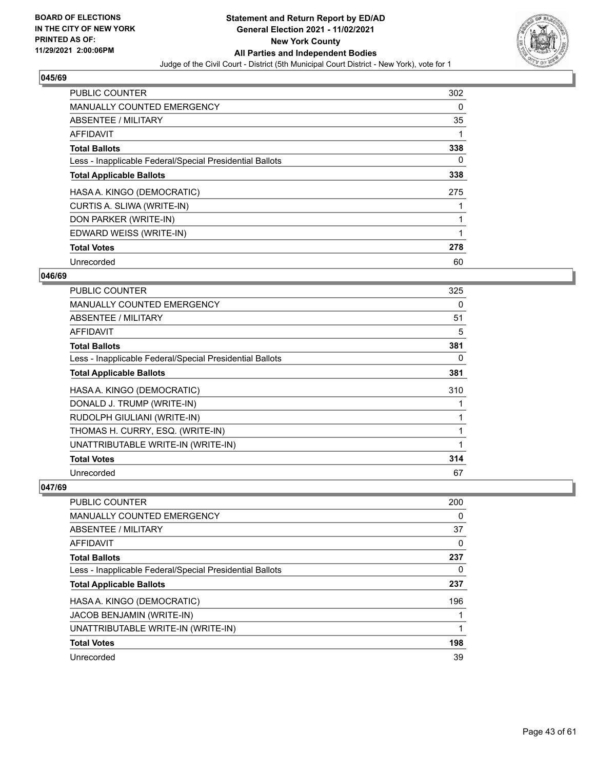**BOARD OF ELECTIONS IN THE CITY OF NEW YORK PRINTED AS OF: 11/29/2021 2:00:06PM**

**Statement and Return Report by ED/AD**
**General Election 2021 - 11/02/2021**
**New York County**
**All Parties and Independent Bodies**
Judge of the Civil Court - District (5th Municipal Court District - New York), vote for 1

### 045/69

| | |
|---|---|
| PUBLIC COUNTER | 302 |
| MANUALLY COUNTED EMERGENCY | 0 |
| ABSENTEE / MILITARY | 35 |
| AFFIDAVIT | 1 |
| **Total Ballots** | **338** |
| Less - Inapplicable Federal/Special Presidential Ballots | 0 |
| **Total Applicable Ballots** | **338** |
| HASA A. KINGO (DEMOCRATIC) | 275 |
| CURTIS A. SLIWA (WRITE-IN) | 1 |
| DON PARKER (WRITE-IN) | 1 |
| EDWARD WEISS (WRITE-IN) | 1 |
| **Total Votes** | **278** |
| Unrecorded | 60 |

### 046/69

| | |
|---|---|
| PUBLIC COUNTER | 325 |
| MANUALLY COUNTED EMERGENCY | 0 |
| ABSENTEE / MILITARY | 51 |
| AFFIDAVIT | 5 |
| **Total Ballots** | **381** |
| Less - Inapplicable Federal/Special Presidential Ballots | 0 |
| **Total Applicable Ballots** | **381** |
| HASA A. KINGO (DEMOCRATIC) | 310 |
| DONALD J. TRUMP (WRITE-IN) | 1 |
| RUDOLPH GIULIANI (WRITE-IN) | 1 |
| THOMAS H. CURRY, ESQ. (WRITE-IN) | 1 |
| UNATTRIBUTABLE WRITE-IN (WRITE-IN) | 1 |
| **Total Votes** | **314** |
| Unrecorded | 67 |

### 047/69

| | |
|---|---|
| PUBLIC COUNTER | 200 |
| MANUALLY COUNTED EMERGENCY | 0 |
| ABSENTEE / MILITARY | 37 |
| AFFIDAVIT | 0 |
| **Total Ballots** | **237** |
| Less - Inapplicable Federal/Special Presidential Ballots | 0 |
| **Total Applicable Ballots** | **237** |
| HASA A. KINGO (DEMOCRATIC) | 196 |
| JACOB BENJAMIN (WRITE-IN) | 1 |
| UNATTRIBUTABLE WRITE-IN (WRITE-IN) | 1 |
| **Total Votes** | **198** |
| Unrecorded | 39 |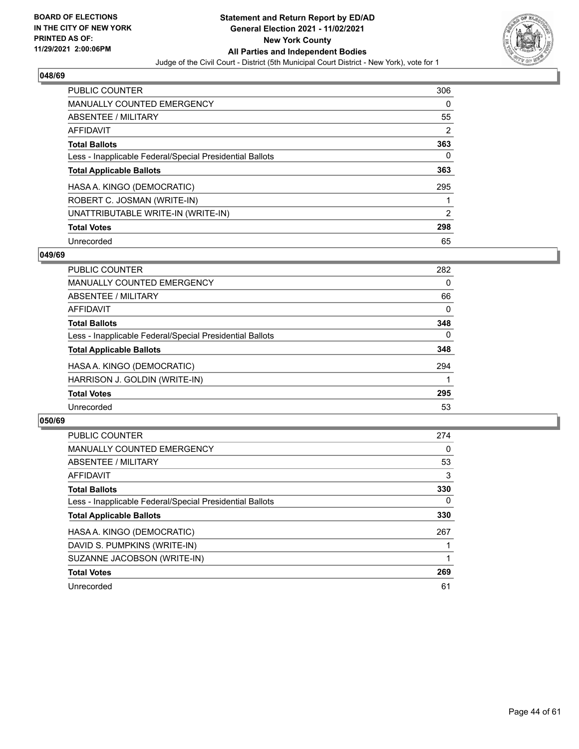**BOARD OF ELECTIONS IN THE CITY OF NEW YORK PRINTED AS OF: 11/29/2021 2:00:06PM**

**Statement and Return Report by ED/AD General Election 2021 - 11/02/2021 New York County All Parties and Independent Bodies**

Judge of the Civil Court - District (5th Municipal Court District - New York), vote for 1

## 048/69

| | |
|---|---|
| PUBLIC COUNTER | 306 |
| MANUALLY COUNTED EMERGENCY | 0 |
| ABSENTEE / MILITARY | 55 |
| AFFIDAVIT | 2 |
| **Total Ballots** | **363** |
| Less - Inapplicable Federal/Special Presidential Ballots | 0 |
| **Total Applicable Ballots** | **363** |
| HASA A. KINGO (DEMOCRATIC) | 295 |
| ROBERT C. JOSMAN (WRITE-IN) | 1 |
| UNATTRIBUTABLE WRITE-IN (WRITE-IN) | 2 |
| **Total Votes** | **298** |
| Unrecorded | 65 |

## 049/69

| | |
|---|---|
| PUBLIC COUNTER | 282 |
| MANUALLY COUNTED EMERGENCY | 0 |
| ABSENTEE / MILITARY | 66 |
| AFFIDAVIT | 0 |
| **Total Ballots** | **348** |
| Less - Inapplicable Federal/Special Presidential Ballots | 0 |
| **Total Applicable Ballots** | **348** |
| HASA A. KINGO (DEMOCRATIC) | 294 |
| HARRISON J. GOLDIN (WRITE-IN) | 1 |
| **Total Votes** | **295** |
| Unrecorded | 53 |

## 050/69

| | |
|---|---|
| PUBLIC COUNTER | 274 |
| MANUALLY COUNTED EMERGENCY | 0 |
| ABSENTEE / MILITARY | 53 |
| AFFIDAVIT | 3 |
| **Total Ballots** | **330** |
| Less - Inapplicable Federal/Special Presidential Ballots | 0 |
| **Total Applicable Ballots** | **330** |
| HASA A. KINGO (DEMOCRATIC) | 267 |
| DAVID S. PUMPKINS (WRITE-IN) | 1 |
| SUZANNE JACOBSON (WRITE-IN) | 1 |
| **Total Votes** | **269** |
| Unrecorded | 61 |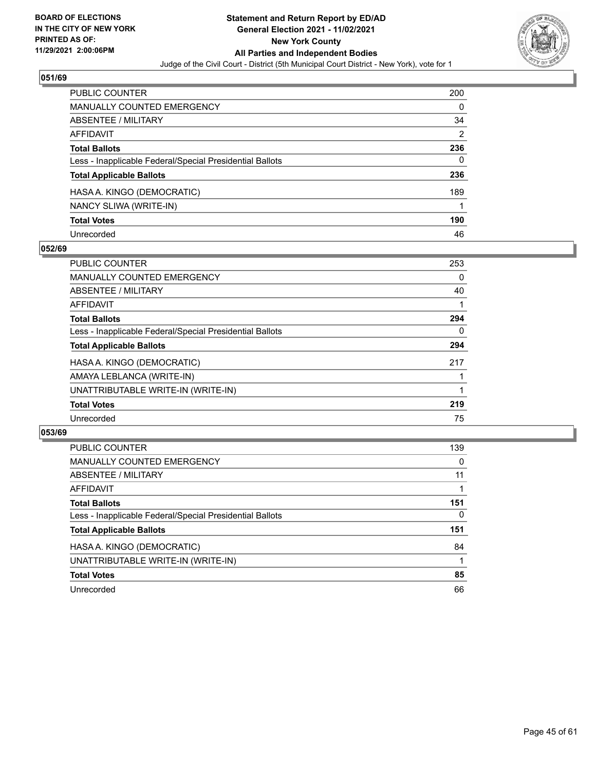## 051/69

| | |
|---|---|
| PUBLIC COUNTER | 200 |
| MANUALLY COUNTED EMERGENCY | 0 |
| ABSENTEE / MILITARY | 34 |
| AFFIDAVIT | 2 |
| **Total Ballots** | **236** |
| Less - Inapplicable Federal/Special Presidential Ballots | 0 |
| **Total Applicable Ballots** | **236** |
| HASA A. KINGO (DEMOCRATIC) | 189 |
| NANCY SLIWA (WRITE-IN) | 1 |
| **Total Votes** | **190** |
| Unrecorded | 46 |

## 052/69

| | |
|---|---|
| PUBLIC COUNTER | 253 |
| MANUALLY COUNTED EMERGENCY | 0 |
| ABSENTEE / MILITARY | 40 |
| AFFIDAVIT | 1 |
| **Total Ballots** | **294** |
| Less - Inapplicable Federal/Special Presidential Ballots | 0 |
| **Total Applicable Ballots** | **294** |
| HASA A. KINGO (DEMOCRATIC) | 217 |
| AMAYA LEBLANCA (WRITE-IN) | 1 |
| UNATTRIBUTABLE WRITE-IN (WRITE-IN) | 1 |
| **Total Votes** | **219** |
| Unrecorded | 75 |

## 053/69

| | |
|---|---|
| PUBLIC COUNTER | 139 |
| MANUALLY COUNTED EMERGENCY | 0 |
| ABSENTEE / MILITARY | 11 |
| AFFIDAVIT | 1 |
| **Total Ballots** | **151** |
| Less - Inapplicable Federal/Special Presidential Ballots | 0 |
| **Total Applicable Ballots** | **151** |
| HASA A. KINGO (DEMOCRATIC) | 84 |
| UNATTRIBUTABLE WRITE-IN (WRITE-IN) | 1 |
| **Total Votes** | **85** |
| Unrecorded | 66 |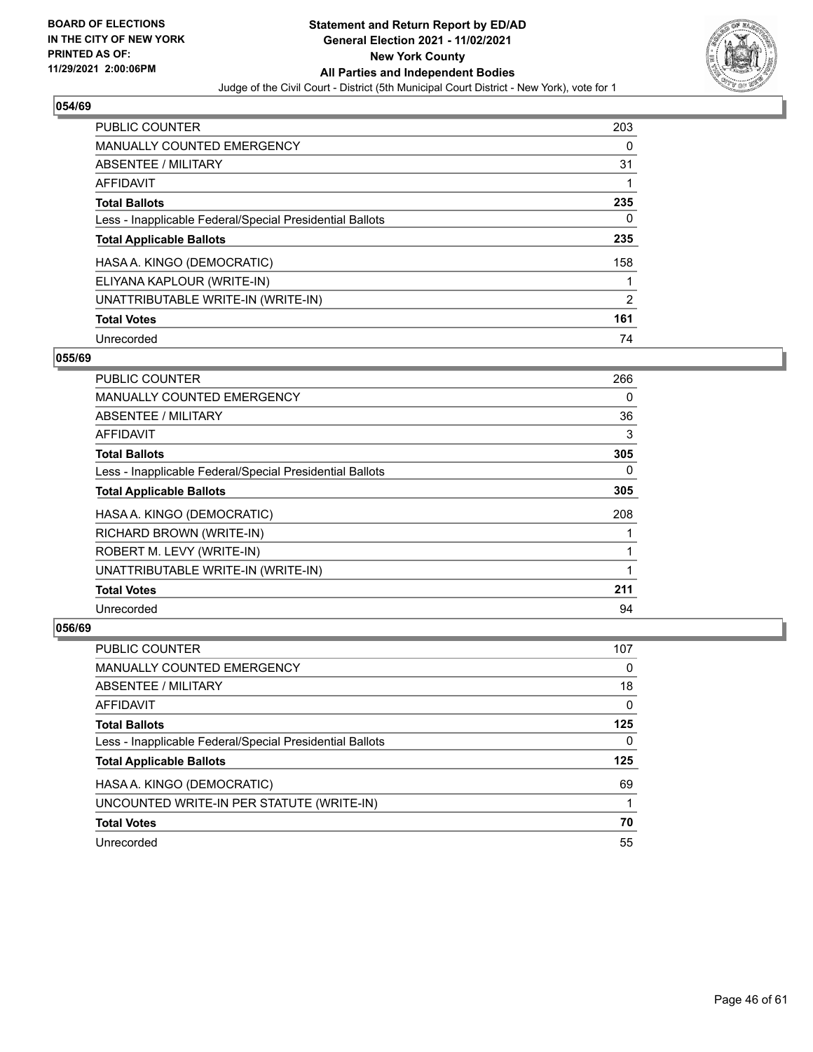**Statement and Return Report by ED/AD**
**General Election 2021 - 11/02/2021**
**New York County**
**All Parties and Independent Bodies**
Judge of the Civil Court - District (5th Municipal Court District - New York), vote for 1

BOARD OF ELECTIONS IN THE CITY OF NEW YORK PRINTED AS OF: 11/29/2021 2:00:06PM

### 054/69

| | |
|---|---|
| PUBLIC COUNTER | 203 |
| MANUALLY COUNTED EMERGENCY | 0 |
| ABSENTEE / MILITARY | 31 |
| AFFIDAVIT | 1 |
| **Total Ballots** | **235** |
| Less - Inapplicable Federal/Special Presidential Ballots | 0 |
| **Total Applicable Ballots** | **235** |
| HASA A. KINGO (DEMOCRATIC) | 158 |
| ELIYANA KAPLOUR (WRITE-IN) | 1 |
| UNATTRIBUTABLE WRITE-IN (WRITE-IN) | 2 |
| **Total Votes** | **161** |
| Unrecorded | 74 |

### 055/69

| | |
|---|---|
| PUBLIC COUNTER | 266 |
| MANUALLY COUNTED EMERGENCY | 0 |
| ABSENTEE / MILITARY | 36 |
| AFFIDAVIT | 3 |
| **Total Ballots** | **305** |
| Less - Inapplicable Federal/Special Presidential Ballots | 0 |
| **Total Applicable Ballots** | **305** |
| HASA A. KINGO (DEMOCRATIC) | 208 |
| RICHARD BROWN (WRITE-IN) | 1 |
| ROBERT M. LEVY (WRITE-IN) | 1 |
| UNATTRIBUTABLE WRITE-IN (WRITE-IN) | 1 |
| **Total Votes** | **211** |
| Unrecorded | 94 |

### 056/69

| | |
|---|---|
| PUBLIC COUNTER | 107 |
| MANUALLY COUNTED EMERGENCY | 0 |
| ABSENTEE / MILITARY | 18 |
| AFFIDAVIT | 0 |
| **Total Ballots** | **125** |
| Less - Inapplicable Federal/Special Presidential Ballots | 0 |
| **Total Applicable Ballots** | **125** |
| HASA A. KINGO (DEMOCRATIC) | 69 |
| UNCOUNTED WRITE-IN PER STATUTE (WRITE-IN) | 1 |
| **Total Votes** | **70** |
| Unrecorded | 55 |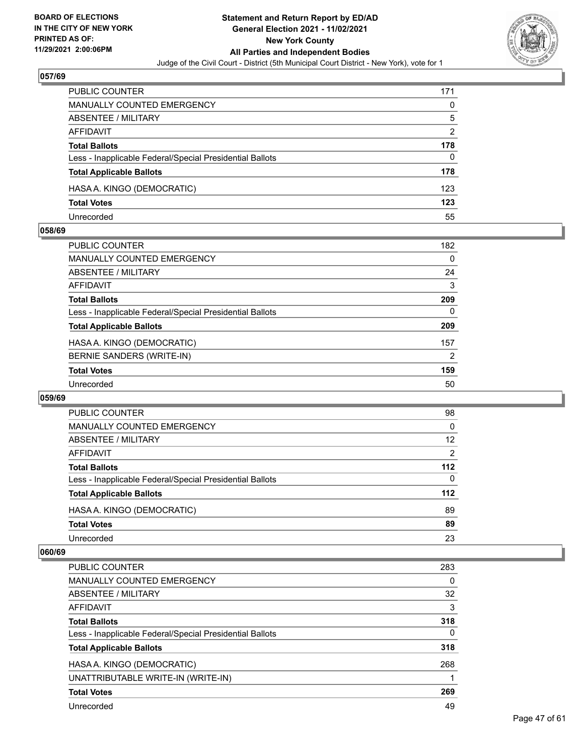**BOARD OF ELECTIONS IN THE CITY OF NEW YORK PRINTED AS OF: 11/29/2021 2:00:06PM**

# Statement and Return Report by ED/AD
## General Election 2021 - 11/02/2021
## New York County
## All Parties and Independent Bodies

Judge of the Civil Court - District (5th Municipal Court District - New York), vote for 1

### 057/69

| | |
|---|---|
| PUBLIC COUNTER | 171 |
| MANUALLY COUNTED EMERGENCY | 0 |
| ABSENTEE / MILITARY | 5 |
| AFFIDAVIT | 2 |
| **Total Ballots** | **178** |
| Less - Inapplicable Federal/Special Presidential Ballots | 0 |
| **Total Applicable Ballots** | **178** |
| HASA A. KINGO (DEMOCRATIC) | 123 |
| **Total Votes** | **123** |
| Unrecorded | 55 |

### 058/69

| | |
|---|---|
| PUBLIC COUNTER | 182 |
| MANUALLY COUNTED EMERGENCY | 0 |
| ABSENTEE / MILITARY | 24 |
| AFFIDAVIT | 3 |
| **Total Ballots** | **209** |
| Less - Inapplicable Federal/Special Presidential Ballots | 0 |
| **Total Applicable Ballots** | **209** |
| HASA A. KINGO (DEMOCRATIC) | 157 |
| BERNIE SANDERS (WRITE-IN) | 2 |
| **Total Votes** | **159** |
| Unrecorded | 50 |

### 059/69

| | |
|---|---|
| PUBLIC COUNTER | 98 |
| MANUALLY COUNTED EMERGENCY | 0 |
| ABSENTEE / MILITARY | 12 |
| AFFIDAVIT | 2 |
| **Total Ballots** | **112** |
| Less - Inapplicable Federal/Special Presidential Ballots | 0 |
| **Total Applicable Ballots** | **112** |
| HASA A. KINGO (DEMOCRATIC) | 89 |
| **Total Votes** | **89** |
| Unrecorded | 23 |

### 060/69

| | |
|---|---|
| PUBLIC COUNTER | 283 |
| MANUALLY COUNTED EMERGENCY | 0 |
| ABSENTEE / MILITARY | 32 |
| AFFIDAVIT | 3 |
| **Total Ballots** | **318** |
| Less - Inapplicable Federal/Special Presidential Ballots | 0 |
| **Total Applicable Ballots** | **318** |
| HASA A. KINGO (DEMOCRATIC) | 268 |
| UNATTRIBUTABLE WRITE-IN (WRITE-IN) | 1 |
| **Total Votes** | **269** |
| Unrecorded | 49 |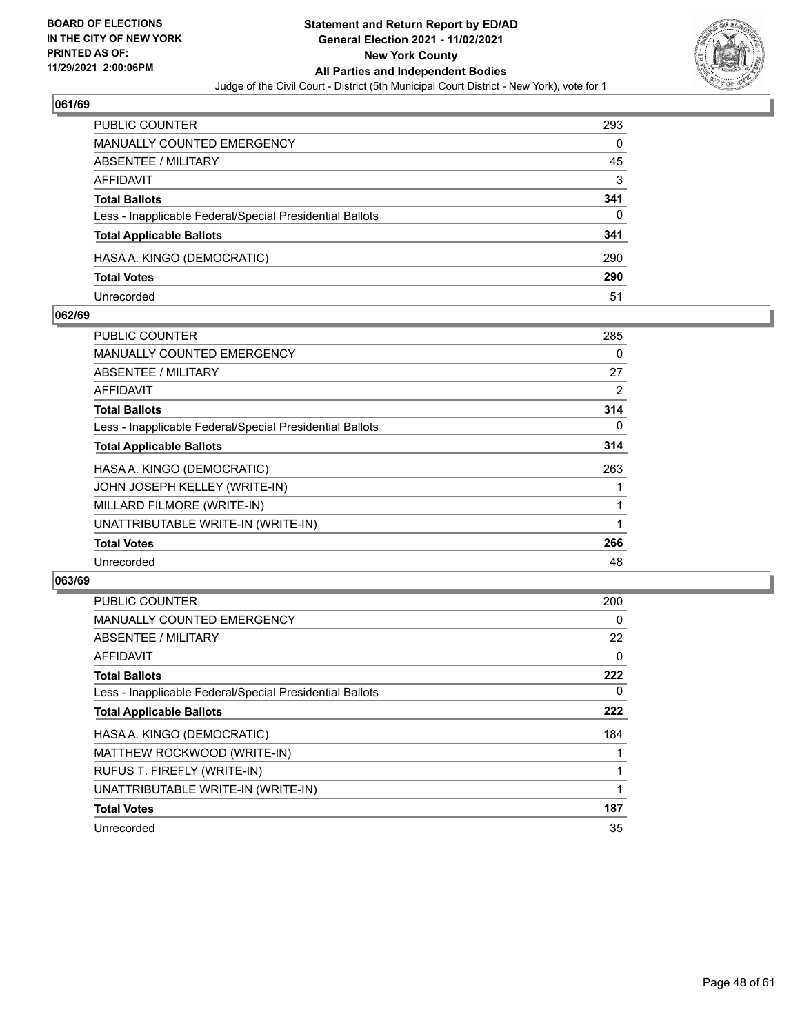**BOARD OF ELECTIONS IN THE CITY OF NEW YORK PRINTED AS OF: 11/29/2021 2:00:06PM**

**Statement and Return Report by ED/AD General Election 2021 - 11/02/2021 New York County All Parties and Independent Bodies**

Judge of the Civil Court - District (5th Municipal Court District - New York), vote for 1

## 061/69

| | |
|---|---|
| PUBLIC COUNTER | 293 |
| MANUALLY COUNTED EMERGENCY | 0 |
| ABSENTEE / MILITARY | 45 |
| AFFIDAVIT | 3 |
| **Total Ballots** | **341** |
| Less - Inapplicable Federal/Special Presidential Ballots | 0 |
| **Total Applicable Ballots** | **341** |
| HASA A. KINGO (DEMOCRATIC) | 290 |
| **Total Votes** | **290** |
| Unrecorded | 51 |

## 062/69

| | |
|---|---|
| PUBLIC COUNTER | 285 |
| MANUALLY COUNTED EMERGENCY | 0 |
| ABSENTEE / MILITARY | 27 |
| AFFIDAVIT | 2 |
| **Total Ballots** | **314** |
| Less - Inapplicable Federal/Special Presidential Ballots | 0 |
| **Total Applicable Ballots** | **314** |
| HASA A. KINGO (DEMOCRATIC) | 263 |
| JOHN JOSEPH KELLEY (WRITE-IN) | 1 |
| MILLARD FILMORE (WRITE-IN) | 1 |
| UNATTRIBUTABLE WRITE-IN (WRITE-IN) | 1 |
| **Total Votes** | **266** |
| Unrecorded | 48 |

## 063/69

| | |
|---|---|
| PUBLIC COUNTER | 200 |
| MANUALLY COUNTED EMERGENCY | 0 |
| ABSENTEE / MILITARY | 22 |
| AFFIDAVIT | 0 |
| **Total Ballots** | **222** |
| Less - Inapplicable Federal/Special Presidential Ballots | 0 |
| **Total Applicable Ballots** | **222** |
| HASA A. KINGO (DEMOCRATIC) | 184 |
| MATTHEW ROCKWOOD (WRITE-IN) | 1 |
| RUFUS T. FIREFLY (WRITE-IN) | 1 |
| UNATTRIBUTABLE WRITE-IN (WRITE-IN) | 1 |
| **Total Votes** | **187** |
| Unrecorded | 35 |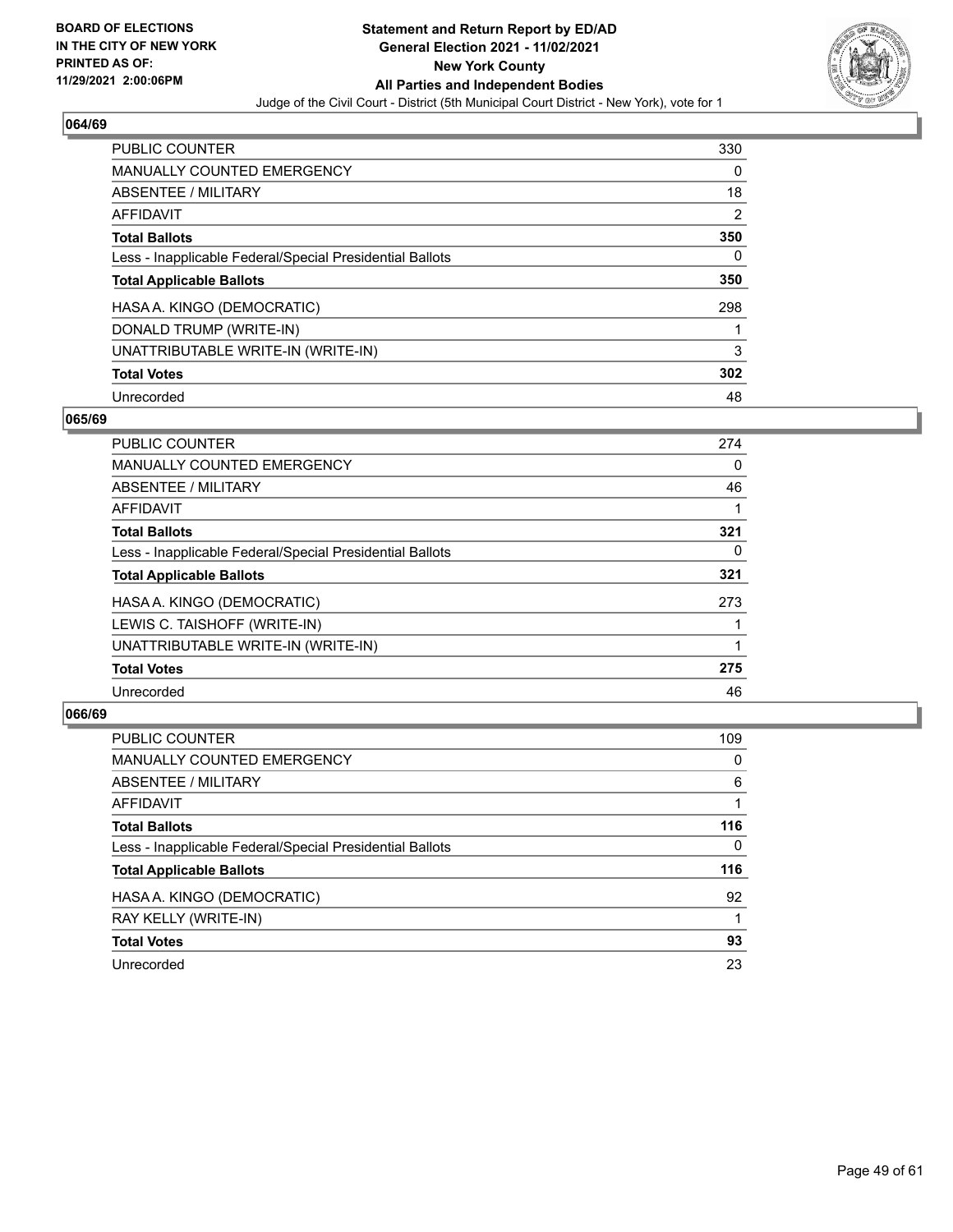## 064/69

| | |
|---|---|
| PUBLIC COUNTER | 330 |
| MANUALLY COUNTED EMERGENCY | 0 |
| ABSENTEE / MILITARY | 18 |
| AFFIDAVIT | 2 |
| **Total Ballots** | **350** |
| Less - Inapplicable Federal/Special Presidential Ballots | 0 |
| **Total Applicable Ballots** | **350** |
| HASA A. KINGO (DEMOCRATIC) | 298 |
| DONALD TRUMP (WRITE-IN) | 1 |
| UNATTRIBUTABLE WRITE-IN (WRITE-IN) | 3 |
| **Total Votes** | **302** |
| Unrecorded | 48 |

## 065/69

| | |
|---|---|
| PUBLIC COUNTER | 274 |
| MANUALLY COUNTED EMERGENCY | 0 |
| ABSENTEE / MILITARY | 46 |
| AFFIDAVIT | 1 |
| **Total Ballots** | **321** |
| Less - Inapplicable Federal/Special Presidential Ballots | 0 |
| **Total Applicable Ballots** | **321** |
| HASA A. KINGO (DEMOCRATIC) | 273 |
| LEWIS C. TAISHOFF (WRITE-IN) | 1 |
| UNATTRIBUTABLE WRITE-IN (WRITE-IN) | 1 |
| **Total Votes** | **275** |
| Unrecorded | 46 |

## 066/69

| | |
|---|---|
| PUBLIC COUNTER | 109 |
| MANUALLY COUNTED EMERGENCY | 0 |
| ABSENTEE / MILITARY | 6 |
| AFFIDAVIT | 1 |
| **Total Ballots** | **116** |
| Less - Inapplicable Federal/Special Presidential Ballots | 0 |
| **Total Applicable Ballots** | **116** |
| HASA A. KINGO (DEMOCRATIC) | 92 |
| RAY KELLY (WRITE-IN) | 1 |
| **Total Votes** | **93** |
| Unrecorded | 23 |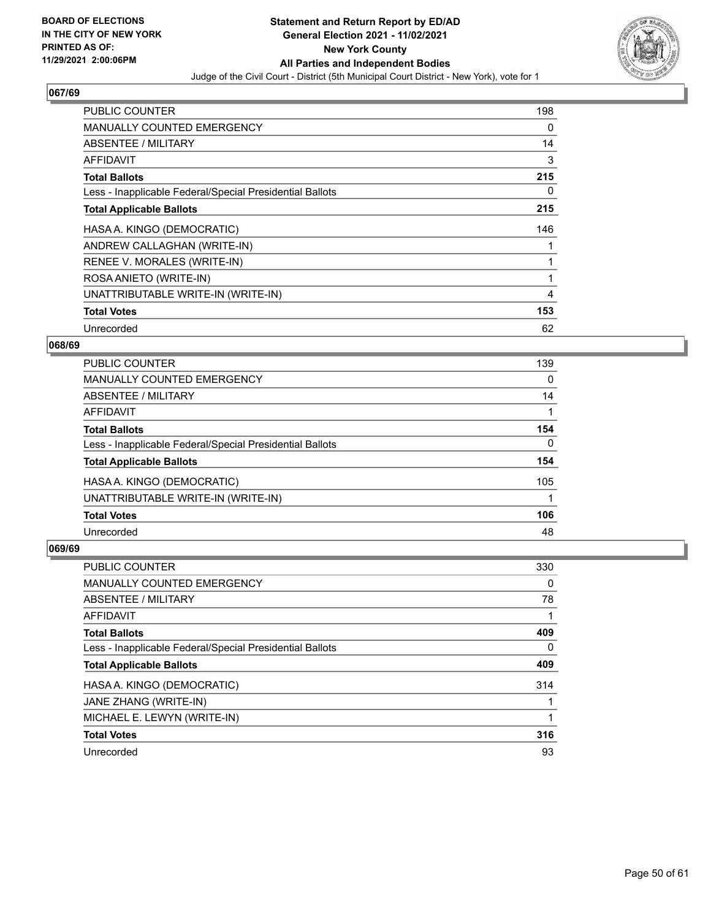**Statement and Return Report by ED/AD**
**General Election 2021 - 11/02/2021**
**New York County**
**All Parties and Independent Bodies**
Judge of the Civil Court - District (5th Municipal Court District - New York), vote for 1

BOARD OF ELECTIONS IN THE CITY OF NEW YORK PRINTED AS OF: 11/29/2021 2:00:06PM

### 067/69

| | |
|---|---|
| PUBLIC COUNTER | 198 |
| MANUALLY COUNTED EMERGENCY | 0 |
| ABSENTEE / MILITARY | 14 |
| AFFIDAVIT | 3 |
| **Total Ballots** | **215** |
| Less - Inapplicable Federal/Special Presidential Ballots | 0 |
| **Total Applicable Ballots** | **215** |
| HASA A. KINGO (DEMOCRATIC) | 146 |
| ANDREW CALLAGHAN (WRITE-IN) | 1 |
| RENEE V. MORALES (WRITE-IN) | 1 |
| ROSA ANIETO (WRITE-IN) | 1 |
| UNATTRIBUTABLE WRITE-IN (WRITE-IN) | 4 |
| **Total Votes** | **153** |
| Unrecorded | 62 |

### 068/69

| | |
|---|---|
| PUBLIC COUNTER | 139 |
| MANUALLY COUNTED EMERGENCY | 0 |
| ABSENTEE / MILITARY | 14 |
| AFFIDAVIT | 1 |
| **Total Ballots** | **154** |
| Less - Inapplicable Federal/Special Presidential Ballots | 0 |
| **Total Applicable Ballots** | **154** |
| HASA A. KINGO (DEMOCRATIC) | 105 |
| UNATTRIBUTABLE WRITE-IN (WRITE-IN) | 1 |
| **Total Votes** | **106** |
| Unrecorded | 48 |

### 069/69

| | |
|---|---|
| PUBLIC COUNTER | 330 |
| MANUALLY COUNTED EMERGENCY | 0 |
| ABSENTEE / MILITARY | 78 |
| AFFIDAVIT | 1 |
| **Total Ballots** | **409** |
| Less - Inapplicable Federal/Special Presidential Ballots | 0 |
| **Total Applicable Ballots** | **409** |
| HASA A. KINGO (DEMOCRATIC) | 314 |
| JANE ZHANG (WRITE-IN) | 1 |
| MICHAEL E. LEWYN (WRITE-IN) | 1 |
| **Total Votes** | **316** |
| Unrecorded | 93 |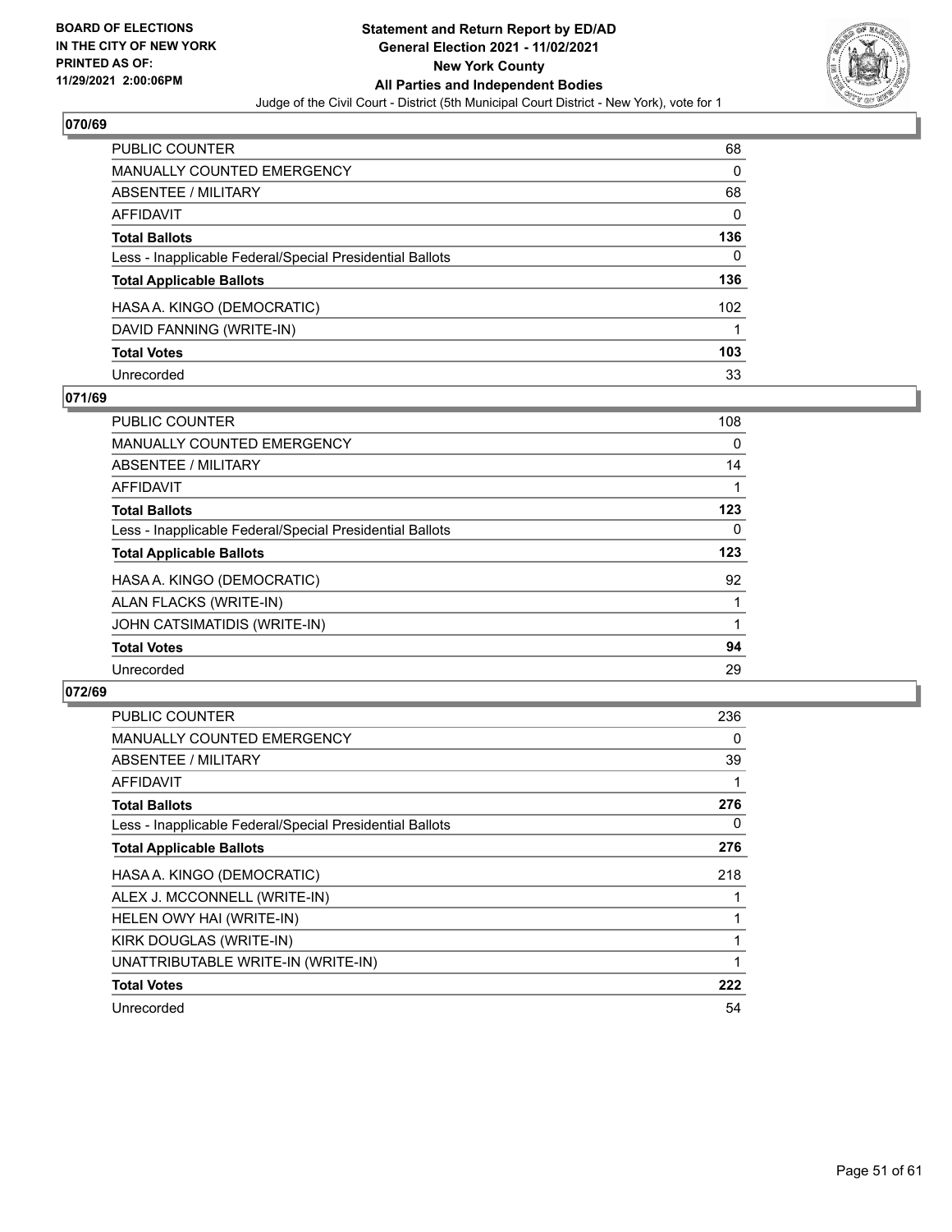## 070/69

| | |
|---|---|
| PUBLIC COUNTER | 68 |
| MANUALLY COUNTED EMERGENCY | 0 |
| ABSENTEE / MILITARY | 68 |
| AFFIDAVIT | 0 |
| **Total Ballots** | **136** |
| Less - Inapplicable Federal/Special Presidential Ballots | 0 |
| **Total Applicable Ballots** | **136** |
| HASA A. KINGO (DEMOCRATIC) | 102 |
| DAVID FANNING (WRITE-IN) | 1 |
| **Total Votes** | **103** |
| Unrecorded | 33 |

## 071/69

| | |
|---|---|
| PUBLIC COUNTER | 108 |
| MANUALLY COUNTED EMERGENCY | 0 |
| ABSENTEE / MILITARY | 14 |
| AFFIDAVIT | 1 |
| **Total Ballots** | **123** |
| Less - Inapplicable Federal/Special Presidential Ballots | 0 |
| **Total Applicable Ballots** | **123** |
| HASA A. KINGO (DEMOCRATIC) | 92 |
| ALAN FLACKS (WRITE-IN) | 1 |
| JOHN CATSIMATIDIS (WRITE-IN) | 1 |
| **Total Votes** | **94** |
| Unrecorded | 29 |

## 072/69

| | |
|---|---|
| PUBLIC COUNTER | 236 |
| MANUALLY COUNTED EMERGENCY | 0 |
| ABSENTEE / MILITARY | 39 |
| AFFIDAVIT | 1 |
| **Total Ballots** | **276** |
| Less - Inapplicable Federal/Special Presidential Ballots | 0 |
| **Total Applicable Ballots** | **276** |
| HASA A. KINGO (DEMOCRATIC) | 218 |
| ALEX J. MCCONNELL (WRITE-IN) | 1 |
| HELEN OWY HAI (WRITE-IN) | 1 |
| KIRK DOUGLAS (WRITE-IN) | 1 |
| UNATTRIBUTABLE WRITE-IN (WRITE-IN) | 1 |
| **Total Votes** | **222** |
| Unrecorded | 54 |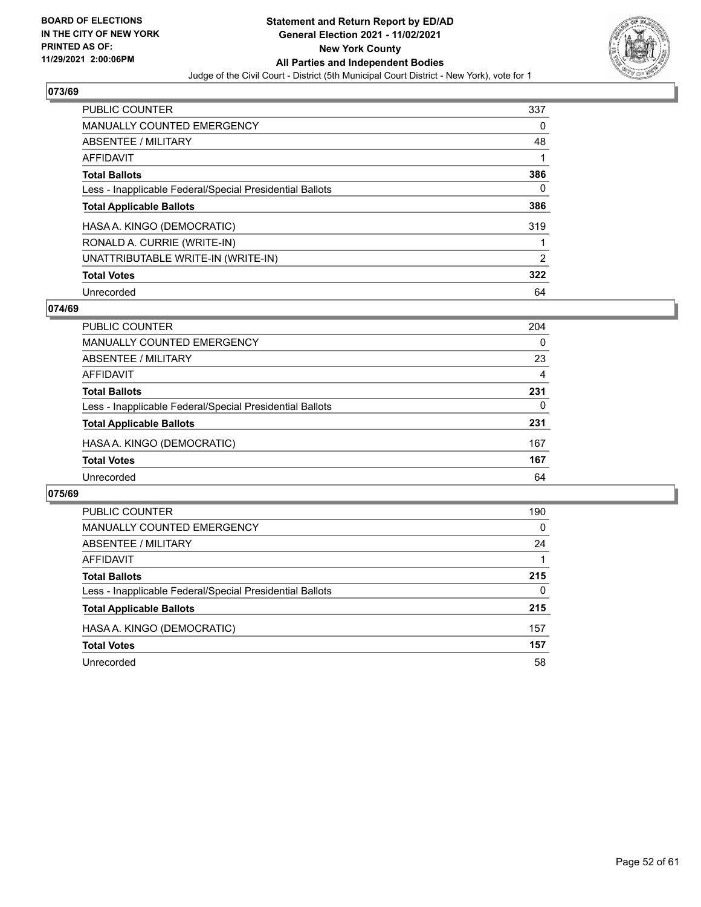**BOARD OF ELECTIONS IN THE CITY OF NEW YORK PRINTED AS OF: 11/29/2021 2:00:06PM**

# Statement and Return Report by ED/AD
## General Election 2021 - 11/02/2021
## New York County
## All Parties and Independent Bodies

Judge of the Civil Court - District (5th Municipal Court District - New York), vote for 1

### 073/69

| | |
|---|---|
| PUBLIC COUNTER | 337 |
| MANUALLY COUNTED EMERGENCY | 0 |
| ABSENTEE / MILITARY | 48 |
| AFFIDAVIT | 1 |
| **Total Ballots** | **386** |
| Less - Inapplicable Federal/Special Presidential Ballots | 0 |
| **Total Applicable Ballots** | **386** |
| HASA A. KINGO (DEMOCRATIC) | 319 |
| RONALD A. CURRIE (WRITE-IN) | 1 |
| UNATTRIBUTABLE WRITE-IN (WRITE-IN) | 2 |
| **Total Votes** | **322** |
| Unrecorded | 64 |

### 074/69

| | |
|---|---|
| PUBLIC COUNTER | 204 |
| MANUALLY COUNTED EMERGENCY | 0 |
| ABSENTEE / MILITARY | 23 |
| AFFIDAVIT | 4 |
| **Total Ballots** | **231** |
| Less - Inapplicable Federal/Special Presidential Ballots | 0 |
| **Total Applicable Ballots** | **231** |
| HASA A. KINGO (DEMOCRATIC) | 167 |
| **Total Votes** | **167** |
| Unrecorded | 64 |

### 075/69

| | |
|---|---|
| PUBLIC COUNTER | 190 |
| MANUALLY COUNTED EMERGENCY | 0 |
| ABSENTEE / MILITARY | 24 |
| AFFIDAVIT | 1 |
| **Total Ballots** | **215** |
| Less - Inapplicable Federal/Special Presidential Ballots | 0 |
| **Total Applicable Ballots** | **215** |
| HASA A. KINGO (DEMOCRATIC) | 157 |
| **Total Votes** | **157** |
| Unrecorded | 58 |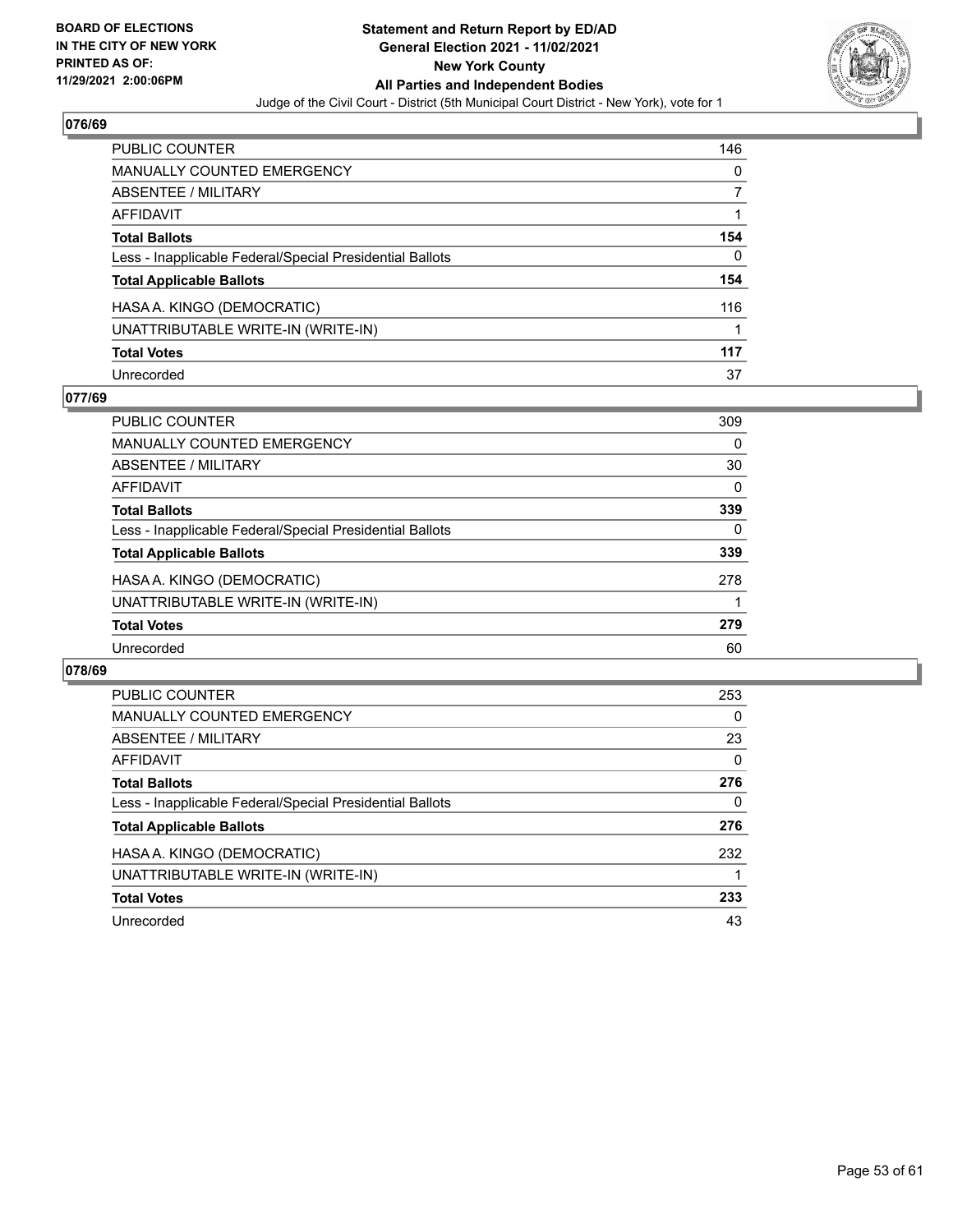BOARD OF ELECTIONS
IN THE CITY OF NEW YORK
PRINTED AS OF:
11/29/2021 2:00:06PM

**Statement and Return Report by ED/AD**
**General Election 2021 - 11/02/2021**
**New York County**
**All Parties and Independent Bodies**
Judge of the Civil Court - District (5th Municipal Court District - New York), vote for 1

### 076/69

| | |
|---|---|
| PUBLIC COUNTER | 146 |
| MANUALLY COUNTED EMERGENCY | 0 |
| ABSENTEE / MILITARY | 7 |
| AFFIDAVIT | 1 |
| **Total Ballots** | **154** |
| Less - Inapplicable Federal/Special Presidential Ballots | 0 |
| **Total Applicable Ballots** | **154** |
| HASA A. KINGO (DEMOCRATIC) | 116 |
| UNATTRIBUTABLE WRITE-IN (WRITE-IN) | 1 |
| **Total Votes** | **117** |
| Unrecorded | 37 |

### 077/69

| | |
|---|---|
| PUBLIC COUNTER | 309 |
| MANUALLY COUNTED EMERGENCY | 0 |
| ABSENTEE / MILITARY | 30 |
| AFFIDAVIT | 0 |
| **Total Ballots** | **339** |
| Less - Inapplicable Federal/Special Presidential Ballots | 0 |
| **Total Applicable Ballots** | **339** |
| HASA A. KINGO (DEMOCRATIC) | 278 |
| UNATTRIBUTABLE WRITE-IN (WRITE-IN) | 1 |
| **Total Votes** | **279** |
| Unrecorded | 60 |

### 078/69

| | |
|---|---|
| PUBLIC COUNTER | 253 |
| MANUALLY COUNTED EMERGENCY | 0 |
| ABSENTEE / MILITARY | 23 |
| AFFIDAVIT | 0 |
| **Total Ballots** | **276** |
| Less - Inapplicable Federal/Special Presidential Ballots | 0 |
| **Total Applicable Ballots** | **276** |
| HASA A. KINGO (DEMOCRATIC) | 232 |
| UNATTRIBUTABLE WRITE-IN (WRITE-IN) | 1 |
| **Total Votes** | **233** |
| Unrecorded | 43 |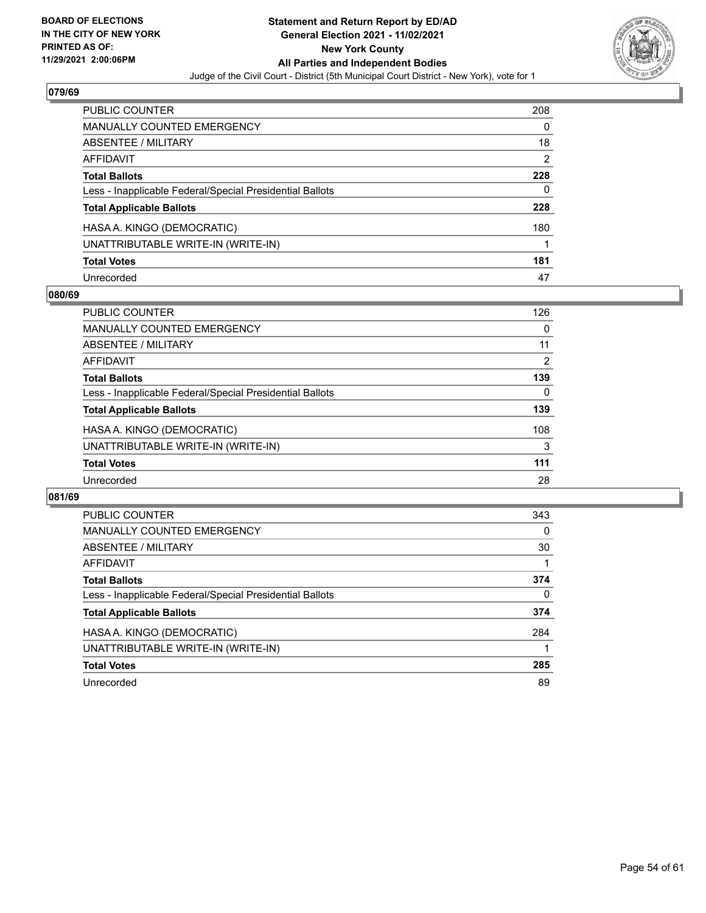**BOARD OF ELECTIONS IN THE CITY OF NEW YORK PRINTED AS OF: 11/29/2021 2:00:06PM**

**Statement and Return Report by ED/AD General Election 2021 - 11/02/2021 New York County All Parties and Independent Bodies**

Judge of the Civil Court - District (5th Municipal Court District - New York), vote for 1

## 079/69

| | |
|---|---|
| PUBLIC COUNTER | 208 |
| MANUALLY COUNTED EMERGENCY | 0 |
| ABSENTEE / MILITARY | 18 |
| AFFIDAVIT | 2 |
| **Total Ballots** | **228** |
| Less - Inapplicable Federal/Special Presidential Ballots | 0 |
| **Total Applicable Ballots** | **228** |
| HASA A. KINGO (DEMOCRATIC) | 180 |
| UNATTRIBUTABLE WRITE-IN (WRITE-IN) | 1 |
| **Total Votes** | **181** |
| Unrecorded | 47 |

## 080/69

| | |
|---|---|
| PUBLIC COUNTER | 126 |
| MANUALLY COUNTED EMERGENCY | 0 |
| ABSENTEE / MILITARY | 11 |
| AFFIDAVIT | 2 |
| **Total Ballots** | **139** |
| Less - Inapplicable Federal/Special Presidential Ballots | 0 |
| **Total Applicable Ballots** | **139** |
| HASA A. KINGO (DEMOCRATIC) | 108 |
| UNATTRIBUTABLE WRITE-IN (WRITE-IN) | 3 |
| **Total Votes** | **111** |
| Unrecorded | 28 |

## 081/69

| | |
|---|---|
| PUBLIC COUNTER | 343 |
| MANUALLY COUNTED EMERGENCY | 0 |
| ABSENTEE / MILITARY | 30 |
| AFFIDAVIT | 1 |
| **Total Ballots** | **374** |
| Less - Inapplicable Federal/Special Presidential Ballots | 0 |
| **Total Applicable Ballots** | **374** |
| HASA A. KINGO (DEMOCRATIC) | 284 |
| UNATTRIBUTABLE WRITE-IN (WRITE-IN) | 1 |
| **Total Votes** | **285** |
| Unrecorded | 89 |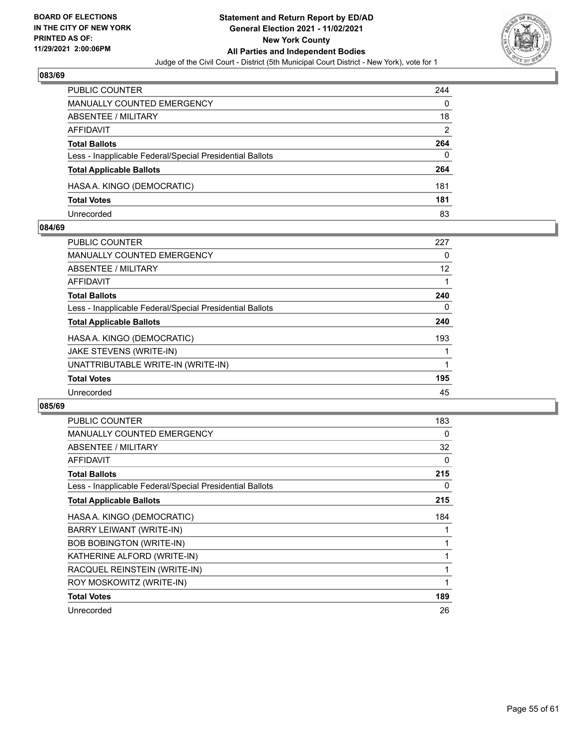## 083/69

| | |
|---|---|
| PUBLIC COUNTER | 244 |
| MANUALLY COUNTED EMERGENCY | 0 |
| ABSENTEE / MILITARY | 18 |
| AFFIDAVIT | 2 |
| **Total Ballots** | **264** |
| Less - Inapplicable Federal/Special Presidential Ballots | 0 |
| **Total Applicable Ballots** | **264** |
| HASA A. KINGO (DEMOCRATIC) | 181 |
| **Total Votes** | **181** |
| Unrecorded | 83 |

## 084/69

| | |
|---|---|
| PUBLIC COUNTER | 227 |
| MANUALLY COUNTED EMERGENCY | 0 |
| ABSENTEE / MILITARY | 12 |
| AFFIDAVIT | 1 |
| **Total Ballots** | **240** |
| Less - Inapplicable Federal/Special Presidential Ballots | 0 |
| **Total Applicable Ballots** | **240** |
| HASA A. KINGO (DEMOCRATIC) | 193 |
| JAKE STEVENS (WRITE-IN) | 1 |
| UNATTRIBUTABLE WRITE-IN (WRITE-IN) | 1 |
| **Total Votes** | **195** |
| Unrecorded | 45 |

## 085/69

| | |
|---|---|
| PUBLIC COUNTER | 183 |
| MANUALLY COUNTED EMERGENCY | 0 |
| ABSENTEE / MILITARY | 32 |
| AFFIDAVIT | 0 |
| **Total Ballots** | **215** |
| Less - Inapplicable Federal/Special Presidential Ballots | 0 |
| **Total Applicable Ballots** | **215** |
| HASA A. KINGO (DEMOCRATIC) | 184 |
| BARRY LEIWANT (WRITE-IN) | 1 |
| BOB BOBINGTON (WRITE-IN) | 1 |
| KATHERINE ALFORD (WRITE-IN) | 1 |
| RACQUEL REINSTEIN (WRITE-IN) | 1 |
| ROY MOSKOWITZ (WRITE-IN) | 1 |
| **Total Votes** | **189** |
| Unrecorded | 26 |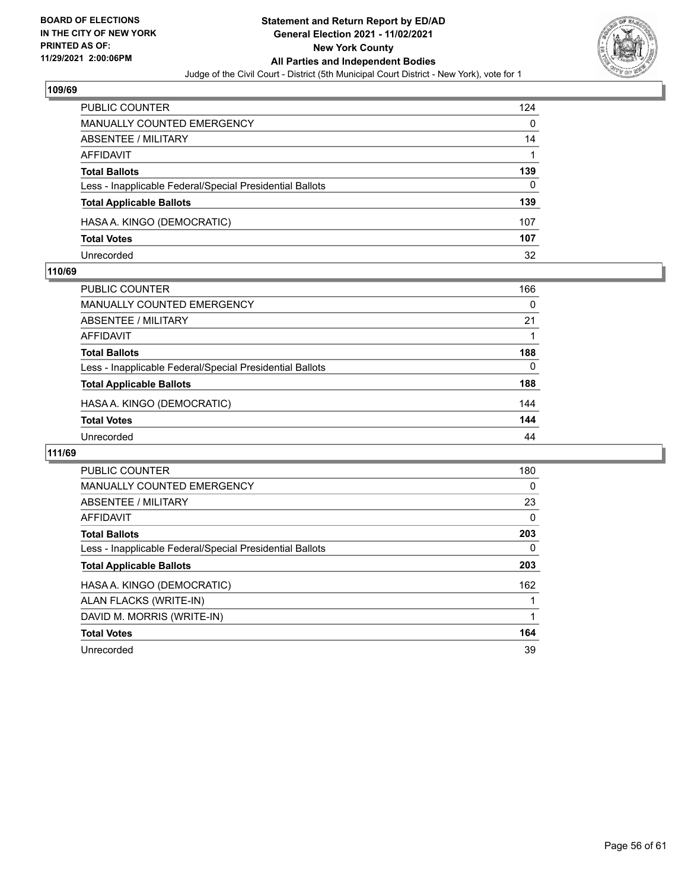### 109/69

| | |
|---|---|
| PUBLIC COUNTER | 124 |
| MANUALLY COUNTED EMERGENCY | 0 |
| ABSENTEE / MILITARY | 14 |
| AFFIDAVIT | 1 |
| **Total Ballots** | **139** |
| Less - Inapplicable Federal/Special Presidential Ballots | 0 |
| **Total Applicable Ballots** | **139** |
| HASA A. KINGO (DEMOCRATIC) | 107 |
| **Total Votes** | **107** |
| Unrecorded | 32 |

### 110/69

| | |
|---|---|
| PUBLIC COUNTER | 166 |
| MANUALLY COUNTED EMERGENCY | 0 |
| ABSENTEE / MILITARY | 21 |
| AFFIDAVIT | 1 |
| **Total Ballots** | **188** |
| Less - Inapplicable Federal/Special Presidential Ballots | 0 |
| **Total Applicable Ballots** | **188** |
| HASA A. KINGO (DEMOCRATIC) | 144 |
| **Total Votes** | **144** |
| Unrecorded | 44 |

### 111/69

| | |
|---|---|
| PUBLIC COUNTER | 180 |
| MANUALLY COUNTED EMERGENCY | 0 |
| ABSENTEE / MILITARY | 23 |
| AFFIDAVIT | 0 |
| **Total Ballots** | **203** |
| Less - Inapplicable Federal/Special Presidential Ballots | 0 |
| **Total Applicable Ballots** | **203** |
| HASA A. KINGO (DEMOCRATIC) | 162 |
| ALAN FLACKS (WRITE-IN) | 1 |
| DAVID M. MORRIS (WRITE-IN) | 1 |
| **Total Votes** | **164** |
| Unrecorded | 39 |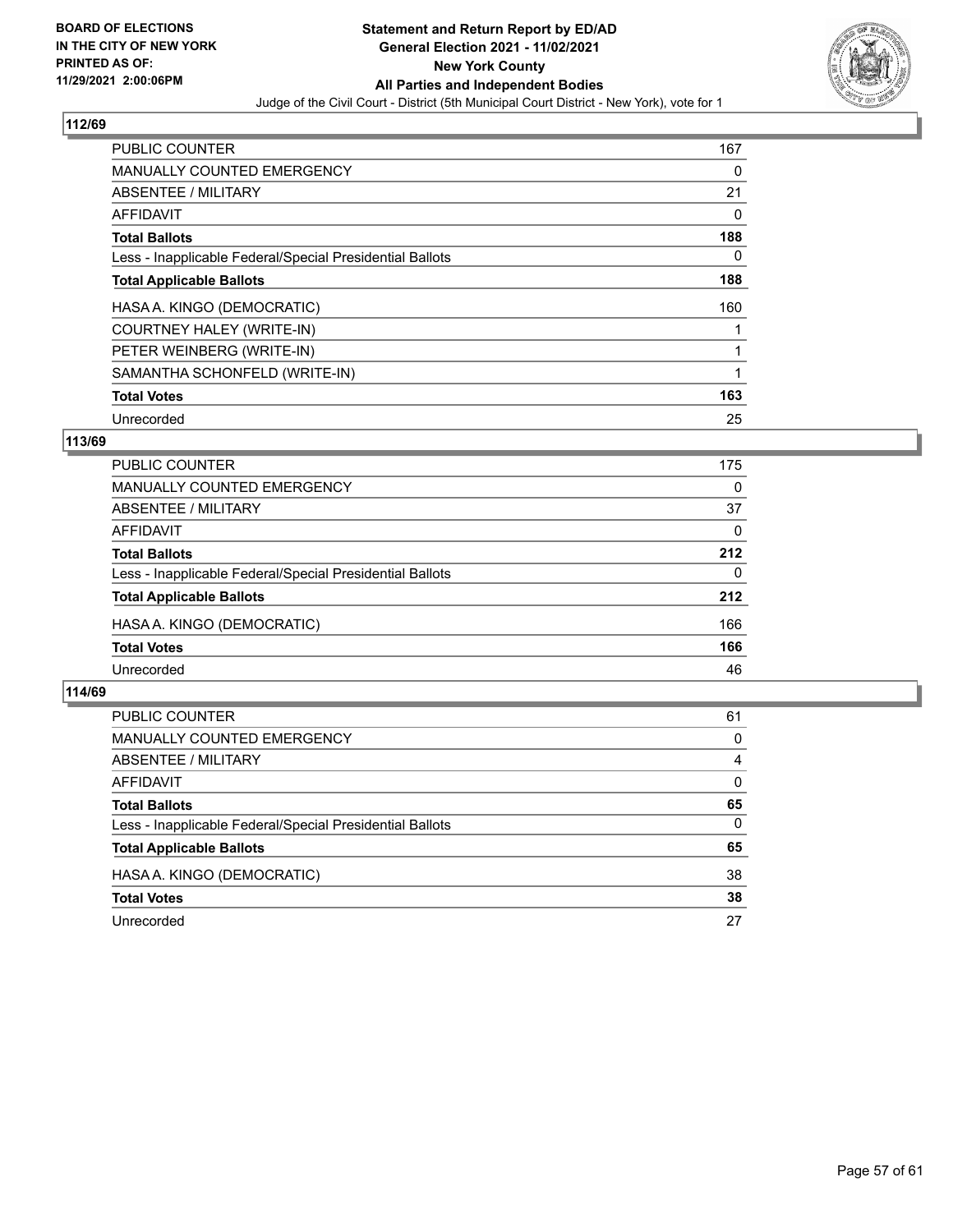## 112/69

| | |
|---|---|
| PUBLIC COUNTER | 167 |
| MANUALLY COUNTED EMERGENCY | 0 |
| ABSENTEE / MILITARY | 21 |
| AFFIDAVIT | 0 |
| **Total Ballots** | **188** |
| Less - Inapplicable Federal/Special Presidential Ballots | 0 |
| **Total Applicable Ballots** | **188** |
| HASA A. KINGO (DEMOCRATIC) | 160 |
| COURTNEY HALEY (WRITE-IN) | 1 |
| PETER WEINBERG (WRITE-IN) | 1 |
| SAMANTHA SCHONFELD (WRITE-IN) | 1 |
| **Total Votes** | **163** |
| Unrecorded | 25 |

## 113/69

| | |
|---|---|
| PUBLIC COUNTER | 175 |
| MANUALLY COUNTED EMERGENCY | 0 |
| ABSENTEE / MILITARY | 37 |
| AFFIDAVIT | 0 |
| **Total Ballots** | **212** |
| Less - Inapplicable Federal/Special Presidential Ballots | 0 |
| **Total Applicable Ballots** | **212** |
| HASA A. KINGO (DEMOCRATIC) | 166 |
| **Total Votes** | **166** |
| Unrecorded | 46 |

## 114/69

| | |
|---|---|
| PUBLIC COUNTER | 61 |
| MANUALLY COUNTED EMERGENCY | 0 |
| ABSENTEE / MILITARY | 4 |
| AFFIDAVIT | 0 |
| **Total Ballots** | **65** |
| Less - Inapplicable Federal/Special Presidential Ballots | 0 |
| **Total Applicable Ballots** | **65** |
| HASA A. KINGO (DEMOCRATIC) | 38 |
| **Total Votes** | **38** |
| Unrecorded | 27 |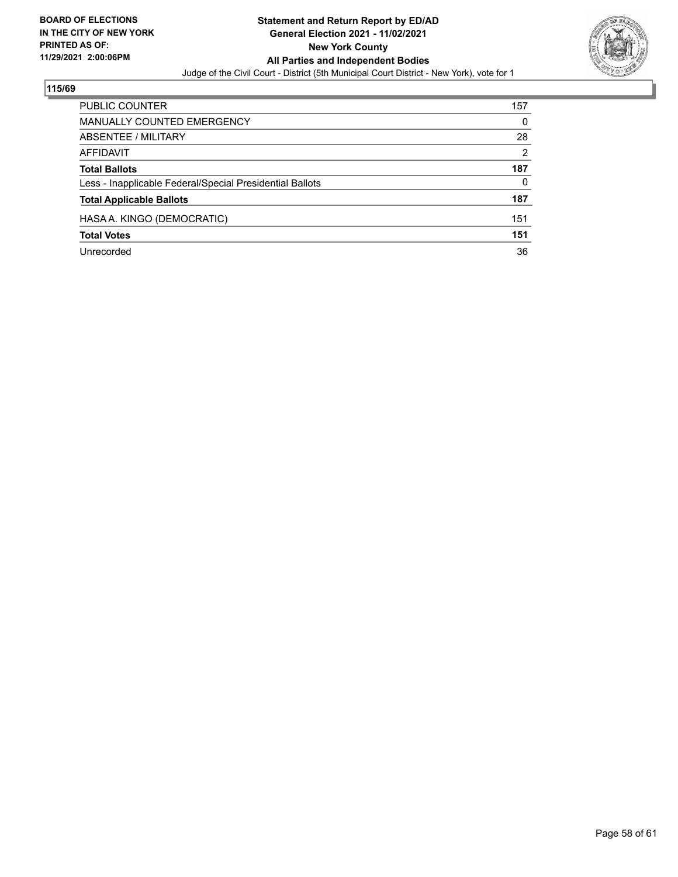**BOARD OF ELECTIONS IN THE CITY OF NEW YORK PRINTED AS OF: 11/29/2021 2:00:06PM**

**Statement and Return Report by ED/AD**
**General Election 2021 - 11/02/2021**
**New York County**
**All Parties and Independent Bodies**
Judge of the Civil Court - District (5th Municipal Court District - New York), vote for 1

## 115/69

| | |
|---|---|
| PUBLIC COUNTER | 157 |
| MANUALLY COUNTED EMERGENCY | 0 |
| ABSENTEE / MILITARY | 28 |
| AFFIDAVIT | 2 |
| **Total Ballots** | **187** |
| Less - Inapplicable Federal/Special Presidential Ballots | 0 |
| **Total Applicable Ballots** | **187** |
| HASA A. KINGO (DEMOCRATIC) | 151 |
| **Total Votes** | **151** |
| Unrecorded | 36 |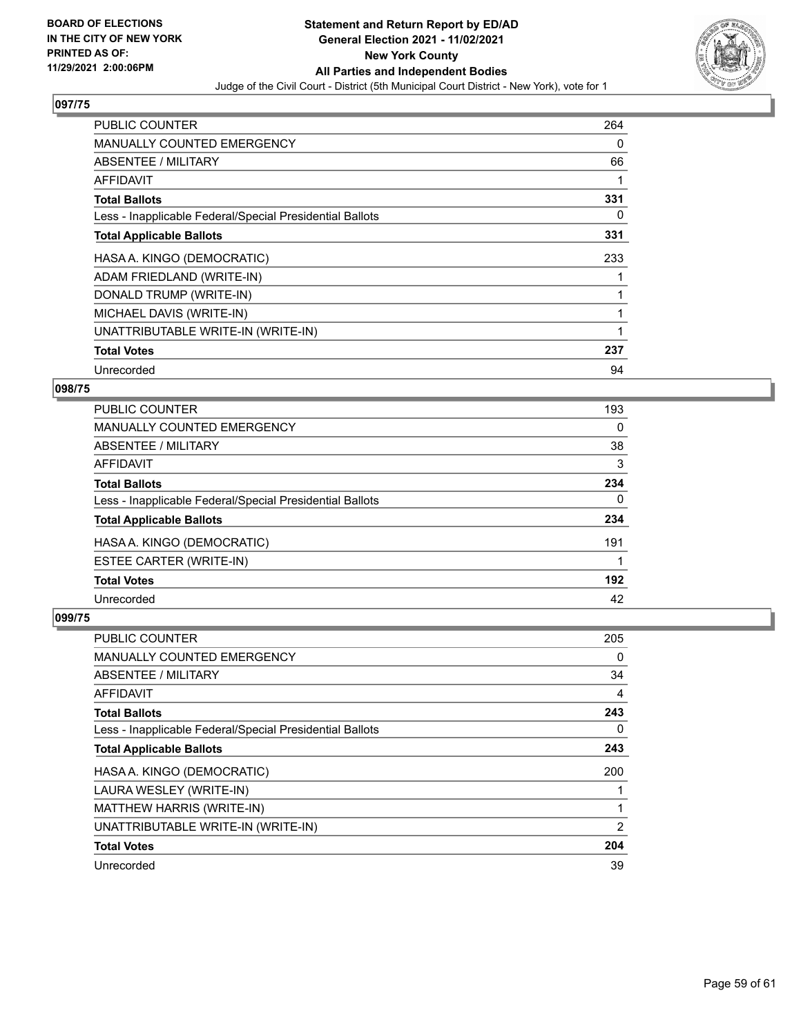## 097/75

| | |
|---|---|
| PUBLIC COUNTER | 264 |
| MANUALLY COUNTED EMERGENCY | 0 |
| ABSENTEE / MILITARY | 66 |
| AFFIDAVIT | 1 |
| **Total Ballots** | **331** |
| Less - Inapplicable Federal/Special Presidential Ballots | 0 |
| **Total Applicable Ballots** | **331** |
| HASA A. KINGO (DEMOCRATIC) | 233 |
| ADAM FRIEDLAND (WRITE-IN) | 1 |
| DONALD TRUMP (WRITE-IN) | 1 |
| MICHAEL DAVIS (WRITE-IN) | 1 |
| UNATTRIBUTABLE WRITE-IN (WRITE-IN) | 1 |
| **Total Votes** | **237** |
| Unrecorded | 94 |

## 098/75

| | |
|---|---|
| PUBLIC COUNTER | 193 |
| MANUALLY COUNTED EMERGENCY | 0 |
| ABSENTEE / MILITARY | 38 |
| AFFIDAVIT | 3 |
| **Total Ballots** | **234** |
| Less - Inapplicable Federal/Special Presidential Ballots | 0 |
| **Total Applicable Ballots** | **234** |
| HASA A. KINGO (DEMOCRATIC) | 191 |
| ESTEE CARTER (WRITE-IN) | 1 |
| **Total Votes** | **192** |
| Unrecorded | 42 |

## 099/75

| | |
|---|---|
| PUBLIC COUNTER | 205 |
| MANUALLY COUNTED EMERGENCY | 0 |
| ABSENTEE / MILITARY | 34 |
| AFFIDAVIT | 4 |
| **Total Ballots** | **243** |
| Less - Inapplicable Federal/Special Presidential Ballots | 0 |
| **Total Applicable Ballots** | **243** |
| HASA A. KINGO (DEMOCRATIC) | 200 |
| LAURA WESLEY (WRITE-IN) | 1 |
| MATTHEW HARRIS (WRITE-IN) | 1 |
| UNATTRIBUTABLE WRITE-IN (WRITE-IN) | 2 |
| **Total Votes** | **204** |
| Unrecorded | 39 |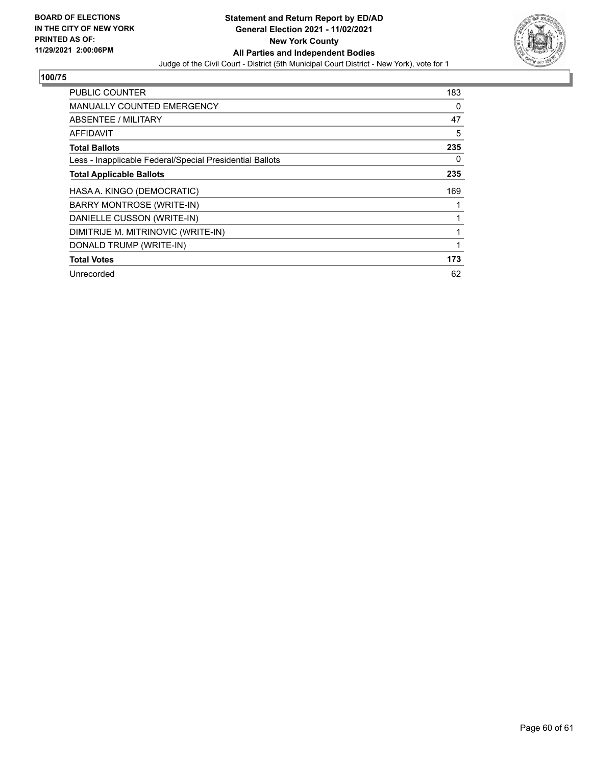**BOARD OF ELECTIONS IN THE CITY OF NEW YORK**
**PRINTED AS OF:**
**11/29/2021 2:00:06PM**

**Statement and Return Report by ED/AD**
**General Election 2021 - 11/02/2021**
**New York County**
**All Parties and Independent Bodies**
Judge of the Civil Court - District (5th Municipal Court District - New York), vote for 1

## 100/75

| | |
|---|---|
| PUBLIC COUNTER | 183 |
| MANUALLY COUNTED EMERGENCY | 0 |
| ABSENTEE / MILITARY | 47 |
| AFFIDAVIT | 5 |
| **Total Ballots** | **235** |
| Less - Inapplicable Federal/Special Presidential Ballots | 0 |
| **Total Applicable Ballots** | **235** |
| HASA A. KINGO (DEMOCRATIC) | 169 |
| BARRY MONTROSE (WRITE-IN) | 1 |
| DANIELLE CUSSON (WRITE-IN) | 1 |
| DIMITRIJE M. MITRINOVIC (WRITE-IN) | 1 |
| DONALD TRUMP (WRITE-IN) | 1 |
| **Total Votes** | **173** |
| Unrecorded | 62 |